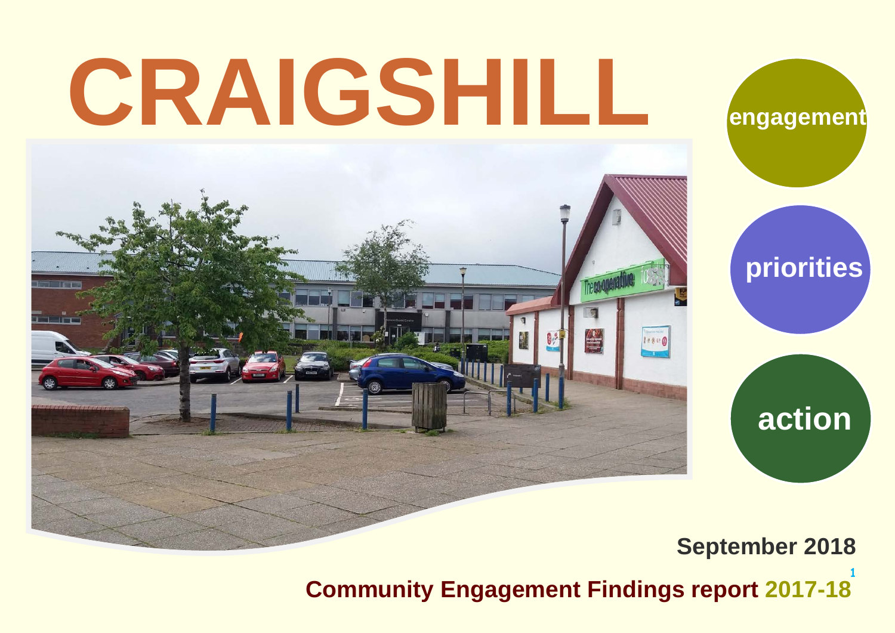# CRAIGSHILL

engagement

priorities

action

**September 2018**

**Community Engagement Findings report 2017-18**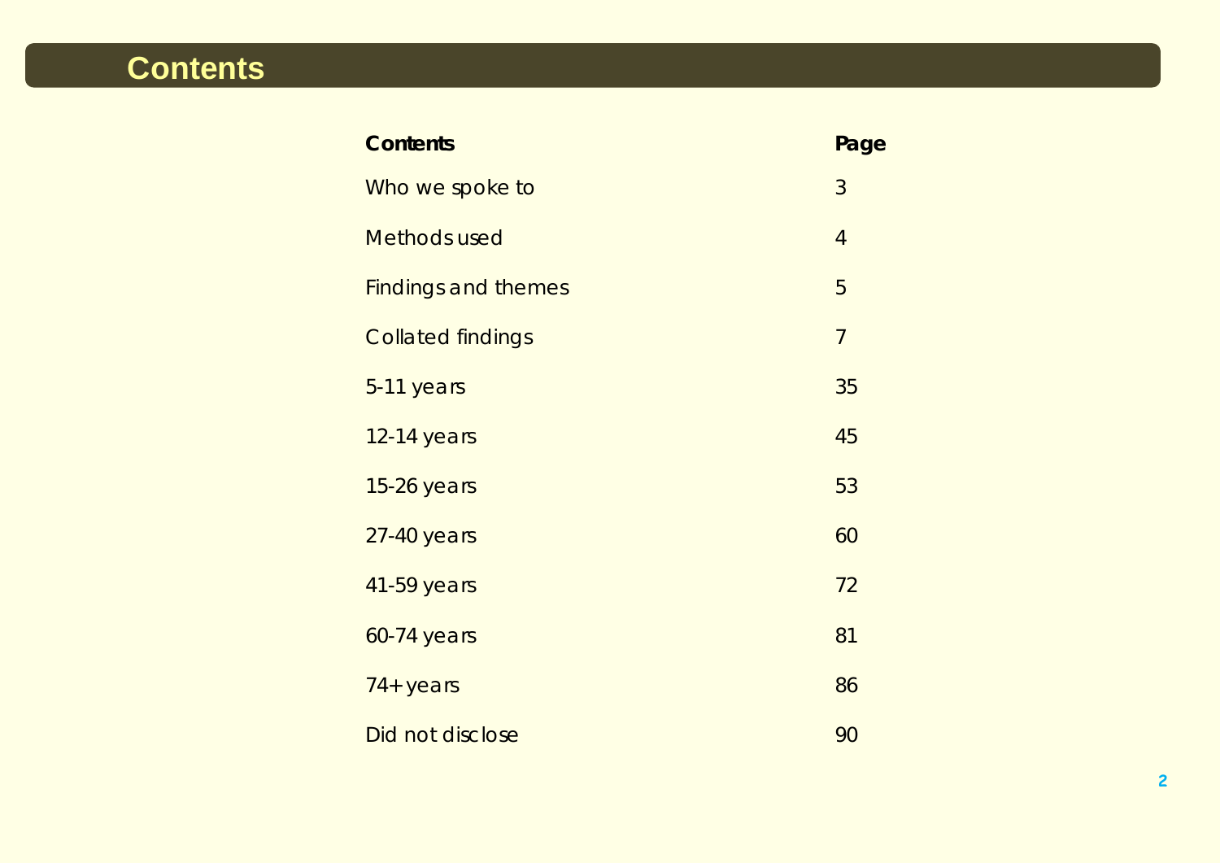# Contents

| Contents | Page |
| --- | --- |
| Who we spoke to | 3 |
| Methods used | 4 |
| Findings and themes | 5 |
| Collated findings | 7 |
| 5-11 years | 35 |
| 12-14 years | 45 |
| 15-26 years | 53 |
| 27-40 years | 60 |
| 41-59 years | 72 |
| 60-74 years | 81 |
| 74+ years | 86 |
| Did not disclose | 90 |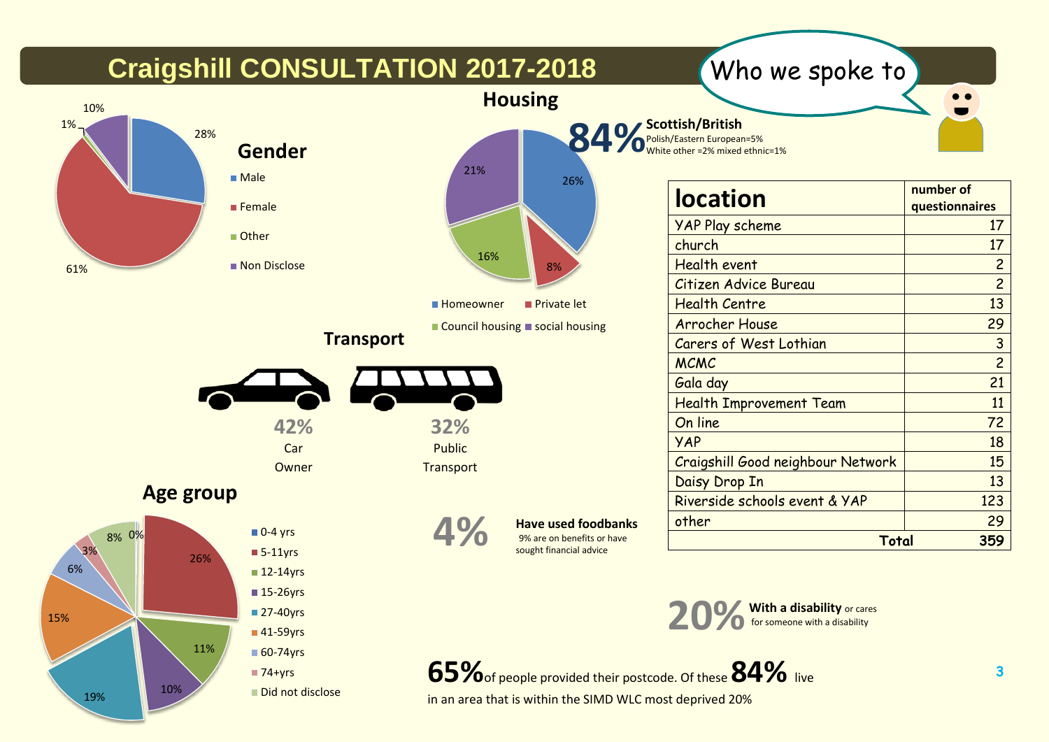# Craigshill CONSULTATION 2017-2018

Who we spoke to

## Gender

- Male: 28%
- Female: 61%
- Other: 1%
- Non Disclose: 10%

## Housing

- Homeowner: 26%
- Private let: 8%
- Council housing: 16%
- social housing: 21%

**84%** **Scottish/British**
Polish/Eastern European=5%
White other =2% mixed ethnic=1%

## Transport

**42%** Car Owner

**32%** Public Transport

## Age group

- 0-4 yrs: 0%
- 5-11yrs: 26%
- 12-14yrs: 11%
- 15-26yrs: 10%
- 27-40yrs: 19%
- 41-59yrs: 15%
- 60-74yrs: 6%
- 74+yrs: 3%
- Did not disclose: 8%

**4%** **Have used foodbanks** 9% are on benefits or have sought financial advice

| location | number of questionnaires |
|---|---|
| YAP Play scheme | 17 |
| church | 17 |
| Health event | 2 |
| Citizen Advice Bureau | 2 |
| Health Centre | 13 |
| Arrocher House | 29 |
| Carers of West Lothian | 3 |
| MCMC | 2 |
| Gala day | 21 |
| Health Improvement Team | 11 |
| On line | 72 |
| YAP | 18 |
| Craigshill Good neighbour Network | 15 |
| Daisy Drop In | 13 |
| Riverside schools event & YAP | 123 |
| other | 29 |
| **Total** | **359** |

**20%** **With a disability** or cares for someone with a disability

**65%** of people provided their postcode. Of these **84%** live in an area that is within the SIMD WLC most deprived 20%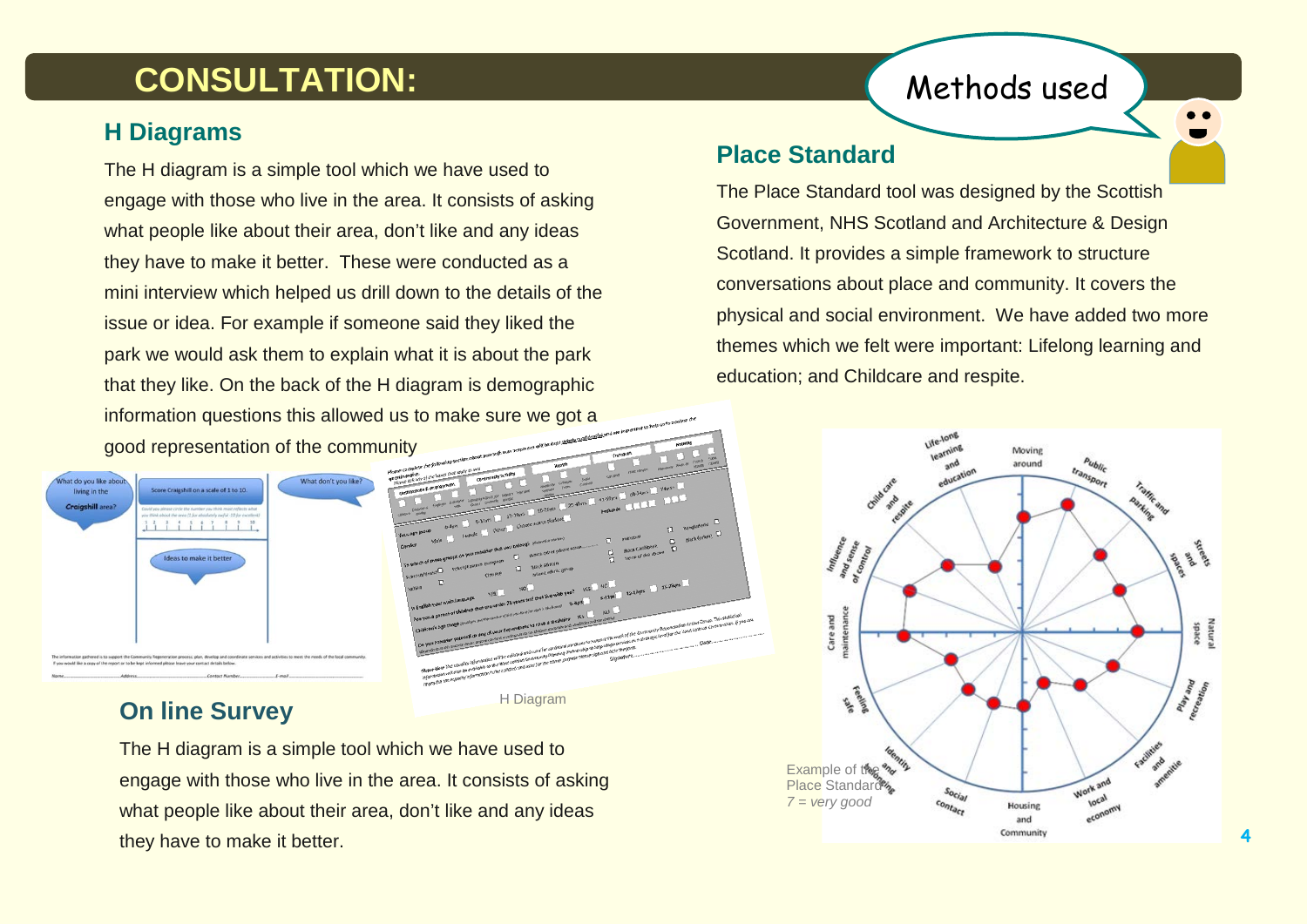# CONSULTATION:

Methods used

## H Diagrams

The H diagram is a simple tool which we have used to engage with those who live in the area. It consists of asking what people like about their area, don't like and any ideas they have to make it better. These were conducted as a mini interview which helped us drill down to the details of the issue or idea. For example if someone said they liked the park we would ask them to explain what it is about the park that they like. On the back of the H diagram is demographic information questions this allowed us to make sure we got a good representation of the community

H Diagram

## On line Survey

The H diagram is a simple tool which we have used to engage with those who live in the area. It consists of asking what people like about their area, don't like and any ideas they have to make it better.

## Place Standard

The Place Standard tool was designed by the Scottish Government, NHS Scotland and Architecture & Design Scotland. It provides a simple framework to structure conversations about place and community. It covers the physical and social environment. We have added two more themes which we felt were important: Lifelong learning and education; and Childcare and respite.

Example of the Place Standard
*7 = very good*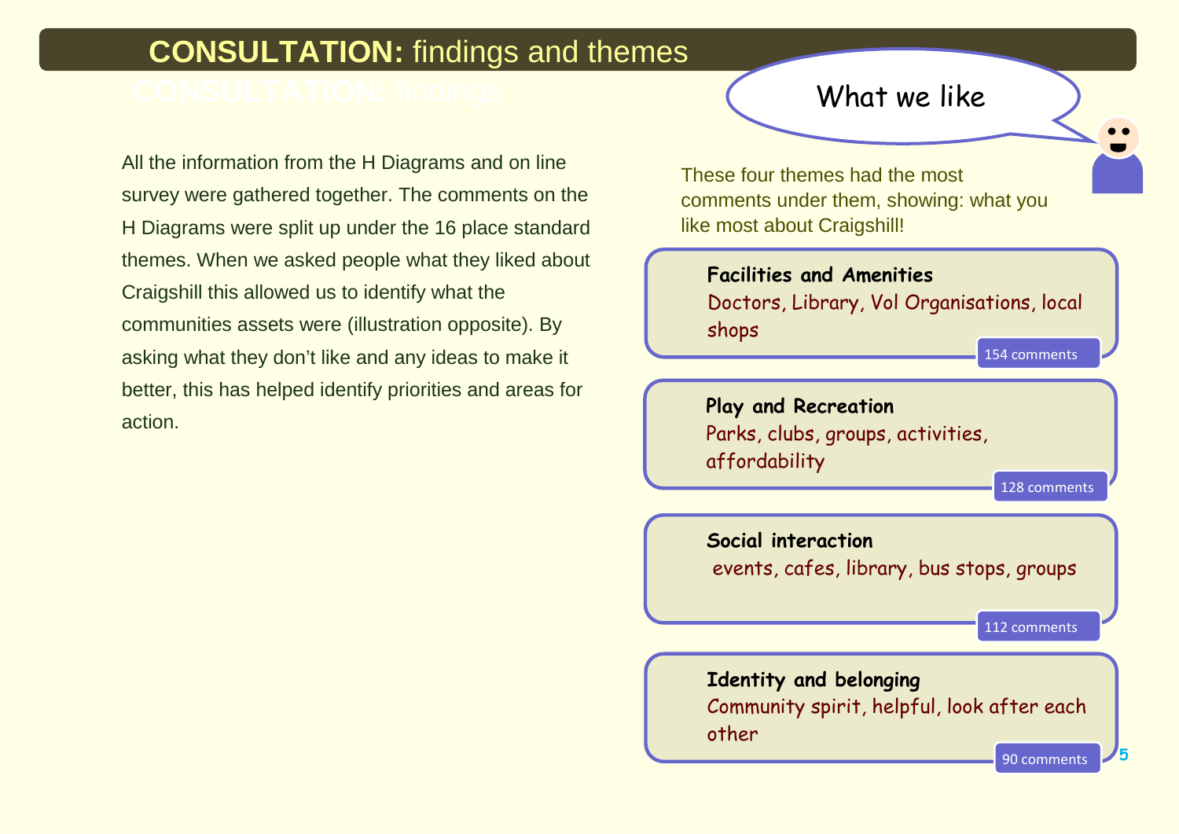# CONSULTATION: findings and themes

All the information from the H Diagrams and on line survey were gathered together. The comments on the H Diagrams were split up under the 16 place standard themes. When we asked people what they liked about Craigshill this allowed us to identify what the communities assets were (illustration opposite). By asking what they don't like and any ideas to make it better, this has helped identify priorities and areas for action.

## What we like

These four themes had the most comments under them, showing: what you like most about Craigshill!

**Facilities and Amenities**
Doctors, Library, Vol Organisations, local shops
154 comments

**Play and Recreation**
Parks, clubs, groups, activities, affordability
128 comments

**Social interaction**
events, cafes, library, bus stops, groups
112 comments

**Identity and belonging**
Community spirit, helpful, look after each other
90 comments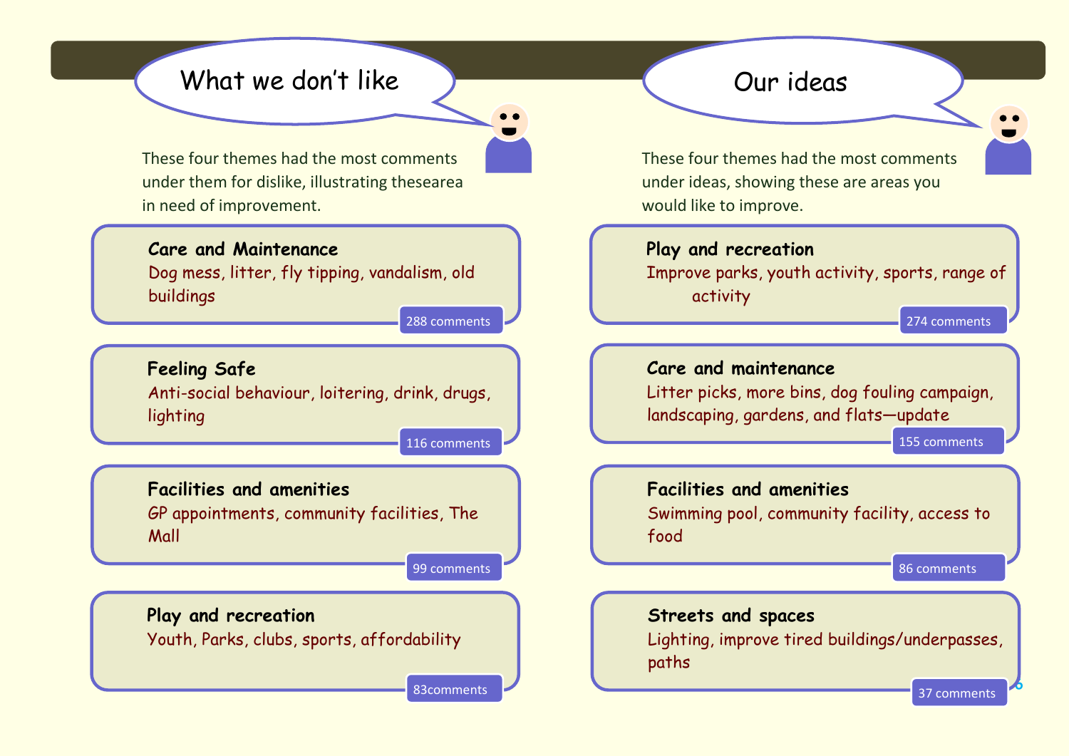## What we don't like

These four themes had the most comments under them for dislike, illustrating thesearea in need of improvement.

**Care and Maintenance**
Dog mess, litter, fly tipping, vandalism, old buildings
288 comments

**Feeling Safe**
Anti-social behaviour, loitering, drink, drugs, lighting
116 comments

**Facilities and amenities**
GP appointments, community facilities, The Mall
99 comments

**Play and recreation**
Youth, Parks, clubs, sports, affordability
83comments

## Our ideas

These four themes had the most comments under ideas, showing these are areas you would like to improve.

**Play and recreation**
Improve parks, youth activity, sports, range of activity
274 comments

**Care and maintenance**
Litter picks, more bins, dog fouling campaign, landscaping, gardens, and flats—update
155 comments

**Facilities and amenities**
Swimming pool, community facility, access to food
86 comments

**Streets and spaces**
Lighting, improve tired buildings/underpasses, paths
37 comments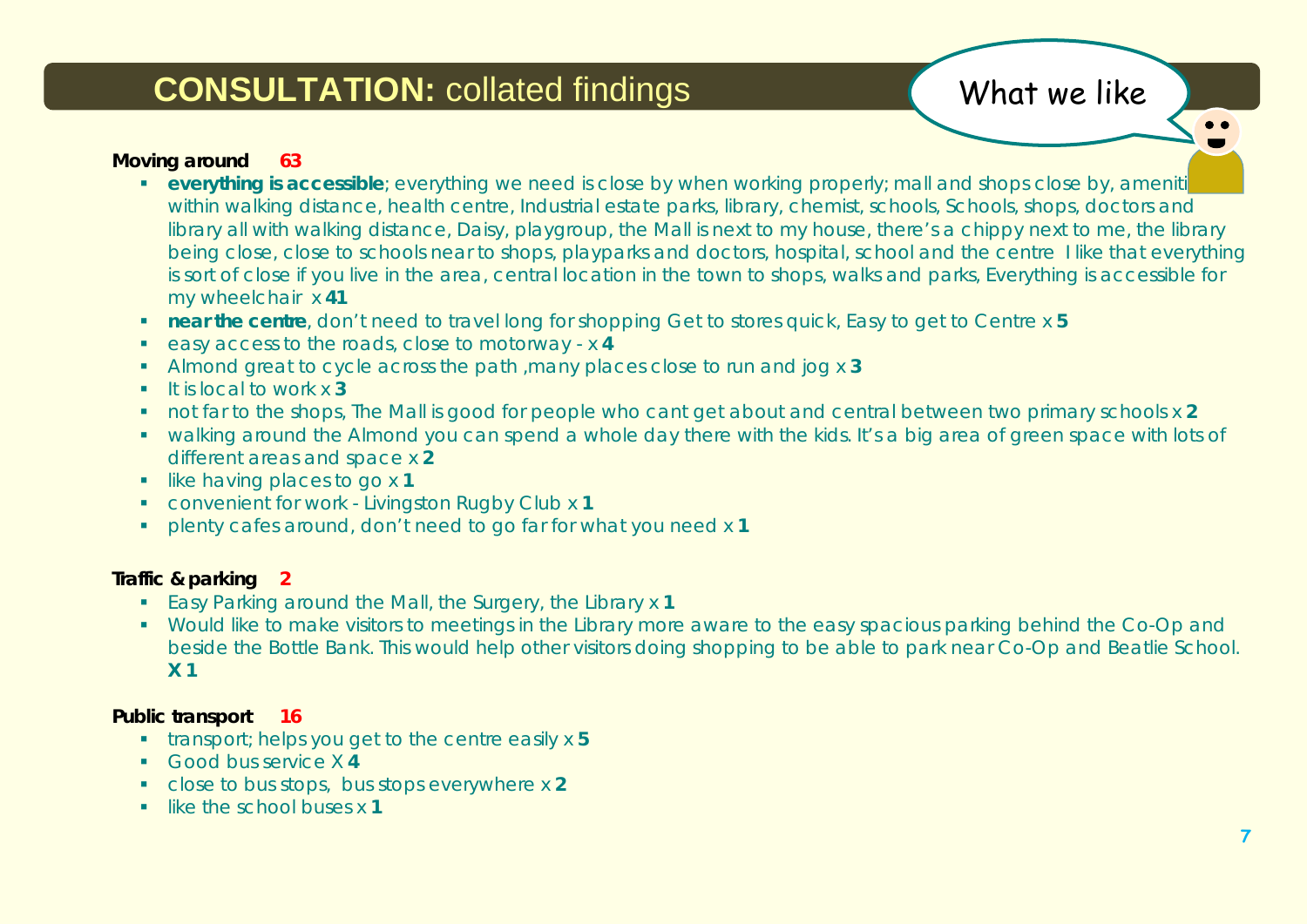# **CONSULTATION:** collated findings

What we like

**Moving around 63**

- **everything is accessible**; everything we need is close by when working properly; mall and shops close by, amenities within walking distance, health centre, Industrial estate parks, library, chemist, schools, Schools, shops, doctors and library all with walking distance, Daisy, playgroup, the Mall is next to my house, there's a chippy next to me, the library being close, close to schools near to shops, playparks and doctors, hospital, school and the centre I like that everything is sort of close if you live in the area, central location in the town to shops, walks and parks, Everything is accessible for my wheelchair x **41**
- **near the centre**, don't need to travel long for shopping Get to stores quick, Easy to get to Centre x **5**
- easy access to the roads, close to motorway - x **4**
- Almond great to cycle across the path ,many places close to run and jog x **3**
- It is local to work x **3**
- not far to the shops, The Mall is good for people who cant get about and central between two primary schools x **2**
- walking around the Almond you can spend a whole day there with the kids. It's a big area of green space with lots of different areas and space x **2**
- like having places to go x **1**
- convenient for work - Livingston Rugby Club x **1**
- plenty cafes around, don't need to go far for what you need x **1**

**Traffic & parking 2**

- Easy Parking around the Mall, the Surgery, the Library x **1**
- Would like to make visitors to meetings in the Library more aware to the easy spacious parking behind the Co-Op and beside the Bottle Bank. This would help other visitors doing shopping to be able to park near Co-Op and Beatlie School. **X 1**

**Public transport 16**

- transport; helps you get to the centre easily x **5**
- Good bus service X **4**
- close to bus stops, bus stops everywhere x **2**
- like the school buses x **1**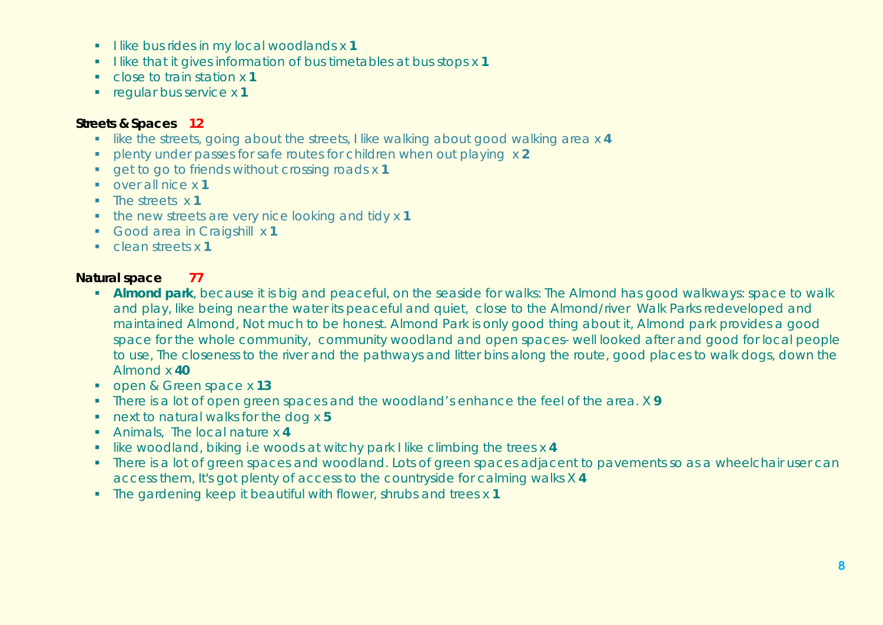- I like bus rides in my local woodlands x **1**
- I like that it gives information of bus timetables at bus stops x **1**
- close to train station x **1**
- regular bus service x **1**

**Streets & Spaces 12**

- like the streets, going about the streets, I like walking about good walking area x **4**
- plenty under passes for safe routes for children when out playing x **2**
- get to go to friends without crossing roads x **1**
- over all nice x **1**
- The streets x **1**
- the new streets are very nice looking and tidy x **1**
- Good area in Craigshill x **1**
- clean streets x **1**

**Natural space 77**

- **Almond park**, because it is big and peaceful, on the seaside for walks: The Almond has good walkways: space to walk and play, like being near the water its peaceful and quiet, close to the Almond/river Walk Parks redeveloped and maintained Almond, Not much to be honest. Almond Park is only good thing about it, Almond park provides a good space for the whole community, community woodland and open spaces- well looked after and good for local people to use, The closeness to the river and the pathways and litter bins along the route, good places to walk dogs, down the Almond x **40**
- open & Green space x **13**
- There is a lot of open green spaces and the woodland's enhance the feel of the area. X **9**
- next to natural walks for the dog x **5**
- Animals, The local nature x **4**
- like woodland, biking i.e woods at witchy park I like climbing the trees x **4**
- There is a lot of green spaces and woodland. Lots of green spaces adjacent to pavements so as a wheelchair user can access them, It's got plenty of access to the countryside for calming walks X **4**
- The gardening keep it beautiful with flower, shrubs and trees x **1**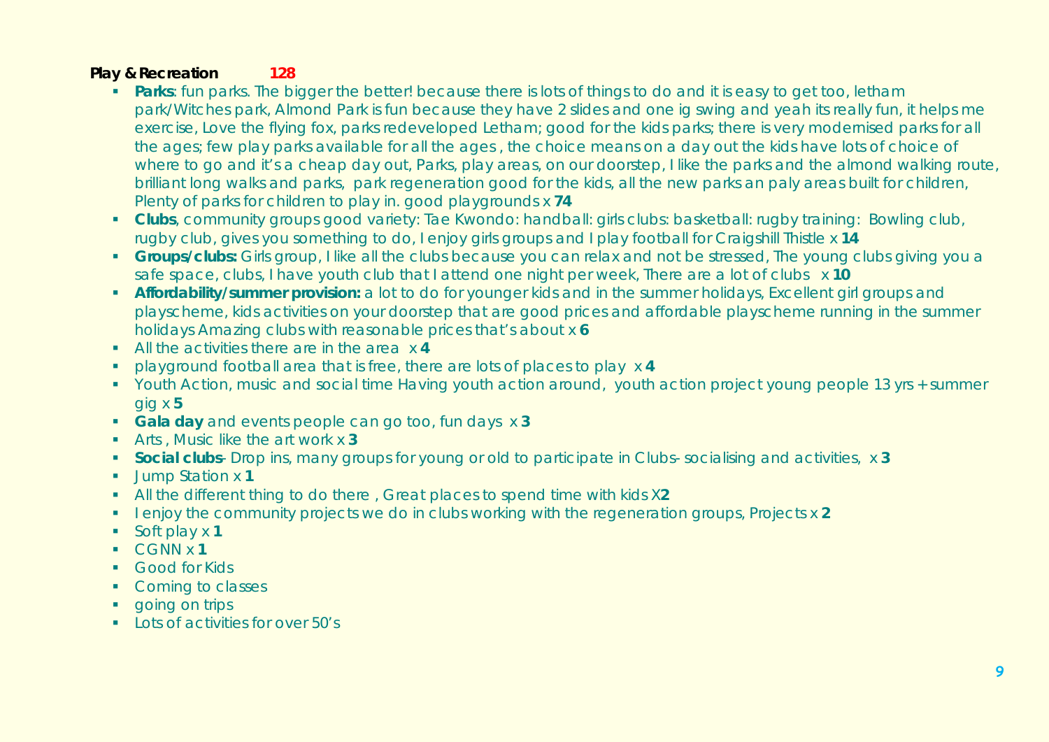**Play & Recreation** 128

- **Parks**: fun parks. The bigger the better! because there is lots of things to do and it is easy to get too, letham park/Witches park, Almond Park is fun because they have 2 slides and one ig swing and yeah its really fun, it helps me exercise, Love the flying fox, parks redeveloped Letham; good for the kids parks; there is very modernised parks for all the ages; few play parks available for all the ages , the choice means on a day out the kids have lots of choice of where to go and it's a cheap day out, Parks, play areas, on our doorstep, I like the parks and the almond walking route, brilliant long walks and parks, park regeneration good for the kids, all the new parks an paly areas built for children, Plenty of parks for children to play in. good playgrounds x **74**
- **Clubs**, community groups good variety: Tae Kwondo: handball: girls clubs: basketball: rugby training: Bowling club, rugby club, gives you something to do, I enjoy girls groups and I play football for Craigshill Thistle x **14**
- **Groups/clubs:** Girls group, I like all the clubs because you can relax and not be stressed, The young clubs giving you a safe space, clubs, I have youth club that I attend one night per week, There are a lot of clubs x **10**
- **Affordability/summer provision:** a lot to do for younger kids and in the summer holidays, Excellent girl groups and playscheme, kids activities on your doorstep that are good prices and affordable playscheme running in the summer holidays Amazing clubs with reasonable prices that's about x **6**
- All the activities there are in the area x **4**
- playground football area that is free, there are lots of places to play x **4**
- Youth Action, music and social time Having youth action around, youth action project young people 13 yrs + summer gig x **5**
- **Gala day** and events people can go too, fun days x **3**
- Arts , Music like the art work x **3**
- **Social clubs**- Drop ins, many groups for young or old to participate in Clubs- socialising and activities, x **3**
- Jump Station x **1**
- All the different thing to do there , Great places to spend time with kids X**2**
- I enjoy the community projects we do in clubs working with the regeneration groups, Projects x **2**
- Soft play x **1**
- CGNN x **1**
- Good for Kids
- Coming to classes
- going on trips
- Lots of activities for over 50's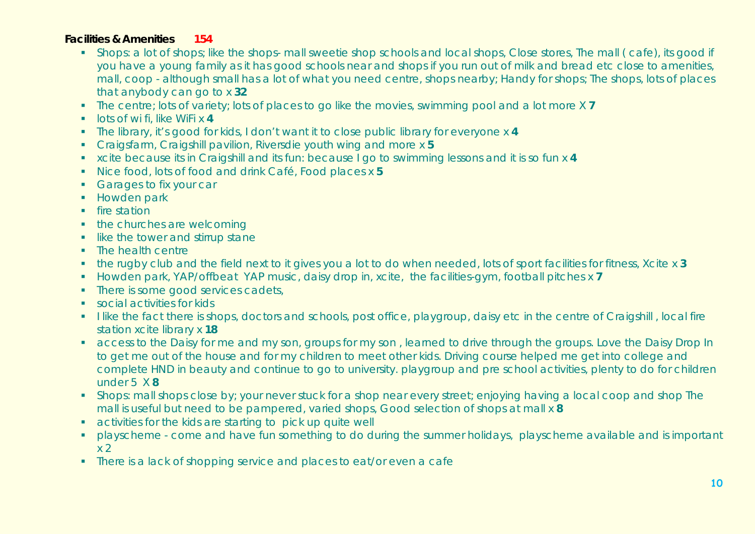**Facilities & Amenities** 154

- Shops: a lot of shops; like the shops- mall sweetie shop schools and local shops, Close stores, The mall ( cafe), its good if you have a young family as it has good schools near and shops if you run out of milk and bread etc close to amenities, mall, coop - although small has a lot of what you need centre, shops nearby; Handy for shops; The shops, lots of places that anybody can go to x **32**
- The centre; lots of variety; lots of places to go like the movies, swimming pool and a lot more X **7**
- lots of wi fi, like WiFi x **4**
- The library, it's good for kids, I don't want it to close public library for everyone x **4**
- Craigsfarm, Craigshill pavilion, Riversdie youth wing and more x **5**
- xcite because its in Craigshill and its fun: because I go to swimming lessons and it is so fun x **4**
- Nice food, lots of food and drink Café, Food places x **5**
- Garages to fix your car
- Howden park
- fire station
- the churches are welcoming
- like the tower and stirrup stane
- The health centre
- the rugby club and the field next to it gives you a lot to do when needed, lots of sport facilities for fitness, Xcite x **3**
- Howden park, YAP/offbeat YAP music, daisy drop in, xcite, the facilities-gym, football pitches x **7**
- There is some good services cadets,
- social activities for kids
- I like the fact there is shops, doctors and schools, post office, playgroup, daisy etc in the centre of Craigshill , local fire station xcite library x **18**
- access to the Daisy for me and my son, groups for my son , learned to drive through the groups. Love the Daisy Drop In to get me out of the house and for my children to meet other kids. Driving course helped me get into college and complete HND in beauty and continue to go to university. playgroup and pre school activities, plenty to do for children under 5 X **8**
- Shops: mall shops close by; your never stuck for a shop near every street; enjoying having a local coop and shop The mall is useful but need to be pampered, varied shops, Good selection of shops at mall x **8**
- activities for the kids are starting to pick up quite well
- playscheme - come and have fun something to do during the summer holidays, playscheme available and is important x 2
- There is a lack of shopping service and places to eat/or even a cafe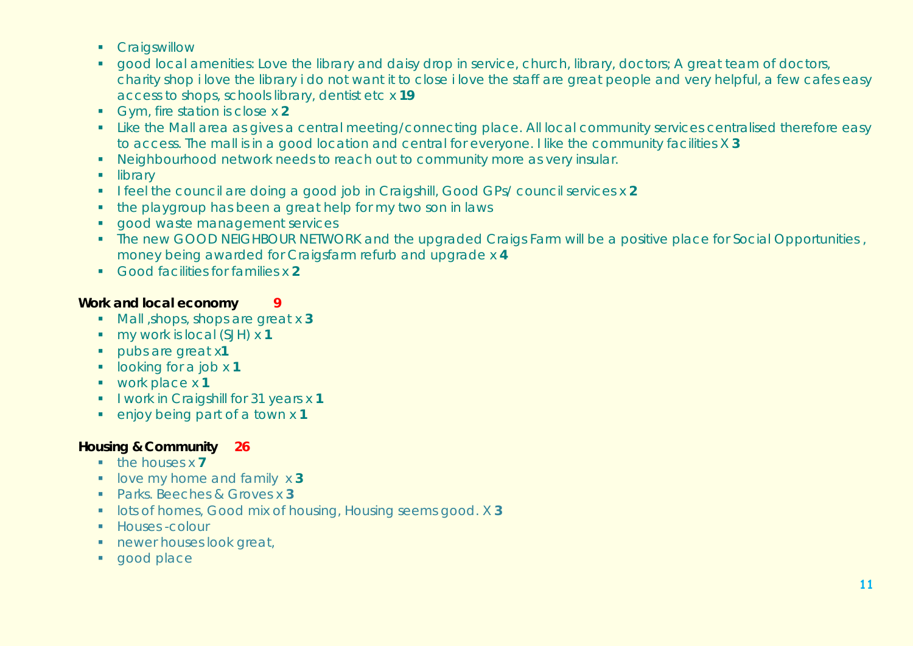- Craigswillow
- good local amenities: Love the library and daisy drop in service, church, library, doctors; A great team of doctors, charity shop i love the library i do not want it to close i love the staff are great people and very helpful, a few cafes easy access to shops, schools library, dentist etc x **19**
- Gym, fire station is close x **2**
- Like the Mall area as gives a central meeting/connecting place. All local community services centralised therefore easy to access. The mall is in a good location and central for everyone. I like the community facilities X **3**
- Neighbourhood network needs to reach out to community more as very insular.
- library
- I feel the council are doing a good job in Craigshill, Good GPs/ council services x **2**
- the playgroup has been a great help for my two son in laws
- good waste management services
- The new GOOD NEIGHBOUR NETWORK and the upgraded Craigs Farm will be a positive place for Social Opportunities , money being awarded for Craigsfarm refurb and upgrade x **4**
- Good facilities for families x **2**

**Work and local economy** **9**

- Mall ,shops, shops are great x **3**
- my work is local (SJH) x **1**
- pubs are great x**1**
- looking for a job x **1**
- work place x **1**
- I work in Craigshill for 31 years x **1**
- enjoy being part of a town x **1**

**Housing & Community** **26**

- the houses x **7**
- love my home and family x **3**
- Parks. Beeches & Groves x **3**
- lots of homes, Good mix of housing, Housing seems good. X **3**
- Houses -colour
- newer houses look great,
- good place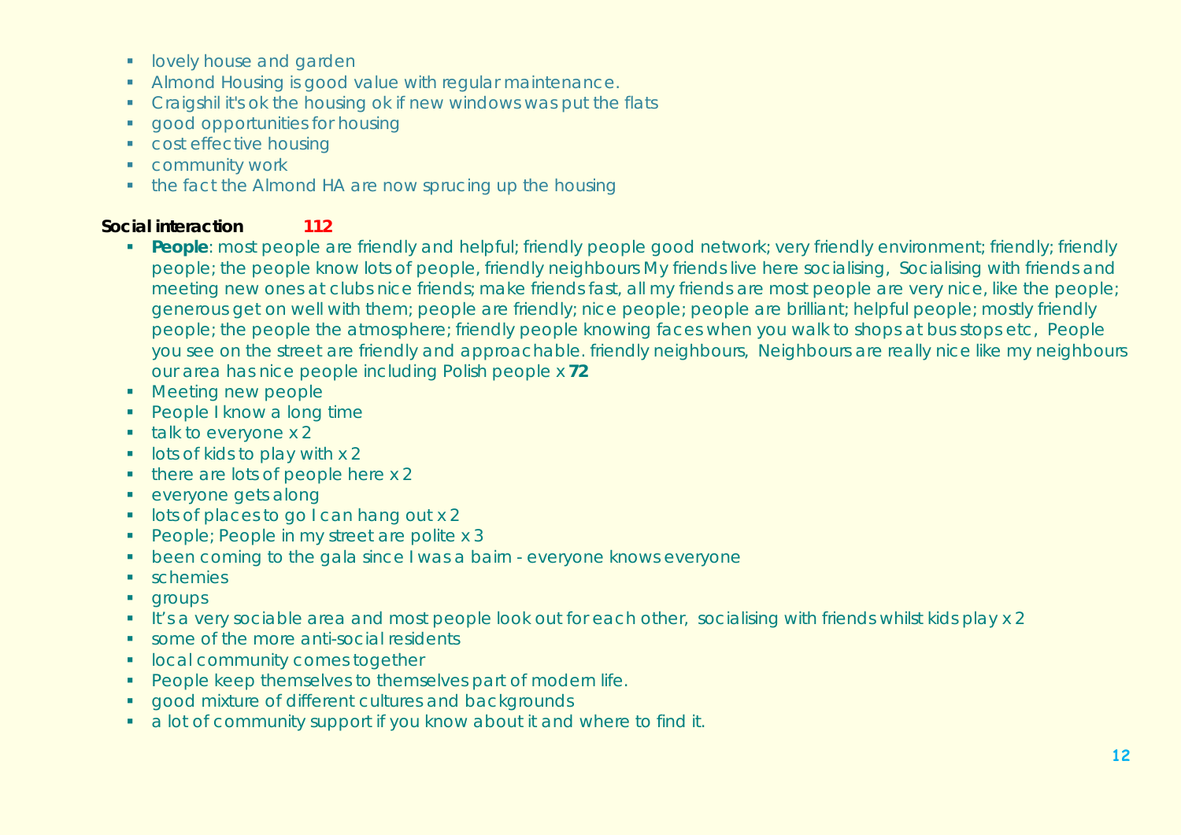- lovely house and garden
- Almond Housing is good value with regular maintenance.
- Craigshil it's ok the housing ok if new windows was put the flats
- good opportunities for housing
- cost effective housing
- community work
- the fact the Almond HA are now sprucing up the housing

**Social interaction** 112

- **People**: most people are friendly and helpful; friendly people good network; very friendly environment; friendly; friendly people; the people know lots of people, friendly neighbours My friends live here socialising, Socialising with friends and meeting new ones at clubs nice friends; make friends fast, all my friends are most people are very nice, like the people; generous get on well with them; people are friendly; nice people; people are brilliant; helpful people; mostly friendly people; the people the atmosphere; friendly people knowing faces when you walk to shops at bus stops etc, People you see on the street are friendly and approachable. friendly neighbours, Neighbours are really nice like my neighbours our area has nice people including Polish people x **72**
- Meeting new people
- People I know a long time
- talk to everyone x 2
- lots of kids to play with x 2
- there are lots of people here x 2
- everyone gets along
- lots of places to go I can hang out x 2
- People; People in my street are polite x 3
- been coming to the gala since I was a bairn - everyone knows everyone
- schemies
- groups
- It's a very sociable area and most people look out for each other, socialising with friends whilst kids play x 2
- some of the more anti-social residents
- local community comes together
- People keep themselves to themselves part of modern life.
- good mixture of different cultures and backgrounds
- a lot of community support if you know about it and where to find it.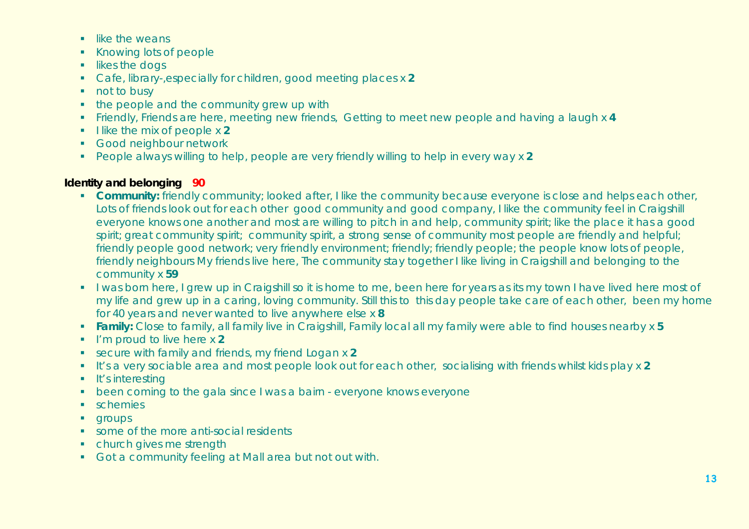- like the weans
- Knowing lots of people
- likes the dogs
- Cafe, library-,especially for children, good meeting places x **2**
- not to busy
- the people and the community grew up with
- Friendly, Friends are here, meeting new friends, Getting to meet new people and having a laugh x **4**
- I like the mix of people x **2**
- Good neighbour network
- People always willing to help, people are very friendly willing to help in every way x **2**

**Identity and belonging 90**

- **Community:** friendly community; looked after, I like the community because everyone is close and helps each other, Lots of friends look out for each other good community and good company, I like the community feel in Craigshill everyone knows one another and most are willing to pitch in and help, community spirit; like the place it has a good spirit; great community spirit; community spirit, a strong sense of community most people are friendly and helpful; friendly people good network; very friendly environment; friendly; friendly people; the people know lots of people, friendly neighbours My friends live here, The community stay together I like living in Craigshill and belonging to the community x **59**
- I was born here, I grew up in Craigshill so it is home to me, been here for years as its my town I have lived here most of my life and grew up in a caring, loving community. Still this to this day people take care of each other, been my home for 40 years and never wanted to live anywhere else x **8**
- **Family:** Close to family, all family live in Craigshill, Family local all my family were able to find houses nearby x **5**
- I'm proud to live here x **2**
- secure with family and friends, my friend Logan x **2**
- It's a very sociable area and most people look out for each other, socialising with friends whilst kids play x **2**
- It's interesting
- been coming to the gala since I was a bairn - everyone knows everyone
- schemies
- groups
- some of the more anti-social residents
- church gives me strength
- Got a community feeling at Mall area but not out with.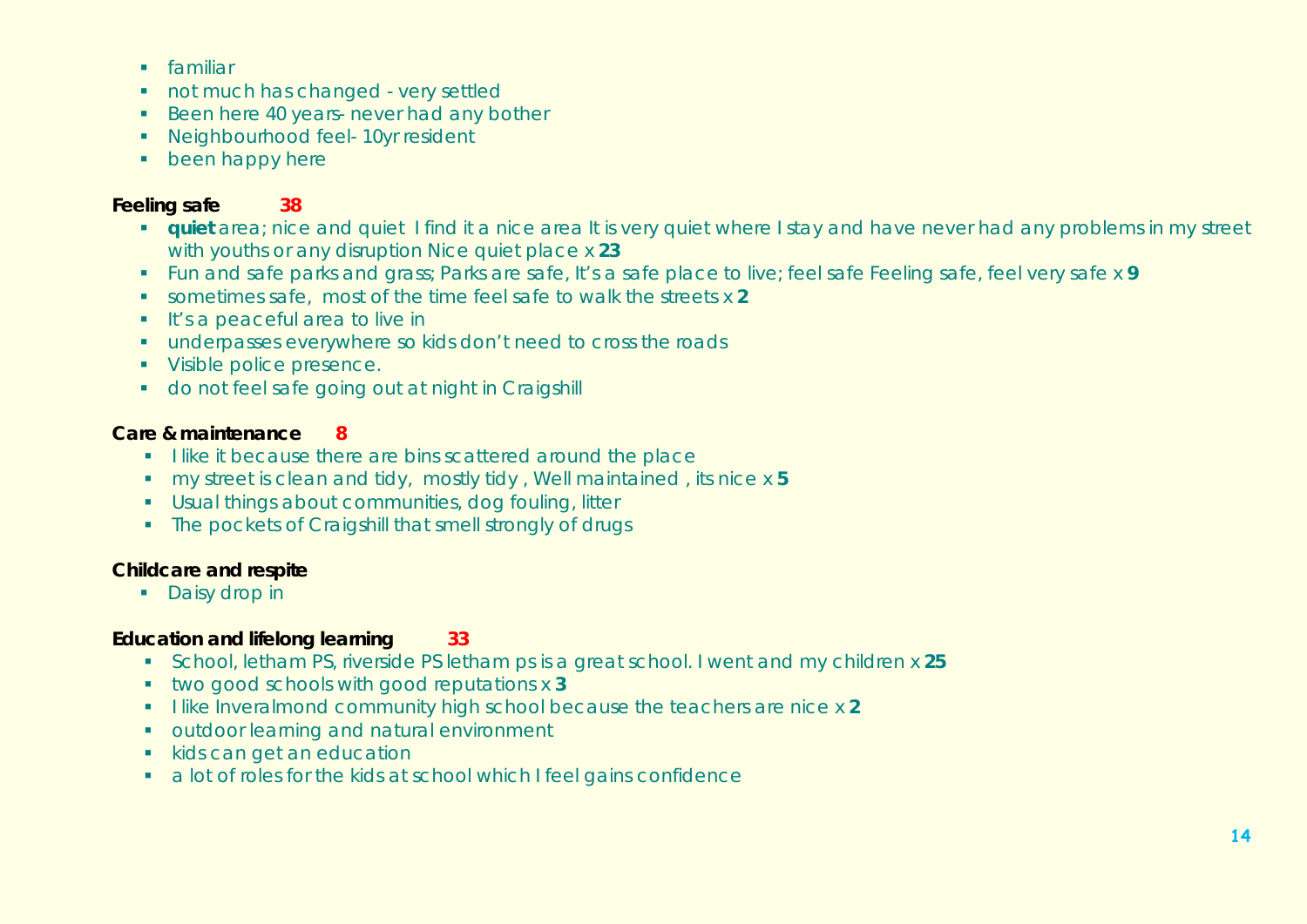- familiar
- not much has changed - very settled
- Been here 40 years- never had any bother
- Neighbourhood feel- 10yr resident
- been happy here

**Feeling safe** 38

- **quiet** area; nice and quiet I find it a nice area It is very quiet where I stay and have never had any problems in my street with youths or any disruption Nice quiet place x **23**
- Fun and safe parks and grass; Parks are safe, It's a safe place to live; feel safe Feeling safe, feel very safe x **9**
- sometimes safe, most of the time feel safe to walk the streets x **2**
- It's a peaceful area to live in
- underpasses everywhere so kids don't need to cross the roads
- Visible police presence.
- do not feel safe going out at night in Craigshill

**Care & maintenance** 8

- I like it because there are bins scattered around the place
- my street is clean and tidy, mostly tidy , Well maintained , its nice x **5**
- Usual things about communities, dog fouling, litter
- The pockets of Craigshill that smell strongly of drugs

**Childcare and respite**

- Daisy drop in

**Education and lifelong learning** 33

- School, letham PS, riverside PS letham ps is a great school. I went and my children x **25**
- two good schools with good reputations x **3**
- I like Inveralmond community high school because the teachers are nice x **2**
- outdoor learning and natural environment
- kids can get an education
- a lot of roles for the kids at school which I feel gains confidence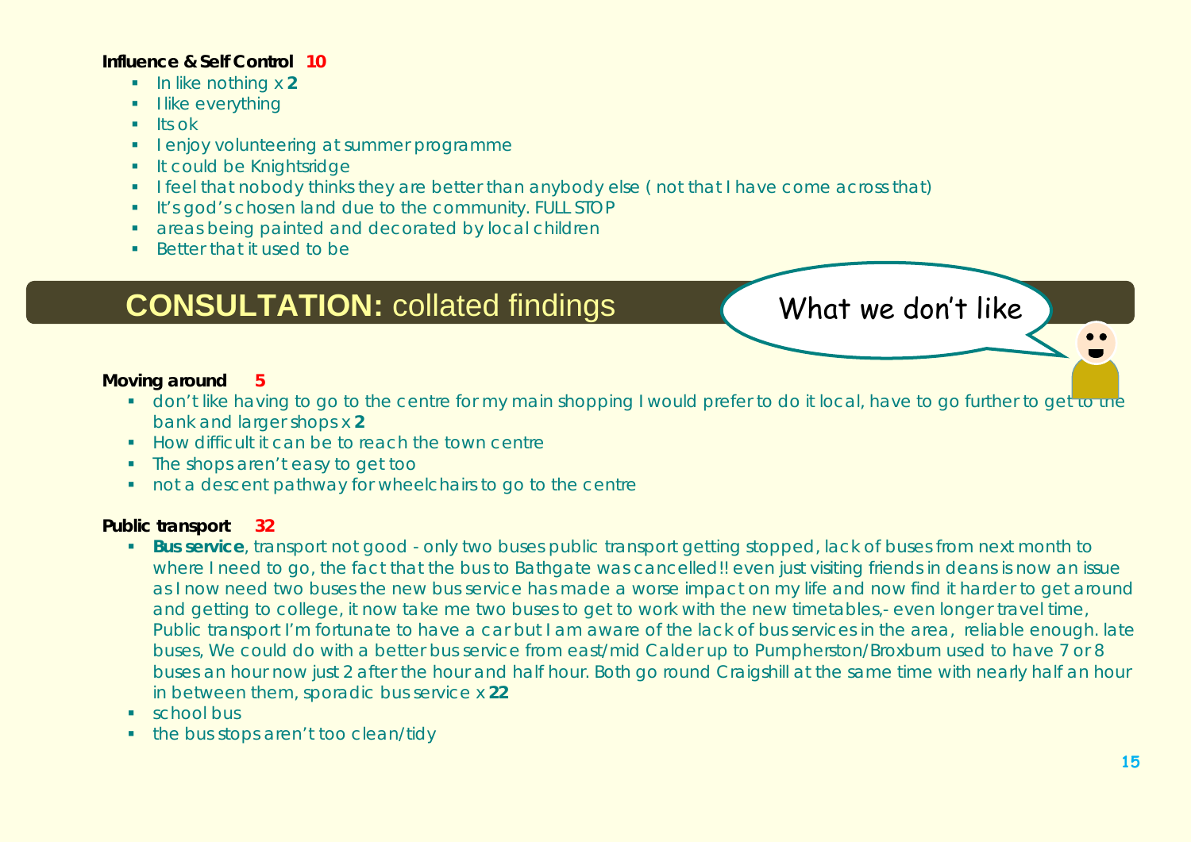**Influence & Self Control 10**

- In like nothing x **2**
- I like everything
- Its ok
- I enjoy volunteering at summer programme
- It could be Knightsridge
- I feel that nobody thinks they are better than anybody else ( not that I have come across that)
- It's god's chosen land due to the community. FULL STOP
- areas being painted and decorated by local children
- Better that it used to be

## CONSULTATION: collated findings

What we don't like

**Moving around 5**

- don't like having to go to the centre for my main shopping I would prefer to do it local, have to go further to get to the bank and larger shops x **2**
- How difficult it can be to reach the town centre
- The shops aren't easy to get too
- not a descent pathway for wheelchairs to go to the centre

**Public transport 32**

- **Bus service**, transport not good - only two buses public transport getting stopped, lack of buses from next month to where I need to go, the fact that the bus to Bathgate was cancelled!! even just visiting friends in deans is now an issue as I now need two buses the new bus service has made a worse impact on my life and now find it harder to get around and getting to college, it now take me two buses to get to work with the new timetables,- even longer travel time, Public transport I'm fortunate to have a car but I am aware of the lack of bus services in the area, reliable enough. late buses, We could do with a better bus service from east/mid Calder up to Pumpherston/Broxburn used to have 7 or 8 buses an hour now just 2 after the hour and half hour. Both go round Craigshill at the same time with nearly half an hour in between them, sporadic bus service x **22**
- school bus
- the bus stops aren't too clean/tidy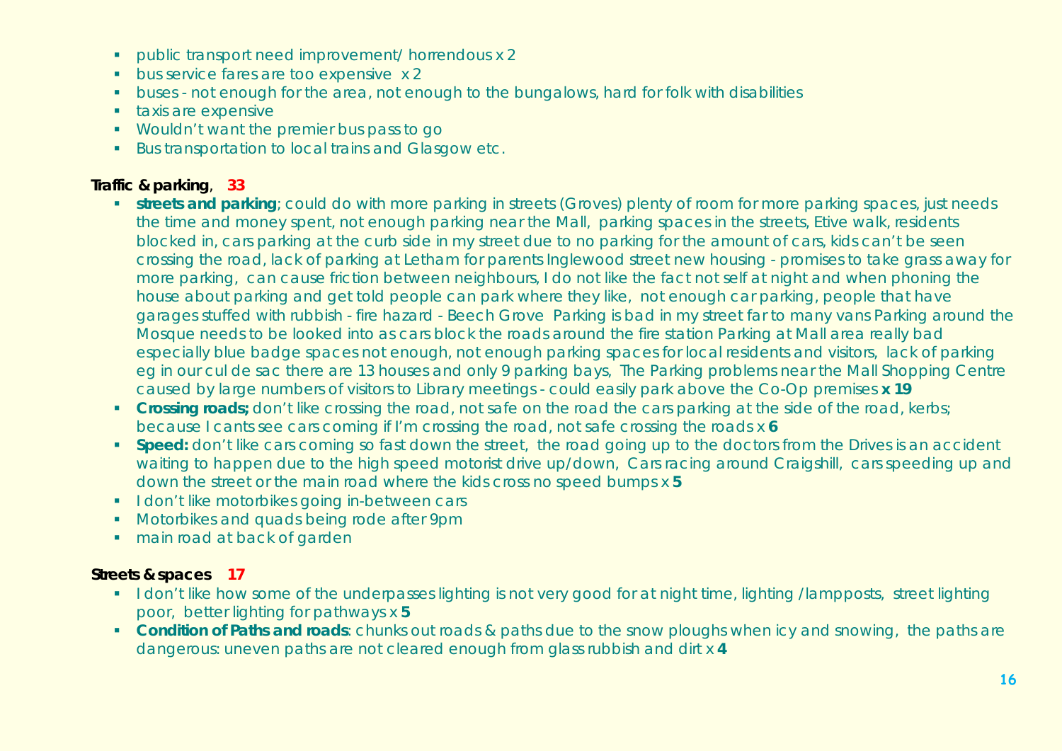- public transport need improvement/ horrendous x 2
- bus service fares are too expensive x 2
- buses - not enough for the area, not enough to the bungalows, hard for folk with disabilities
- taxis are expensive
- Wouldn't want the premier bus pass to go
- Bus transportation to local trains and Glasgow etc.

**Traffic & parking**, **33**

- **streets and parking**; could do with more parking in streets (Groves) plenty of room for more parking spaces, just needs the time and money spent, not enough parking near the Mall, parking spaces in the streets, Etive walk, residents blocked in, cars parking at the curb side in my street due to no parking for the amount of cars, kids can't be seen crossing the road, lack of parking at Letham for parents Inglewood street new housing - promises to take grass away for more parking, can cause friction between neighbours, I do not like the fact not self at night and when phoning the house about parking and get told people can park where they like, not enough car parking, people that have garages stuffed with rubbish - fire hazard - Beech Grove Parking is bad in my street far to many vans Parking around the Mosque needs to be looked into as cars block the roads around the fire station Parking at Mall area really bad especially blue badge spaces not enough, not enough parking spaces for local residents and visitors, lack of parking eg in our cul de sac there are 13 houses and only 9 parking bays, The Parking problems near the Mall Shopping Centre caused by large numbers of visitors to Library meetings - could easily park above the Co-Op premises **x 19**
- **Crossing roads;** don't like crossing the road, not safe on the road the cars parking at the side of the road, kerbs; because I cants see cars coming if I'm crossing the road, not safe crossing the roads x **6**
- **Speed:** don't like cars coming so fast down the street, the road going up to the doctors from the Drives is an accident waiting to happen due to the high speed motorist drive up/down, Cars racing around Craigshill, cars speeding up and down the street or the main road where the kids cross no speed bumps x **5**
- I don't like motorbikes going in-between cars
- Motorbikes and quads being rode after 9pm
- main road at back of garden

**Streets & spaces** **17**

- I don't like how some of the underpasses lighting is not very good for at night time, lighting /lampposts, street lighting poor, better lighting for pathways x **5**
- **Condition of Paths and roads**: chunks out roads & paths due to the snow ploughs when icy and snowing, the paths are dangerous: uneven paths are not cleared enough from glass rubbish and dirt x **4**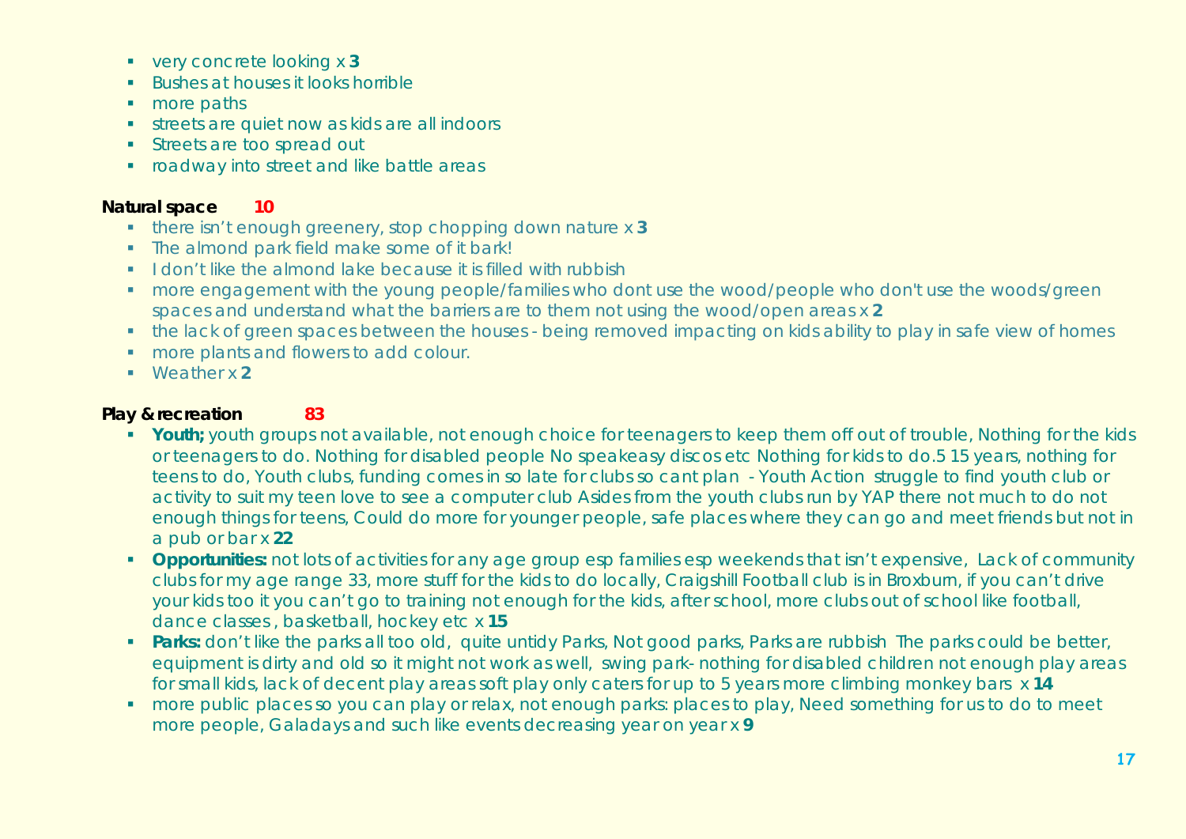- very concrete looking x **3**
- Bushes at houses it looks horrible
- more paths
- streets are quiet now as kids are all indoors
- Streets are too spread out
- roadway into street and like battle areas

**Natural space** **10**

- there isn't enough greenery, stop chopping down nature x **3**
- The almond park field make some of it bark!
- I don't like the almond lake because it is filled with rubbish
- more engagement with the young people/families who dont use the wood/people who don't use the woods/green spaces and understand what the barriers are to them not using the wood/open areas x **2**
- the lack of green spaces between the houses - being removed impacting on kids ability to play in safe view of homes
- more plants and flowers to add colour.
- Weather x **2**

**Play & recreation** **83**

- **Youth;** youth groups not available, not enough choice for teenagers to keep them off out of trouble, Nothing for the kids or teenagers to do. Nothing for disabled people No speakeasy discos etc Nothing for kids to do.5 15 years, nothing for teens to do, Youth clubs, funding comes in so late for clubs so cant plan - Youth Action struggle to find youth club or activity to suit my teen love to see a computer club Asides from the youth clubs run by YAP there not much to do not enough things for teens, Could do more for younger people, safe places where they can go and meet friends but not in a pub or bar x **22**
- **Opportunities:** not lots of activities for any age group esp families esp weekends that isn't expensive, Lack of community clubs for my age range 33, more stuff for the kids to do locally, Craigshill Football club is in Broxburn, if you can't drive your kids too it you can't go to training not enough for the kids, after school, more clubs out of school like football, dance classes , basketball, hockey etc x **15**
- **Parks:** don't like the parks all too old, quite untidy Parks, Not good parks, Parks are rubbish The parks could be better, equipment is dirty and old so it might not work as well, swing park- nothing for disabled children not enough play areas for small kids, lack of decent play areas soft play only caters for up to 5 years more climbing monkey bars x **14**
- more public places so you can play or relax, not enough parks: places to play, Need something for us to do to meet more people, Galadays and such like events decreasing year on year x **9**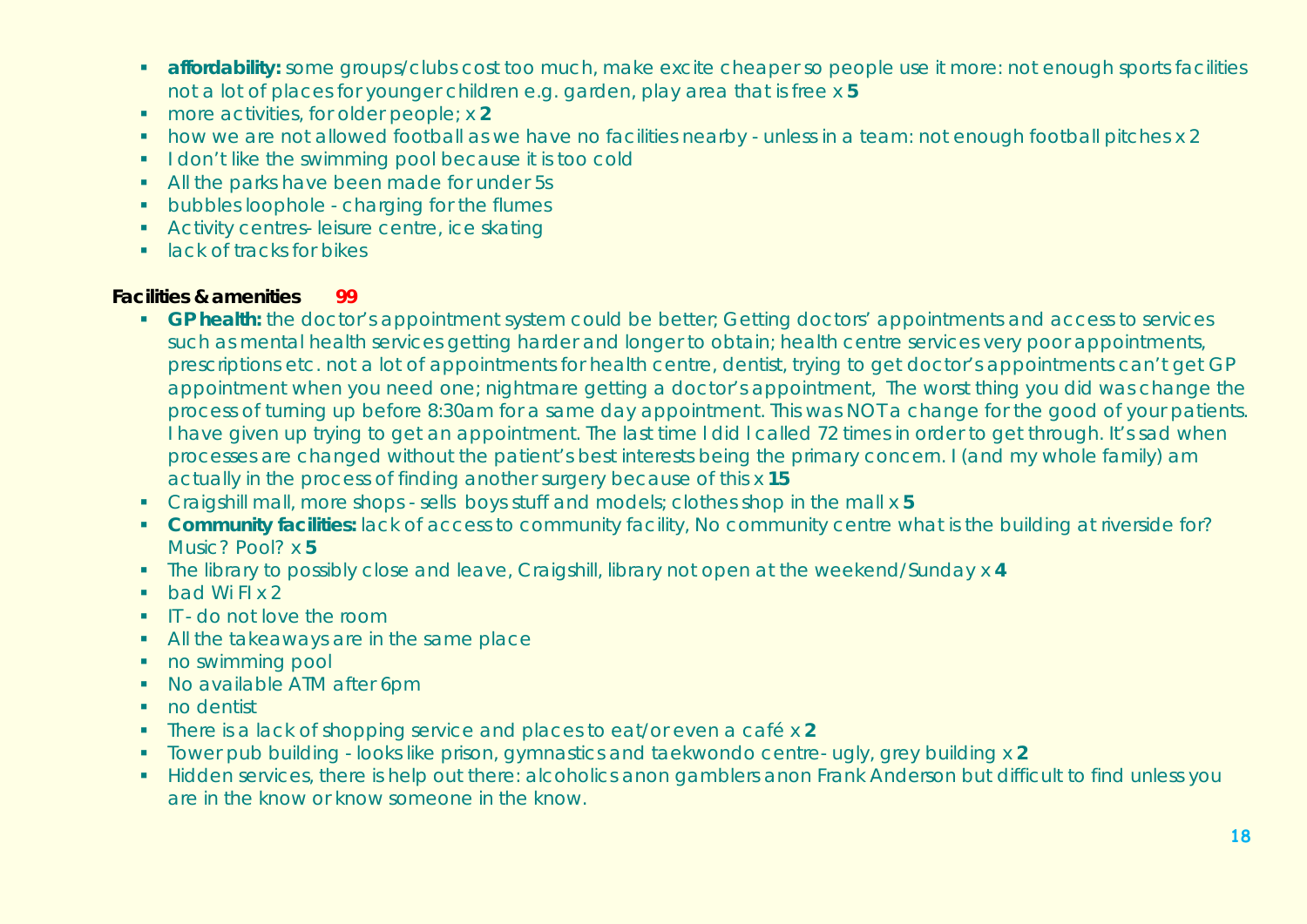- **affordability:** some groups/clubs cost too much, make excite cheaper so people use it more: not enough sports facilities not a lot of places for younger children e.g. garden, play area that is free x **5**
- more activities, for older people; x **2**
- how we are not allowed football as we have no facilities nearby - unless in a team: not enough football pitches x 2
- I don't like the swimming pool because it is too cold
- All the parks have been made for under 5s
- bubbles loophole - charging for the flumes
- Activity centres- leisure centre, ice skating
- lack of tracks for bikes

**Facilities & amenities** **99**

- **GP health:** the doctor's appointment system could be better; Getting doctors' appointments and access to services such as mental health services getting harder and longer to obtain; health centre services very poor appointments, prescriptions etc. not a lot of appointments for health centre, dentist, trying to get doctor's appointments can't get GP appointment when you need one; nightmare getting a doctor's appointment, The worst thing you did was change the process of turning up before 8:30am for a same day appointment. This was NOT a change for the good of your patients. I have given up trying to get an appointment. The last time I did I called 72 times in order to get through. It's sad when processes are changed without the patient's best interests being the primary concern. I (and my whole family) am actually in the process of finding another surgery because of this x **15**
- Craigshill mall, more shops - sells boys stuff and models; clothes shop in the mall x **5**
- **Community facilities:** lack of access to community facility, No community centre what is the building at riverside for? Music? Pool? x **5**
- The library to possibly close and leave, Craigshill, library not open at the weekend/Sunday x **4**
- bad Wi FI x 2
- IT- do not love the room
- All the takeaways are in the same place
- no swimming pool
- No available ATM after 6pm
- no dentist
- There is a lack of shopping service and places to eat/or even a café x **2**
- Tower pub building - looks like prison, gymnastics and taekwondo centre- ugly, grey building x **2**
- Hidden services, there is help out there: alcoholics anon gamblers anon Frank Anderson but difficult to find unless you are in the know or know someone in the know.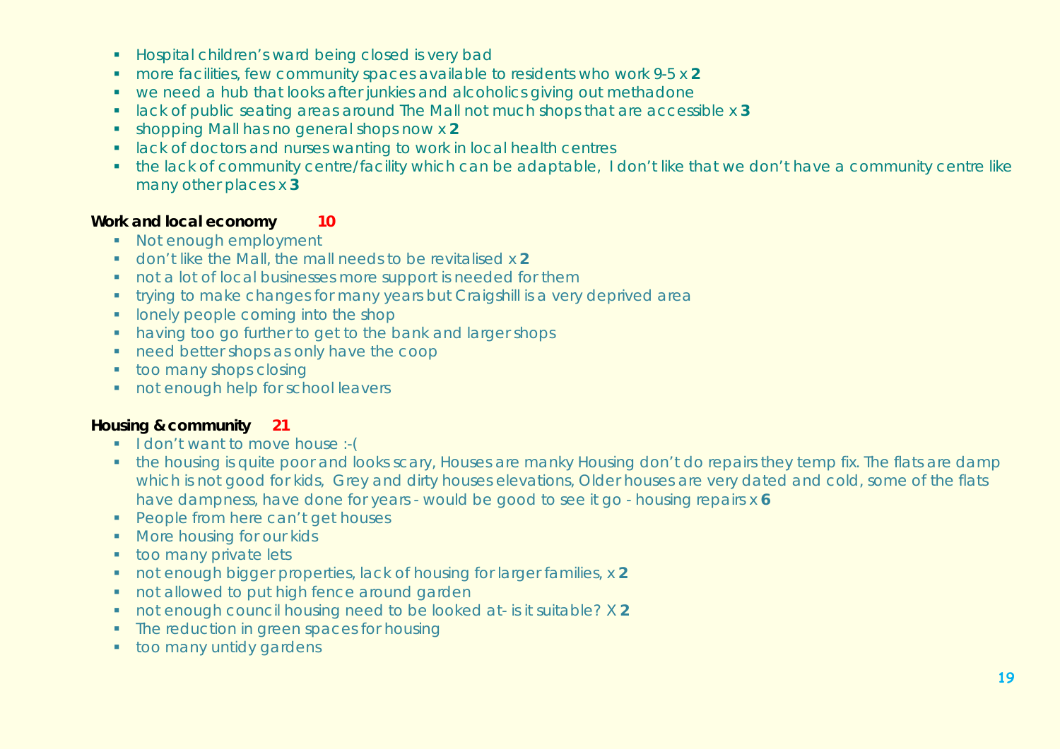- Hospital children's ward being closed is very bad
- more facilities, few community spaces available to residents who work 9-5 x **2**
- we need a hub that looks after junkies and alcoholics giving out methadone
- lack of public seating areas around The Mall not much shops that are accessible x **3**
- shopping Mall has no general shops now x **2**
- lack of doctors and nurses wanting to work in local health centres
- the lack of community centre/facility which can be adaptable, I don't like that we don't have a community centre like many other places x **3**

**Work and local economy** **10**

- Not enough employment
- don't like the Mall, the mall needs to be revitalised x **2**
- not a lot of local businesses more support is needed for them
- trying to make changes for many years but Craigshill is a very deprived area
- lonely people coming into the shop
- having too go further to get to the bank and larger shops
- need better shops as only have the coop
- too many shops closing
- not enough help for school leavers

**Housing & community** **21**

- I don't want to move house :-(
- the housing is quite poor and looks scary, Houses are manky Housing don't do repairs they temp fix. The flats are damp which is not good for kids, Grey and dirty houses elevations, Older houses are very dated and cold, some of the flats have dampness, have done for years - would be good to see it go - housing repairs x **6**
- People from here can't get houses
- More housing for our kids
- too many private lets
- not enough bigger properties, lack of housing for larger families, x **2**
- not allowed to put high fence around garden
- not enough council housing need to be looked at- is it suitable? X **2**
- The reduction in green spaces for housing
- too many untidy gardens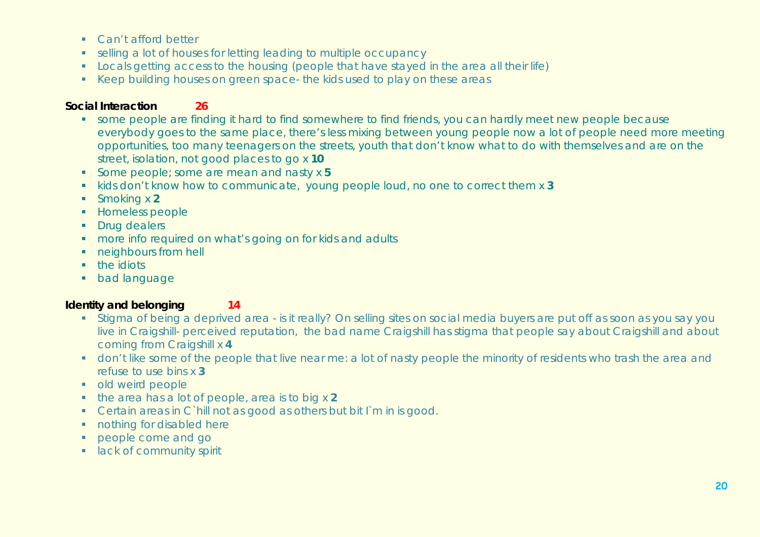- Can't afford better
- selling a lot of houses for letting leading to multiple occupancy
- Locals getting access to the housing (people that have stayed in the area all their life)
- Keep building houses on green space- the kids used to play on these areas

**Social Interaction** **26**

- some people are finding it hard to find somewhere to find friends, you can hardly meet new people because everybody goes to the same place, there's less mixing between young people now a lot of people need more meeting opportunities, too many teenagers on the streets, youth that don't know what to do with themselves and are on the street, isolation, not good places to go x **10**
- Some people; some are mean and nasty x **5**
- kids don't know how to communicate, young people loud, no one to correct them x **3**
- Smoking x **2**
- Homeless people
- Drug dealers
- more info required on what's going on for kids and adults
- neighbours from hell
- the idiots
- bad language

**Identity and belonging** **14**

- Stigma of being a deprived area - is it really? On selling sites on social media buyers are put off as soon as you say you live in Craigshill- perceived reputation, the bad name Craigshill has stigma that people say about Craigshill and about coming from Craigshill x **4**
- don't like some of the people that live near me: a lot of nasty people the minority of residents who trash the area and refuse to use bins x **3**
- old weird people
- the area has a lot of people, area is to big x **2**
- Certain areas in C`hill not as good as others but bit I`m in is good.
- nothing for disabled here
- people come and go
- lack of community spirit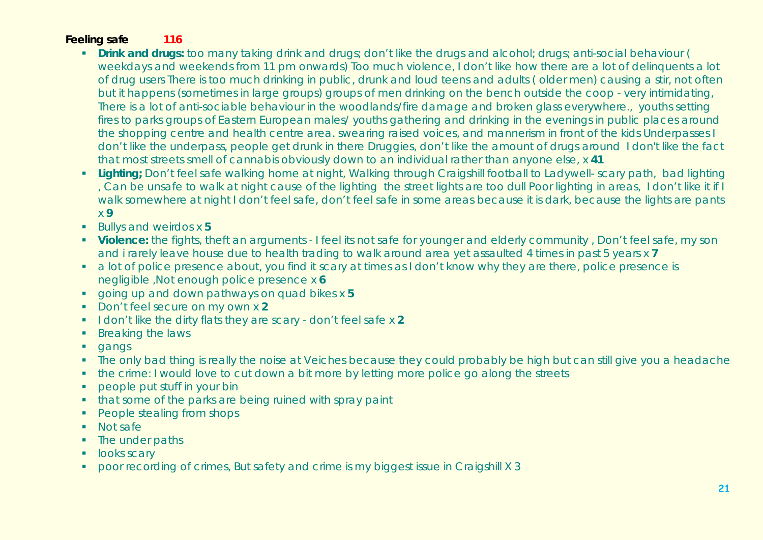**Feeling safe** **116**

- **Drink and drugs:** too many taking drink and drugs; don't like the drugs and alcohol; drugs; anti-social behaviour ( weekdays and weekends from 11 pm onwards) Too much violence, I don't like how there are a lot of delinquents a lot of drug users There is too much drinking in public, drunk and loud teens and adults ( older men) causing a stir, not often but it happens (sometimes in large groups) groups of men drinking on the bench outside the coop - very intimidating, There is a lot of anti-sociable behaviour in the woodlands/fire damage and broken glass everywhere., youths setting fires to parks groups of Eastern European males/ youths gathering and drinking in the evenings in public places around the shopping centre and health centre area. swearing raised voices, and mannerism in front of the kids Underpasses I don't like the underpass, people get drunk in there Druggies, don't like the amount of drugs around I don't like the fact that most streets smell of cannabis obviously down to an individual rather than anyone else, x **41**
- **Lighting;** Don't feel safe walking home at night, Walking through Craigshill football to Ladywell- scary path, bad lighting , Can be unsafe to walk at night cause of the lighting the street lights are too dull Poor lighting in areas, I don't like it if I walk somewhere at night I don't feel safe, don't feel safe in some areas because it is dark, because the lights are pants x **9**
- Bullys and weirdos x **5**
- **Violence:** the fights, theft an arguments - I feel its not safe for younger and elderly community , Don't feel safe, my son and i rarely leave house due to health trading to walk around area yet assaulted 4 times in past 5 years x **7**
- a lot of police presence about, you find it scary at times as I don't know why they are there, police presence is negligible ,Not enough police presence x **6**
- going up and down pathways on quad bikes x **5**
- Don't feel secure on my own x **2**
- I don't like the dirty flats they are scary - don't feel safe x **2**
- Breaking the laws
- gangs
- The only bad thing is really the noise at Veiches because they could probably be high but can still give you a headache
- the crime: I would love to cut down a bit more by letting more police go along the streets
- people put stuff in your bin
- that some of the parks are being ruined with spray paint
- People stealing from shops
- Not safe
- The under paths
- looks scary
- poor recording of crimes, But safety and crime is my biggest issue in Craigshill X 3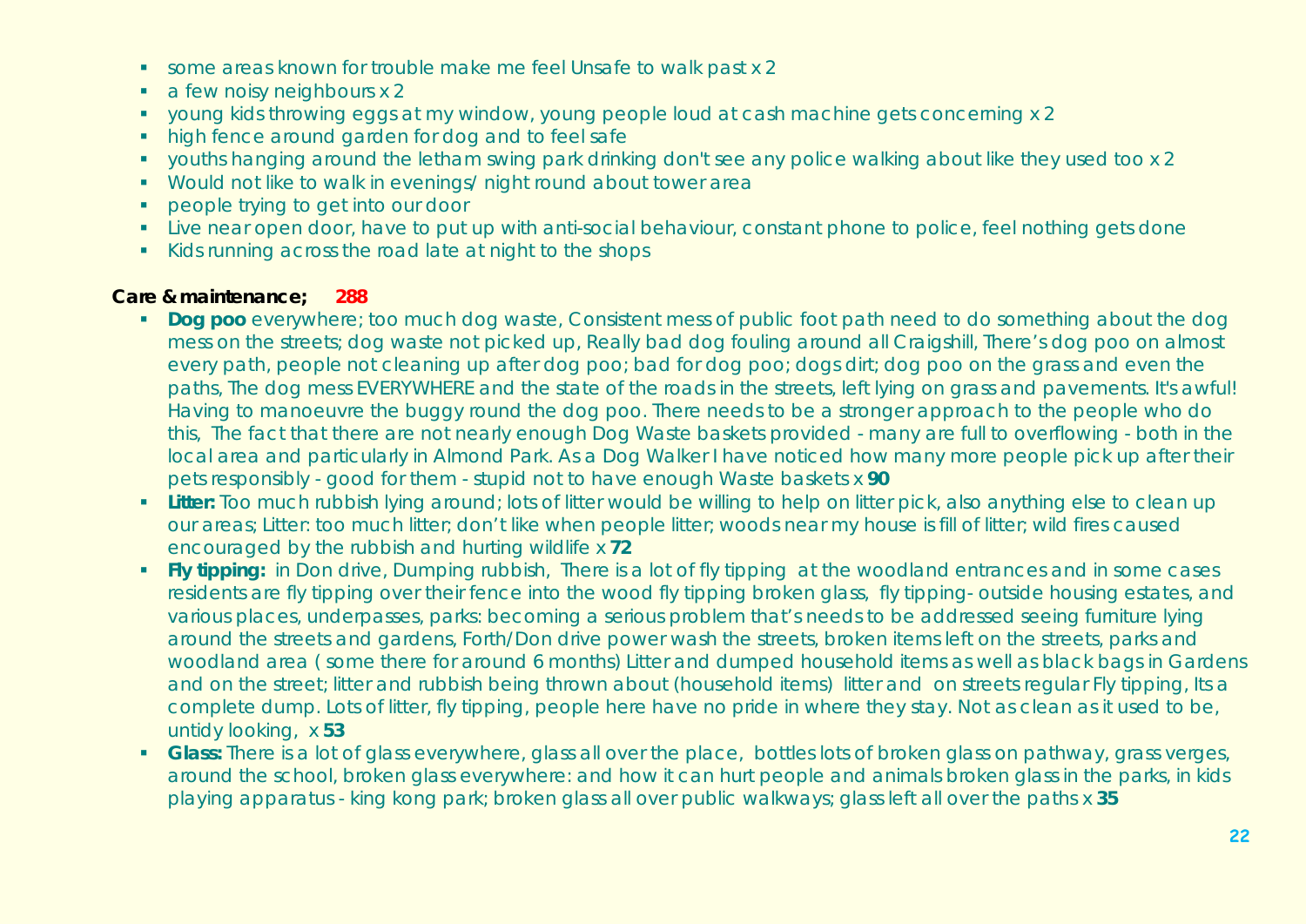- some areas known for trouble make me feel Unsafe to walk past x 2
- a few noisy neighbours x 2
- young kids throwing eggs at my window, young people loud at cash machine gets concerning x 2
- high fence around garden for dog and to feel safe
- youths hanging around the letham swing park drinking don't see any police walking about like they used too x 2
- Would not like to walk in evenings/ night round about tower area
- people trying to get into our door
- Live near open door, have to put up with anti-social behaviour, constant phone to police, feel nothing gets done
- Kids running across the road late at night to the shops

**Care & maintenance; 288**

- **Dog poo** everywhere; too much dog waste, Consistent mess of public foot path need to do something about the dog mess on the streets; dog waste not picked up, Really bad dog fouling around all Craigshill, There's dog poo on almost every path, people not cleaning up after dog poo; bad for dog poo; dogs dirt; dog poo on the grass and even the paths, The dog mess EVERYWHERE and the state of the roads in the streets, left lying on grass and pavements. It's awful! Having to manoeuvre the buggy round the dog poo. There needs to be a stronger approach to the people who do this, The fact that there are not nearly enough Dog Waste baskets provided - many are full to overflowing - both in the local area and particularly in Almond Park. As a Dog Walker I have noticed how many more people pick up after their pets responsibly - good for them - stupid not to have enough Waste baskets x **90**
- **Litter:** Too much rubbish lying around; lots of litter would be willing to help on litter pick, also anything else to clean up our areas; Litter: too much litter; don't like when people litter; woods near my house is fill of litter; wild fires caused encouraged by the rubbish and hurting wildlife x **72**
- **Fly tipping:** in Don drive, Dumping rubbish, There is a lot of fly tipping at the woodland entrances and in some cases residents are fly tipping over their fence into the wood fly tipping broken glass, fly tipping- outside housing estates, and various places, underpasses, parks: becoming a serious problem that's needs to be addressed seeing furniture lying around the streets and gardens, Forth/Don drive power wash the streets, broken items left on the streets, parks and woodland area ( some there for around 6 months) Litter and dumped household items as well as black bags in Gardens and on the street; litter and rubbish being thrown about (household items) litter and on streets regular Fly tipping, Its a complete dump. Lots of litter, fly tipping, people here have no pride in where they stay. Not as clean as it used to be, untidy looking, x **53**
- **Glass:** There is a lot of glass everywhere, glass all over the place, bottles lots of broken glass on pathway, grass verges, around the school, broken glass everywhere: and how it can hurt people and animals broken glass in the parks, in kids playing apparatus - king kong park; broken glass all over public walkways; glass left all over the paths x **35**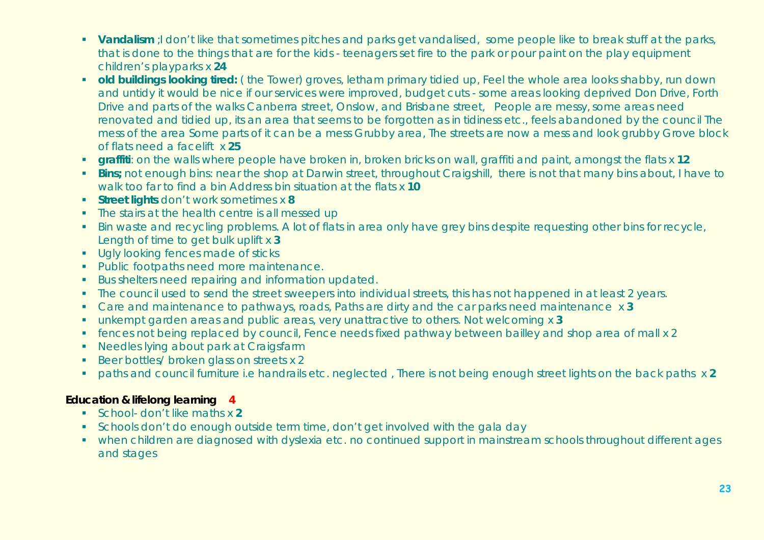- **Vandalism** ;I don't like that sometimes pitches and parks get vandalised, some people like to break stuff at the parks, that is done to the things that are for the kids - teenagers set fire to the park or pour paint on the play equipment children's playparks x **24**
- **old buildings looking tired:** ( the Tower) groves, letham primary tidied up, Feel the whole area looks shabby, run down and untidy it would be nice if our services were improved, budget cuts - some areas looking deprived Don Drive, Forth Drive and parts of the walks Canberra street, Onslow, and Brisbane street, People are messy, some areas need renovated and tidied up, its an area that seems to be forgotten as in tidiness etc., feels abandoned by the council The mess of the area Some parts of it can be a mess Grubby area, The streets are now a mess and look grubby Grove block of flats need a facelift x **25**
- **graffiti**: on the walls where people have broken in, broken bricks on wall, graffiti and paint, amongst the flats x **12**
- **Bins;** not enough bins: near the shop at Darwin street, throughout Craigshill, there is not that many bins about, I have to walk too far to find a bin Address bin situation at the flats x **10**
- **Street lights** don't work sometimes x **8**
- The stairs at the health centre is all messed up
- Bin waste and recycling problems. A lot of flats in area only have grey bins despite requesting other bins for recycle, Length of time to get bulk uplift x **3**
- Ugly looking fences made of sticks
- Public footpaths need more maintenance.
- Bus shelters need repairing and information updated.
- The council used to send the street sweepers into individual streets, this has not happened in at least 2 years.
- Care and maintenance to pathways, roads, Paths are dirty and the car parks need maintenance x **3**
- unkempt garden areas and public areas, very unattractive to others. Not welcoming x **3**
- fences not being replaced by council, Fence needs fixed pathway between bailley and shop area of mall x 2
- Needles lying about park at Craigsfarm
- Beer bottles/ broken glass on streets x 2
- paths and council furniture i.e handrails etc. neglected , There is not being enough street lights on the back paths x **2**

**Education & lifelong learning 4**

- School- don't like maths x **2**
- Schools don't do enough outside term time, don't get involved with the gala day
- when children are diagnosed with dyslexia etc. no continued support in mainstream schools throughout different ages and stages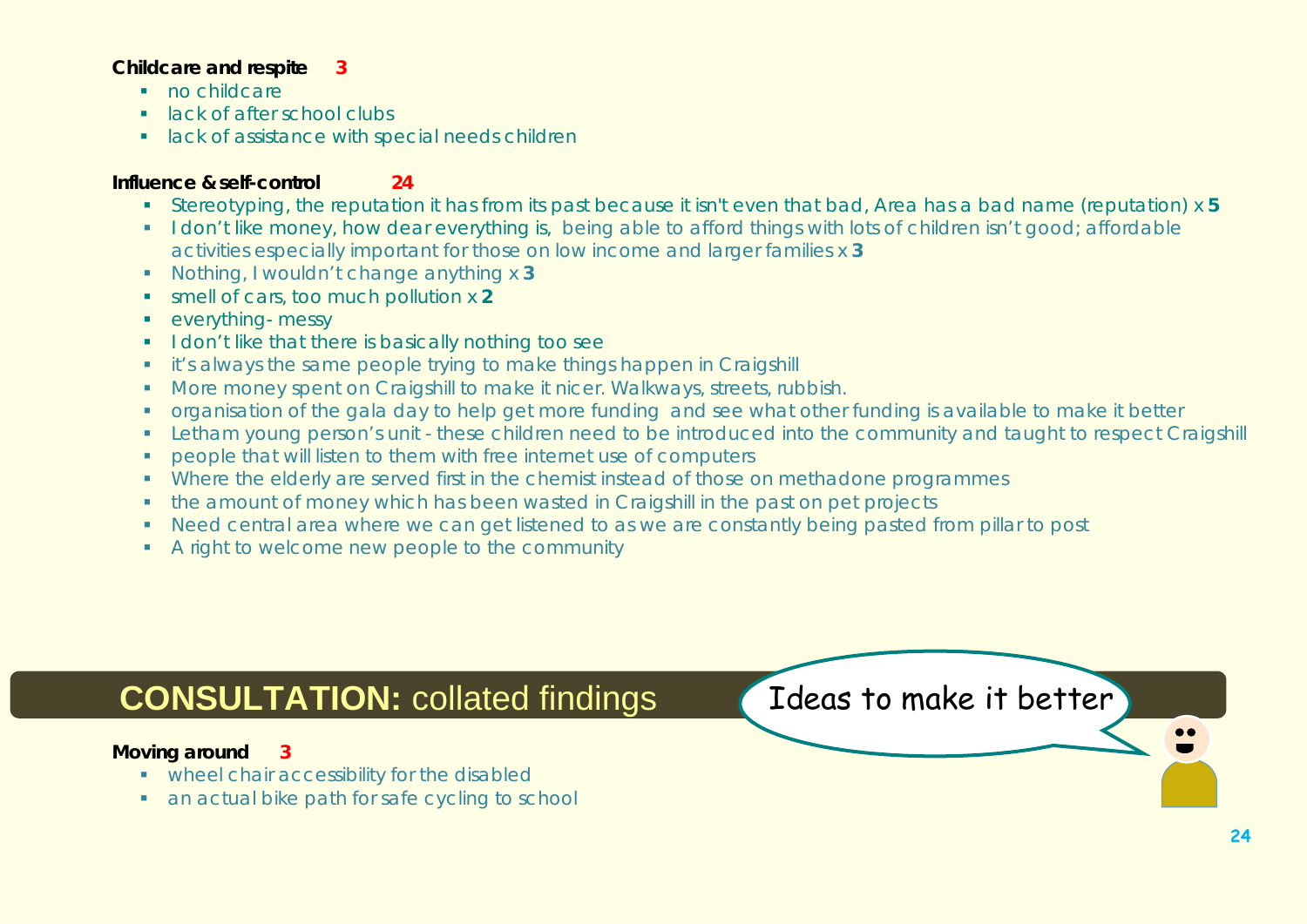**Childcare and respite** 3

- no childcare
- lack of after school clubs
- lack of assistance with special needs children

**Influence & self-control** 24

- Stereotyping, the reputation it has from its past because it isn't even that bad, Area has a bad name (reputation) x **5**
- I don't like money, how dear everything is, being able to afford things with lots of children isn't good; affordable activities especially important for those on low income and larger families x **3**
- Nothing, I wouldn't change anything x **3**
- smell of cars, too much pollution x **2**
- everything- messy
- I don't like that there is basically nothing too see
- it's always the same people trying to make things happen in Craigshill
- More money spent on Craigshill to make it nicer. Walkways, streets, rubbish.
- organisation of the gala day to help get more funding and see what other funding is available to make it better
- Letham young person's unit - these children need to be introduced into the community and taught to respect Craigshill
- people that will listen to them with free internet use of computers
- Where the elderly are served first in the chemist instead of those on methadone programmes
- the amount of money which has been wasted in Craigshill in the past on pet projects
- Need central area where we can get listened to as we are constantly being pasted from pillar to post
- A right to welcome new people to the community

## CONSULTATION: collated findings

Ideas to make it better

**Moving around** 3

- wheel chair accessibility for the disabled
- an actual bike path for safe cycling to school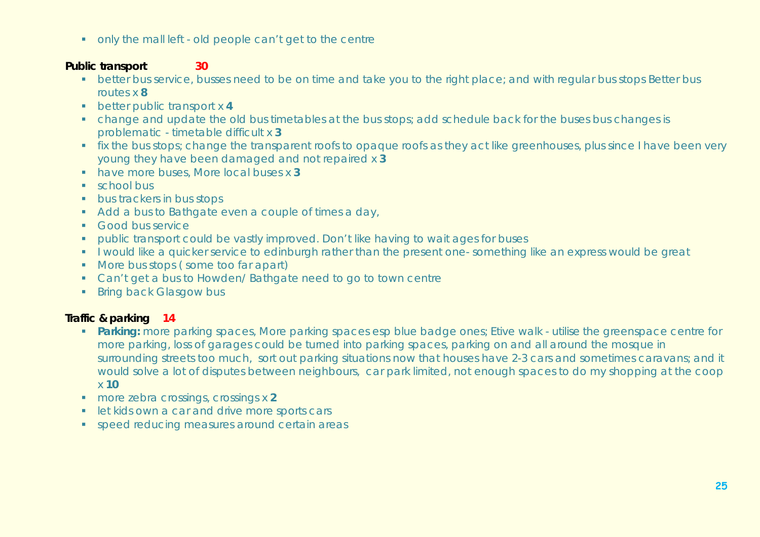- only the mall left - old people can't get to the centre

**Public transport** **30**

- better bus service, busses need to be on time and take you to the right place; and with regular bus stops Better bus routes x **8**
- better public transport x **4**
- change and update the old bus timetables at the bus stops; add schedule back for the buses bus changes is problematic - timetable difficult x **3**
- fix the bus stops; change the transparent roofs to opaque roofs as they act like greenhouses, plus since I have been very young they have been damaged and not repaired x **3**
- have more buses, More local buses x **3**
- school bus
- bus trackers in bus stops
- Add a bus to Bathgate even a couple of times a day,
- Good bus service
- public transport could be vastly improved. Don't like having to wait ages for buses
- I would like a quicker service to edinburgh rather than the present one- something like an express would be great
- More bus stops ( some too far apart)
- Can't get a bus to Howden/ Bathgate need to go to town centre
- Bring back Glasgow bus

**Traffic & parking** **14**

- **Parking:** more parking spaces, More parking spaces esp blue badge ones; Etive walk - utilise the greenspace centre for more parking, loss of garages could be turned into parking spaces, parking on and all around the mosque in surrounding streets too much, sort out parking situations now that houses have 2-3 cars and sometimes caravans; and it would solve a lot of disputes between neighbours, car park limited, not enough spaces to do my shopping at the coop x **10**
- more zebra crossings, crossings x **2**
- let kids own a car and drive more sports cars
- speed reducing measures around certain areas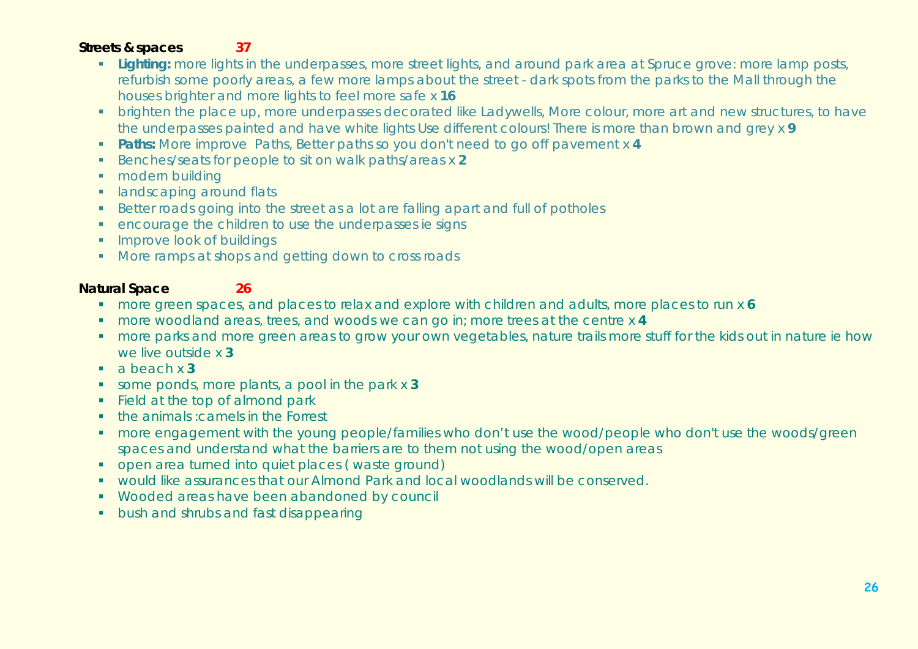**Streets & spaces** **37**

- **Lighting:** more lights in the underpasses, more street lights, and around park area at Spruce grove: more lamp posts, refurbish some poorly areas, a few more lamps about the street - dark spots from the parks to the Mall through the houses brighter and more lights to feel more safe x **16**
- brighten the place up, more underpasses decorated like Ladywells, More colour, more art and new structures, to have the underpasses painted and have white lights Use different colours! There is more than brown and grey x **9**
- **Paths:** More improve Paths, Better paths so you don't need to go off pavement x **4**
- Benches/seats for people to sit on walk paths/areas x **2**
- modern building
- landscaping around flats
- Better roads going into the street as a lot are falling apart and full of potholes
- encourage the children to use the underpasses ie signs
- Improve look of buildings
- More ramps at shops and getting down to cross roads

**Natural Space** **26**

- more green spaces, and places to relax and explore with children and adults, more places to run x **6**
- more woodland areas, trees, and woods we can go in; more trees at the centre x **4**
- more parks and more green areas to grow your own vegetables, nature trails more stuff for the kids out in nature ie how we live outside x **3**
- a beach x **3**
- some ponds, more plants, a pool in the park x **3**
- Field at the top of almond park
- the animals :camels in the Forrest
- more engagement with the young people/families who don't use the wood/people who don't use the woods/green spaces and understand what the barriers are to them not using the wood/open areas
- open area turned into quiet places ( waste ground)
- would like assurances that our Almond Park and local woodlands will be conserved.
- Wooded areas have been abandoned by council
- bush and shrubs and fast disappearing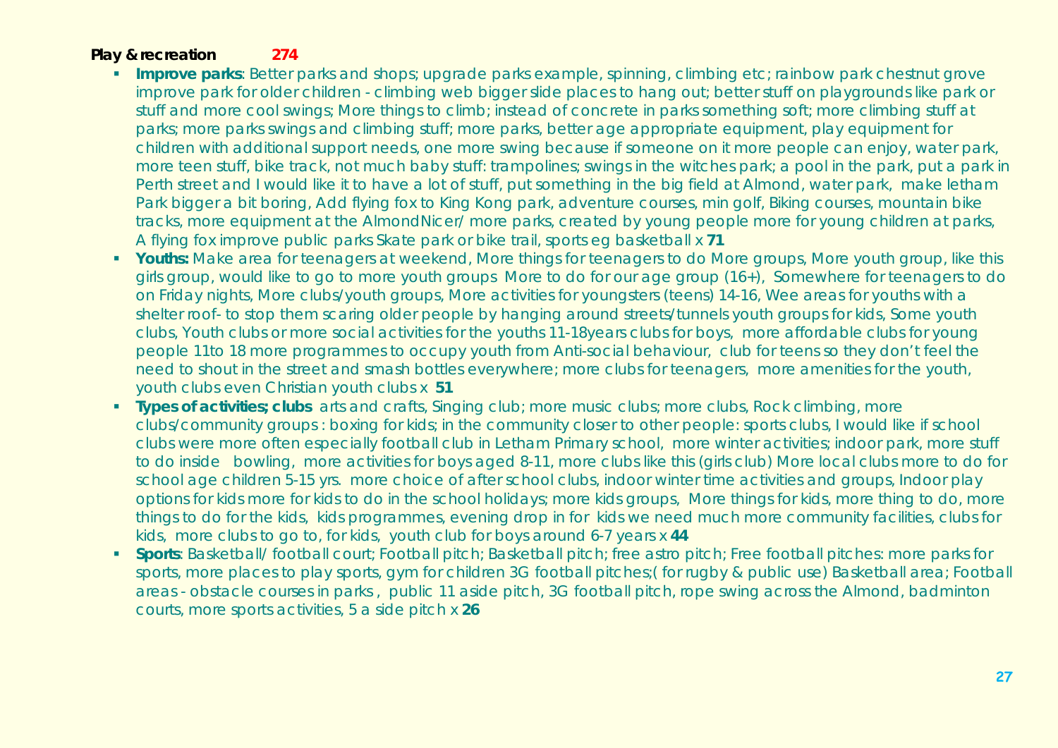**Play & recreation** **274**

- **Improve parks**: Better parks and shops; upgrade parks example, spinning, climbing etc; rainbow park chestnut grove improve park for older children - climbing web bigger slide places to hang out; better stuff on playgrounds like park or stuff and more cool swings; More things to climb; instead of concrete in parks something soft; more climbing stuff at parks; more parks swings and climbing stuff; more parks, better age appropriate equipment, play equipment for children with additional support needs, one more swing because if someone on it more people can enjoy, water park, more teen stuff, bike track, not much baby stuff: trampolines; swings in the witches park; a pool in the park, put a park in Perth street and I would like it to have a lot of stuff, put something in the big field at Almond, water park, make letham Park bigger a bit boring, Add flying fox to King Kong park, adventure courses, min golf, Biking courses, mountain bike tracks, more equipment at the AlmondNicer/ more parks, created by young people more for young children at parks, A flying fox improve public parks Skate park or bike trail, sports eg basketball x **71**
- **Youths:** Make area for teenagers at weekend, More things for teenagers to do More groups, More youth group, like this girls group, would like to go to more youth groups More to do for our age group (16+), Somewhere for teenagers to do on Friday nights, More clubs/youth groups, More activities for youngsters (teens) 14-16, Wee areas for youths with a shelter roof- to stop them scaring older people by hanging around streets/tunnels youth groups for kids, Some youth clubs, Youth clubs or more social activities for the youths 11-18years clubs for boys, more affordable clubs for young people 11to 18 more programmes to occupy youth from Anti-social behaviour, club for teens so they don't feel the need to shout in the street and smash bottles everywhere; more clubs for teenagers, more amenities for the youth, youth clubs even Christian youth clubs x **51**
- **Types of activities; clubs** arts and crafts, Singing club; more music clubs; more clubs, Rock climbing, more clubs/community groups : boxing for kids; in the community closer to other people: sports clubs, I would like if school clubs were more often especially football club in Letham Primary school, more winter activities; indoor park, more stuff to do inside bowling, more activities for boys aged 8-11, more clubs like this (girls club) More local clubs more to do for school age children 5-15 yrs. more choice of after school clubs, indoor winter time activities and groups, Indoor play options for kids more for kids to do in the school holidays; more kids groups, More things for kids, more thing to do, more things to do for the kids, kids programmes, evening drop in for kids we need much more community facilities, clubs for kids, more clubs to go to, for kids, youth club for boys around 6-7 years x **44**
- **Sports**: Basketball/ football court; Football pitch; Basketball pitch; free astro pitch; Free football pitches: more parks for sports, more places to play sports, gym for children 3G football pitches;( for rugby & public use) Basketball area; Football areas - obstacle courses in parks , public 11 aside pitch, 3G football pitch, rope swing across the Almond, badminton courts, more sports activities, 5 a side pitch x **26**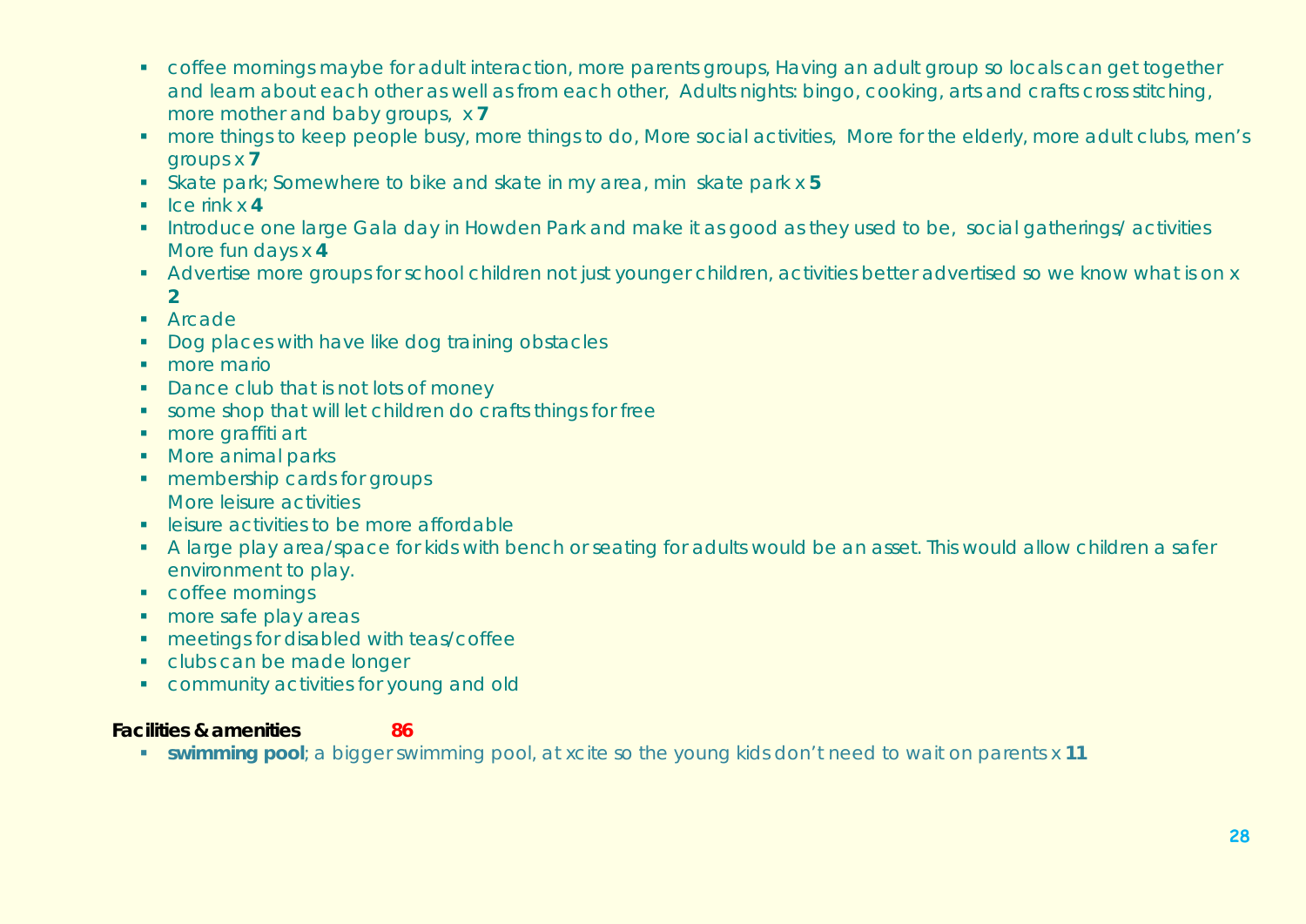- coffee mornings maybe for adult interaction, more parents groups, Having an adult group so locals can get together and learn about each other as well as from each other,  Adults nights: bingo, cooking, arts and crafts cross stitching, more mother and baby groups,  x **7**
- more things to keep people busy, more things to do, More social activities,  More for the elderly, more adult clubs, men's groups x **7**
- Skate park; Somewhere to bike and skate in my area, min  skate park x **5**
- Ice rink x **4**
- Introduce one large Gala day in Howden Park and make it as good as they used to be,  social gatherings/ activities More fun days x **4**
- Advertise more groups for school children not just younger children, activities better advertised so we know what is on x **2**
- Arcade
- Dog places with have like dog training obstacles
- more mario
- Dance club that is not lots of money
- some shop that will let children do crafts things for free
- more graffiti art
- More animal parks
- membership cards for groups
  More leisure activities
- leisure activities to be more affordable
- A large play area/space for kids with bench or seating for adults would be an asset. This would allow children a safer environment to play.
- coffee mornings
- more safe play areas
- meetings for disabled with teas/coffee
- clubs can be made longer
- community activities for young and old

**Facilities & amenities** **86**

- **swimming pool**; a bigger swimming pool, at xcite so the young kids don't need to wait on parents x **11**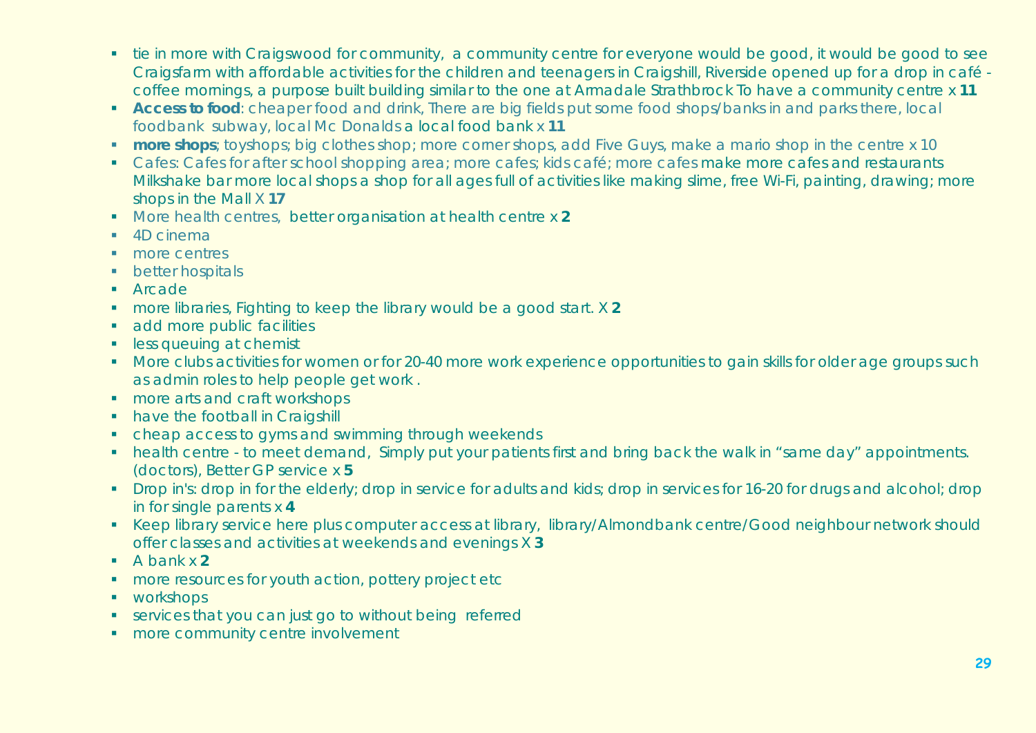- tie in more with Craigswood for community, a community centre for everyone would be good, it would be good to see Craigsfarm with affordable activities for the children and teenagers in Craigshill, Riverside opened up for a drop in café - coffee mornings, a purpose built building similar to the one at Armadale Strathbrock To have a community centre x **11**
- **Access to food**: cheaper food and drink, There are big fields put some food shops/banks in and parks there, local foodbank subway, local Mc Donalds a local food bank x **11**
- **more shops**; toyshops; big clothes shop; more corner shops, add Five Guys, make a mario shop in the centre x 10
- Cafes: Cafes for after school shopping area; more cafes; kids café; more cafes make more cafes and restaurants Milkshake bar more local shops a shop for all ages full of activities like making slime, free Wi-Fi, painting, drawing; more shops in the Mall X **17**
- More health centres, better organisation at health centre x **2**
- 4D cinema
- more centres
- better hospitals
- Arcade
- more libraries, Fighting to keep the library would be a good start. X **2**
- add more public facilities
- less queuing at chemist
- More clubs activities for women or for 20-40 more work experience opportunities to gain skills for older age groups such as admin roles to help people get work .
- more arts and craft workshops
- have the football in Craigshill
- cheap access to gyms and swimming through weekends
- health centre - to meet demand, Simply put your patients first and bring back the walk in "same day" appointments. (doctors), Better GP service x **5**
- Drop in's: drop in for the elderly; drop in service for adults and kids; drop in services for 16-20 for drugs and alcohol; drop in for single parents x **4**
- Keep library service here plus computer access at library, library/Almondbank centre/Good neighbour network should offer classes and activities at weekends and evenings X **3**
- A bank x **2**
- more resources for youth action, pottery project etc
- workshops
- services that you can just go to without being referred
- more community centre involvement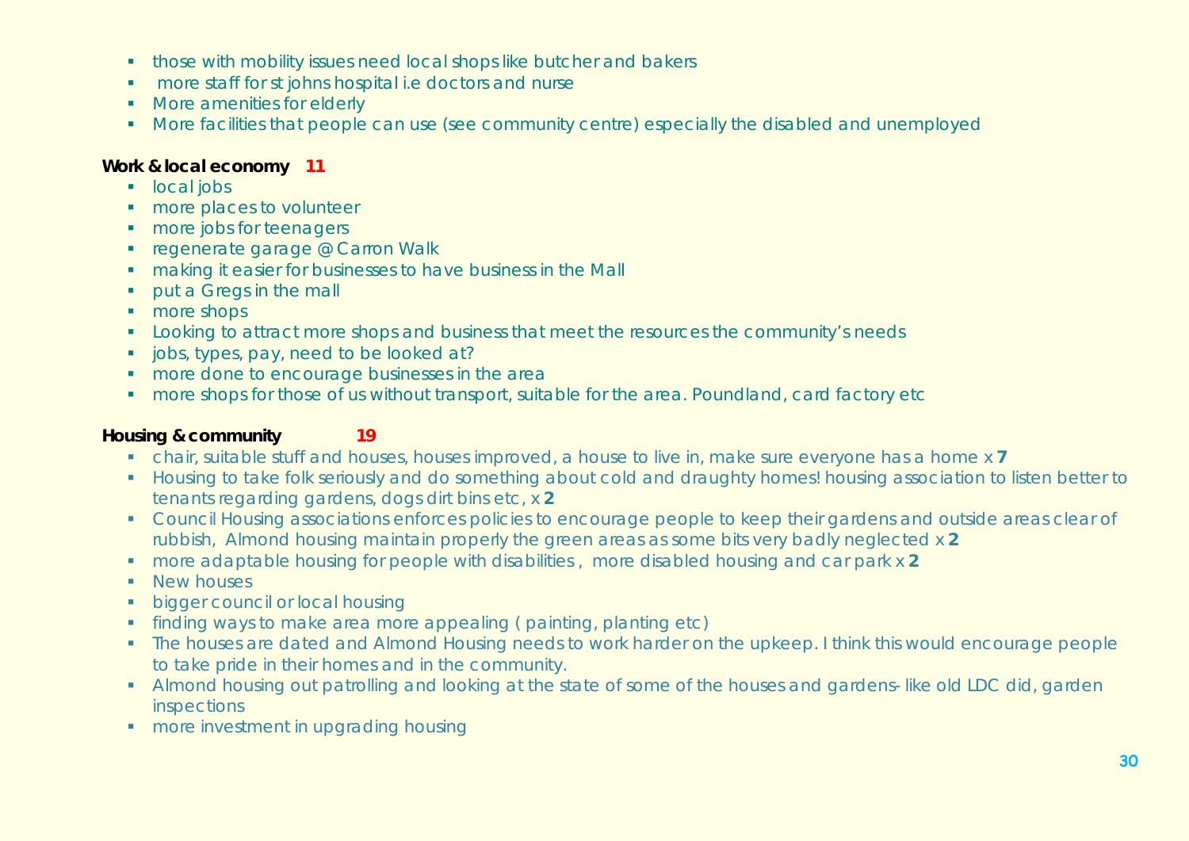- those with mobility issues need local shops like butcher and bakers
- more staff for st johns hospital i.e doctors and nurse
- More amenities for elderly
- More facilities that people can use (see community centre) especially the disabled and unemployed

**Work & local economy 11**

- local jobs
- more places to volunteer
- more jobs for teenagers
- regenerate garage @ Carron Walk
- making it easier for businesses to have business in the Mall
- put a Gregs in the mall
- more shops
- Looking to attract more shops and business that meet the resources the community's needs
- jobs, types, pay, need to be looked at?
- more done to encourage businesses in the area
- more shops for those of us without transport, suitable for the area. Poundland, card factory etc

**Housing & community 19**

- chair, suitable stuff and houses, houses improved, a house to live in, make sure everyone has a home x **7**
- Housing to take folk seriously and do something about cold and draughty homes! housing association to listen better to tenants regarding gardens, dogs dirt bins etc, x **2**
- Council Housing associations enforces policies to encourage people to keep their gardens and outside areas clear of rubbish, Almond housing maintain properly the green areas as some bits very badly neglected x **2**
- more adaptable housing for people with disabilities , more disabled housing and car park x **2**
- New houses
- bigger council or local housing
- finding ways to make area more appealing ( painting, planting etc)
- The houses are dated and Almond Housing needs to work harder on the upkeep. I think this would encourage people to take pride in their homes and in the community.
- Almond housing out patrolling and looking at the state of some of the houses and gardens- like old LDC did, garden inspections
- more investment in upgrading housing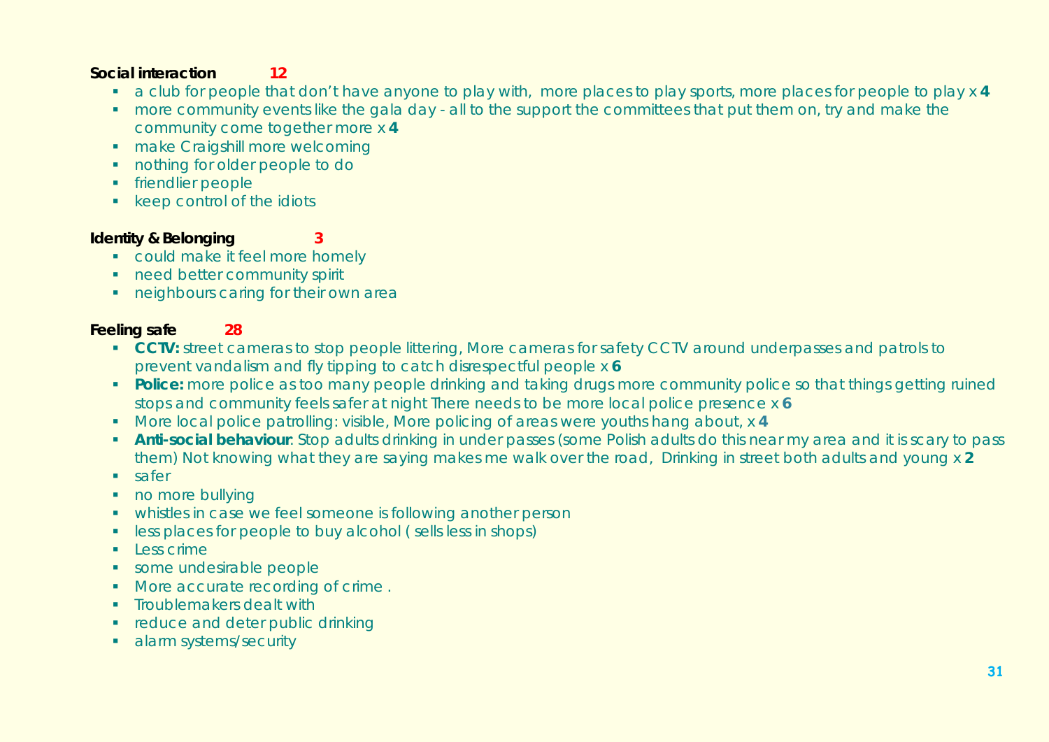**Social interaction** 12

- a club for people that don't have anyone to play with, more places to play sports, more places for people to play x **4**
- more community events like the gala day - all to the support the committees that put them on, try and make the community come together more x **4**
- make Craigshill more welcoming
- nothing for older people to do
- friendlier people
- keep control of the idiots

**Identity & Belonging** 3

- could make it feel more homely
- need better community spirit
- neighbours caring for their own area

**Feeling safe** 28

- **CCTV:** street cameras to stop people littering, More cameras for safety CCTV around underpasses and patrols to prevent vandalism and fly tipping to catch disrespectful people x **6**
- **Police:** more police as too many people drinking and taking drugs more community police so that things getting ruined stops and community feels safer at night There needs to be more local police presence x **6**
- More local police patrolling: visible, More policing of areas were youths hang about, x **4**
- **Anti-social behaviour**: Stop adults drinking in under passes (some Polish adults do this near my area and it is scary to pass them) Not knowing what they are saying makes me walk over the road, Drinking in street both adults and young x **2**
- safer
- no more bullying
- whistles in case we feel someone is following another person
- less places for people to buy alcohol ( sells less in shops)
- Less crime
- some undesirable people
- More accurate recording of crime .
- Troublemakers dealt with
- reduce and deter public drinking
- alarm systems/security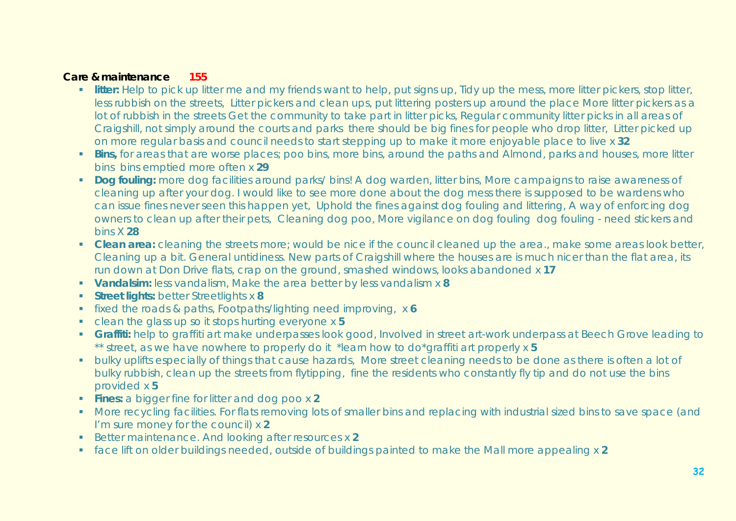**Care & maintenance** 155

- **litter:** Help to pick up litter me and my friends want to help, put signs up, Tidy up the mess, more litter pickers, stop litter, less rubbish on the streets, Litter pickers and clean ups, put littering posters up around the place More litter pickers as a lot of rubbish in the streets Get the community to take part in litter picks, Regular community litter picks in all areas of Craigshill, not simply around the courts and parks there should be big fines for people who drop litter, Litter picked up on more regular basis and council needs to start stepping up to make it more enjoyable place to live x **32**
- **Bins,** for areas that are worse places; poo bins, more bins, around the paths and Almond, parks and houses, more litter bins bins emptied more often x **29**
- **Dog fouling:** more dog facilities around parks/ bins! A dog warden, litter bins, More campaigns to raise awareness of cleaning up after your dog. I would like to see more done about the dog mess there is supposed to be wardens who can issue fines never seen this happen yet, Uphold the fines against dog fouling and littering, A way of enforcing dog owners to clean up after their pets, Cleaning dog poo, More vigilance on dog fouling dog fouling - need stickers and bins X **28**
- **Clean area:** cleaning the streets more; would be nice if the council cleaned up the area., make some areas look better, Cleaning up a bit. General untidiness. New parts of Craigshill where the houses are is much nicer than the flat area, its run down at Don Drive flats, crap on the ground, smashed windows, looks abandoned x **17**
- **Vandalsim:** less vandalism, Make the area better by less vandalism x **8**
- **Street lights:** better Streetlights x **8**
- fixed the roads & paths, Footpaths/lighting need improving, x **6**
- clean the glass up so it stops hurting everyone x **5**
- **Graffiti:** help to graffiti art make underpasses look good, Involved in street art-work underpass at Beech Grove leading to ** street, as we have nowhere to properly do it *learn how to do*graffiti art properly x **5**
- bulky uplifts especially of things that cause hazards, More street cleaning needs to be done as there is often a lot of bulky rubbish, clean up the streets from flytipping, fine the residents who constantly fly tip and do not use the bins provided x **5**
- **Fines:** a bigger fine for litter and dog poo x **2**
- More recycling facilities. For flats removing lots of smaller bins and replacing with industrial sized bins to save space (and I'm sure money for the council) x **2**
- Better maintenance. And looking after resources x **2**
- face lift on older buildings needed, outside of buildings painted to make the Mall more appealing x **2**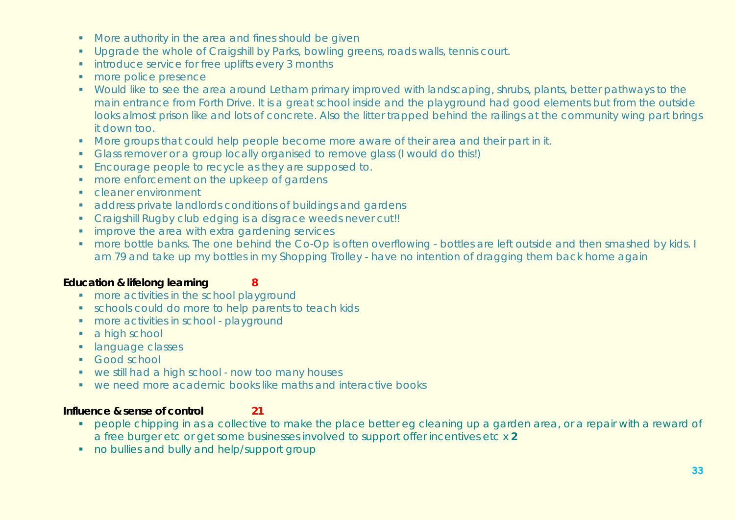- More authority in the area and fines should be given
- Upgrade the whole of Craigshill by Parks, bowling greens, roads walls, tennis court.
- introduce service for free uplifts every 3 months
- more police presence
- Would like to see the area around Letham primary improved with landscaping, shrubs, plants, better pathways to the main entrance from Forth Drive. It is a great school inside and the playground had good elements but from the outside looks almost prison like and lots of concrete. Also the litter trapped behind the railings at the community wing part brings it down too.
- More groups that could help people become more aware of their area and their part in it.
- Glass remover or a group locally organised to remove glass (I would do this!)
- Encourage people to recycle as they are supposed to.
- more enforcement on the upkeep of gardens
- cleaner environment
- address private landlords conditions of buildings and gardens
- Craigshill Rugby club edging is a disgrace weeds never cut!!
- improve the area with extra gardening services
- more bottle banks. The one behind the Co-Op is often overflowing - bottles are left outside and then smashed by kids. I am 79 and take up my bottles in my Shopping Trolley - have no intention of dragging them back home again

**Education & lifelong learning** **8**

- more activities in the school playground
- schools could do more to help parents to teach kids
- more activities in school - playground
- a high school
- language classes
- Good school
- we still had a high school - now too many houses
- we need more academic books like maths and interactive books

**Influence & sense of control** **21**

- people chipping in as a collective to make the place better eg cleaning up a garden area, or a repair with a reward of a free burger etc or get some businesses involved to support offer incentives etc x **2**
- no bullies and bully and help/support group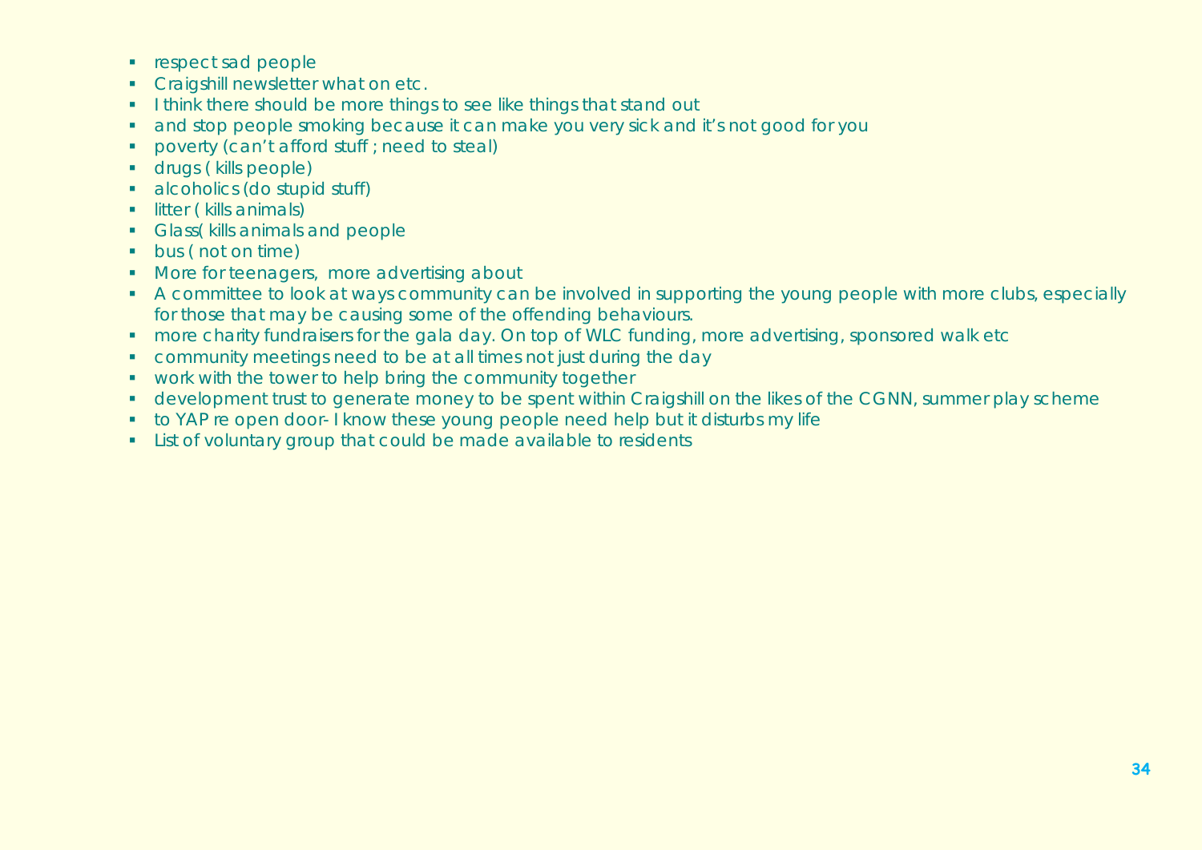- respect sad people
- Craigshill newsletter what on etc.
- I think there should be more things to see like things that stand out
- and stop people smoking because it can make you very sick and it's not good for you
- poverty (can't afford stuff ; need to steal)
- drugs ( kills people)
- alcoholics (do stupid stuff)
- litter ( kills animals)
- Glass( kills animals and people
- bus ( not on time)
- More for teenagers, more advertising about
- A committee to look at ways community can be involved in supporting the young people with more clubs, especially for those that may be causing some of the offending behaviours.
- more charity fundraisers for the gala day. On top of WLC funding, more advertising, sponsored walk etc
- community meetings need to be at all times not just during the day
- work with the tower to help bring the community together
- development trust to generate money to be spent within Craigshill on the likes of the CGNN, summer play scheme
- to YAP re open door- I know these young people need help but it disturbs my life
- List of voluntary group that could be made available to residents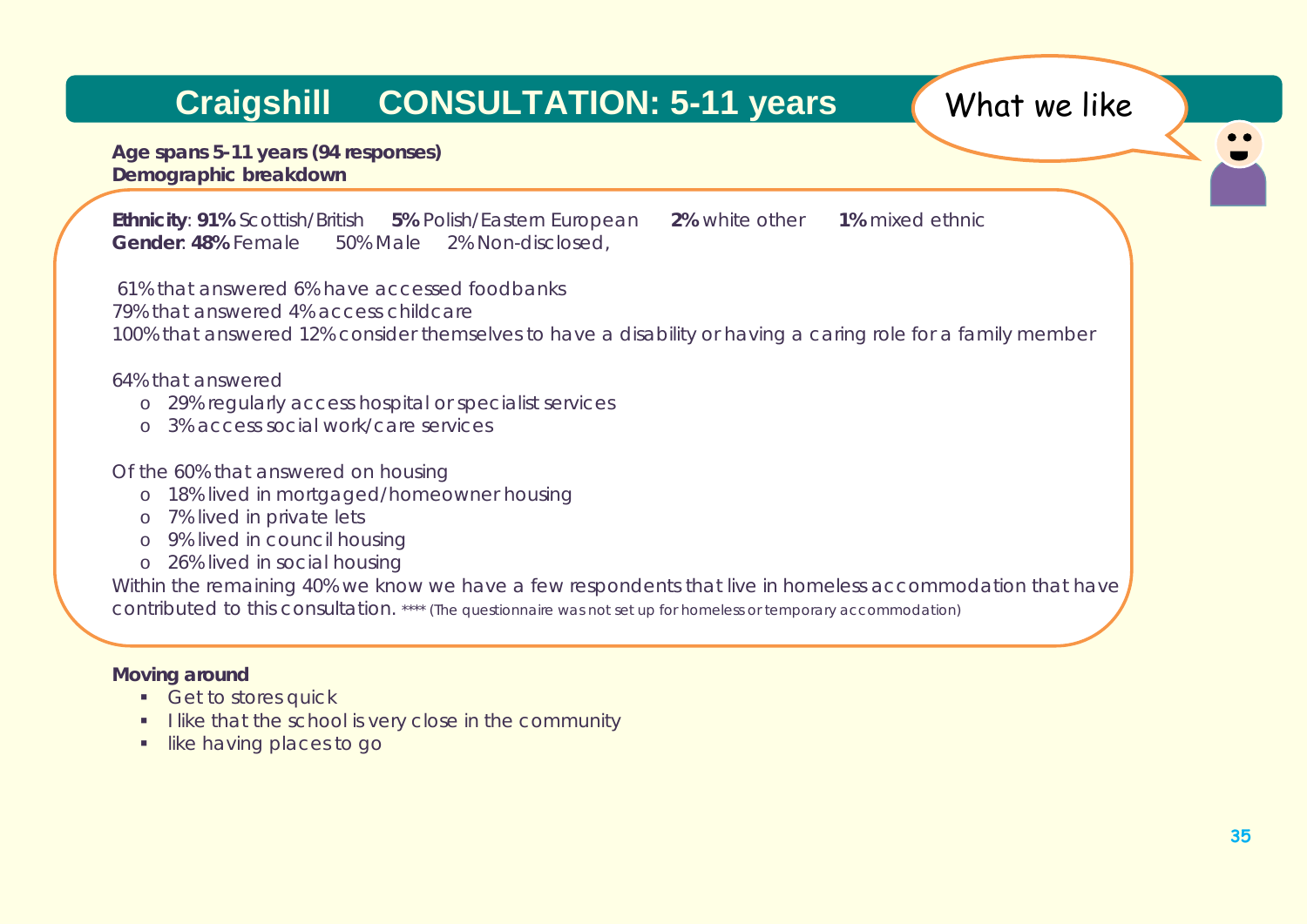# Craigshill CONSULTATION: 5-11 years

What we like

**Age spans 5-11 years (94 responses)**
**Demographic breakdown**

**Ethnicity**: **91%** Scottish/British **5%** Polish/Eastern European **2%** white other **1%** mixed ethnic
**Gender**: **48%** Female 50% Male 2% Non-disclosed,

61% that answered 6% have accessed foodbanks
79% that answered 4% access childcare
100% that answered 12% consider themselves to have a disability or having a caring role for a family member

64% that answered

- 29% regularly access hospital or specialist services
- 3% access social work/care services

Of the 60% that answered on housing

- 18% lived in mortgaged/homeowner housing
- 7% lived in private lets
- 9% lived in council housing
- 26% lived in social housing

Within the remaining 40% we know we have a few respondents that live in homeless accommodation that have contributed to this consultation. **** (The questionnaire was not set up for homeless or temporary accommodation)

**Moving around**

- Get to stores quick
- I like that the school is very close in the community
- like having places to go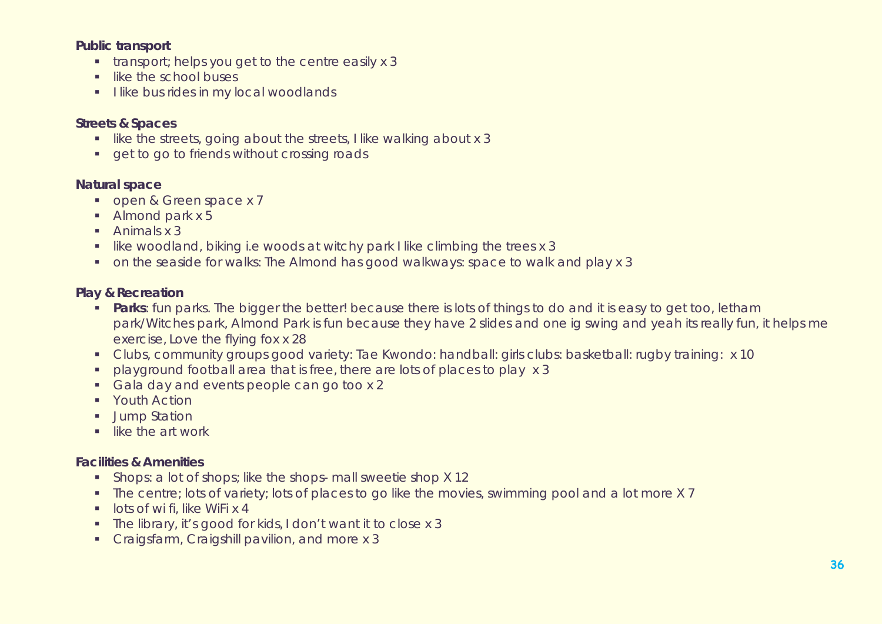**Public transport**

- transport; helps you get to the centre easily x 3
- like the school buses
- I like bus rides in my local woodlands

**Streets & Spaces**

- like the streets, going about the streets, I like walking about x 3
- get to go to friends without crossing roads

**Natural space**

- open & Green space x 7
- Almond park x 5
- Animals x 3
- like woodland, biking i.e woods at witchy park I like climbing the trees x 3
- on the seaside for walks: The Almond has good walkways: space to walk and play x 3

**Play & Recreation**

- **Parks**: fun parks. The bigger the better! because there is lots of things to do and it is easy to get too, letham park/Witches park, Almond Park is fun because they have 2 slides and one ig swing and yeah its really fun, it helps me exercise, Love the flying fox x 28
- Clubs, community groups good variety: Tae Kwondo: handball: girls clubs: basketball: rugby training: x 10
- playground football area that is free, there are lots of places to play x 3
- Gala day and events people can go too x 2
- Youth Action
- Jump Station
- like the art work

**Facilities & Amenities**

- Shops: a lot of shops; like the shops- mall sweetie shop X 12
- The centre; lots of variety; lots of places to go like the movies, swimming pool and a lot more X 7
- lots of wi fi, like WiFi x 4
- The library, it's good for kids, I don't want it to close x 3
- Craigsfarm, Craigshill pavilion, and more x 3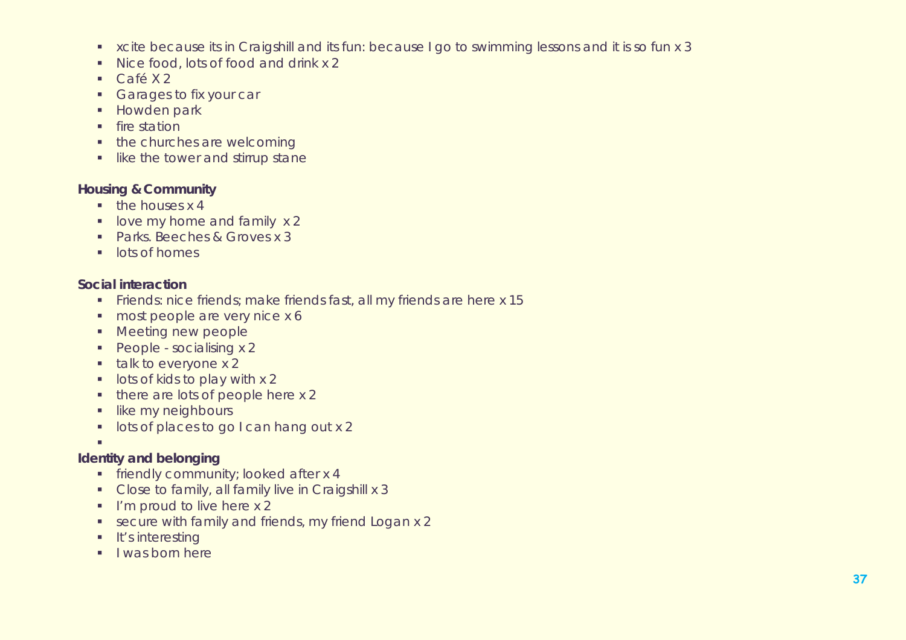- xcite because its in Craigshill and its fun: because I go to swimming lessons and it is so fun x 3
- Nice food, lots of food and drink x 2
- Café X 2
- Garages to fix your car
- Howden park
- fire station
- the churches are welcoming
- like the tower and stirrup stane

**Housing & Community**

- the houses x 4
- love my home and family x 2
- Parks. Beeches & Groves x 3
- lots of homes

**Social interaction**

- Friends: nice friends; make friends fast, all my friends are here x 15
- most people are very nice x 6
- Meeting new people
- People - socialising x 2
- talk to everyone x 2
- lots of kids to play with x 2
- there are lots of people here x 2
- like my neighbours
- lots of places to go I can hang out x 2

**Identity and belonging**

- friendly community; looked after x 4
- Close to family, all family live in Craigshill x 3
- I'm proud to live here x 2
- secure with family and friends, my friend Logan x 2
- It's interesting
- I was born here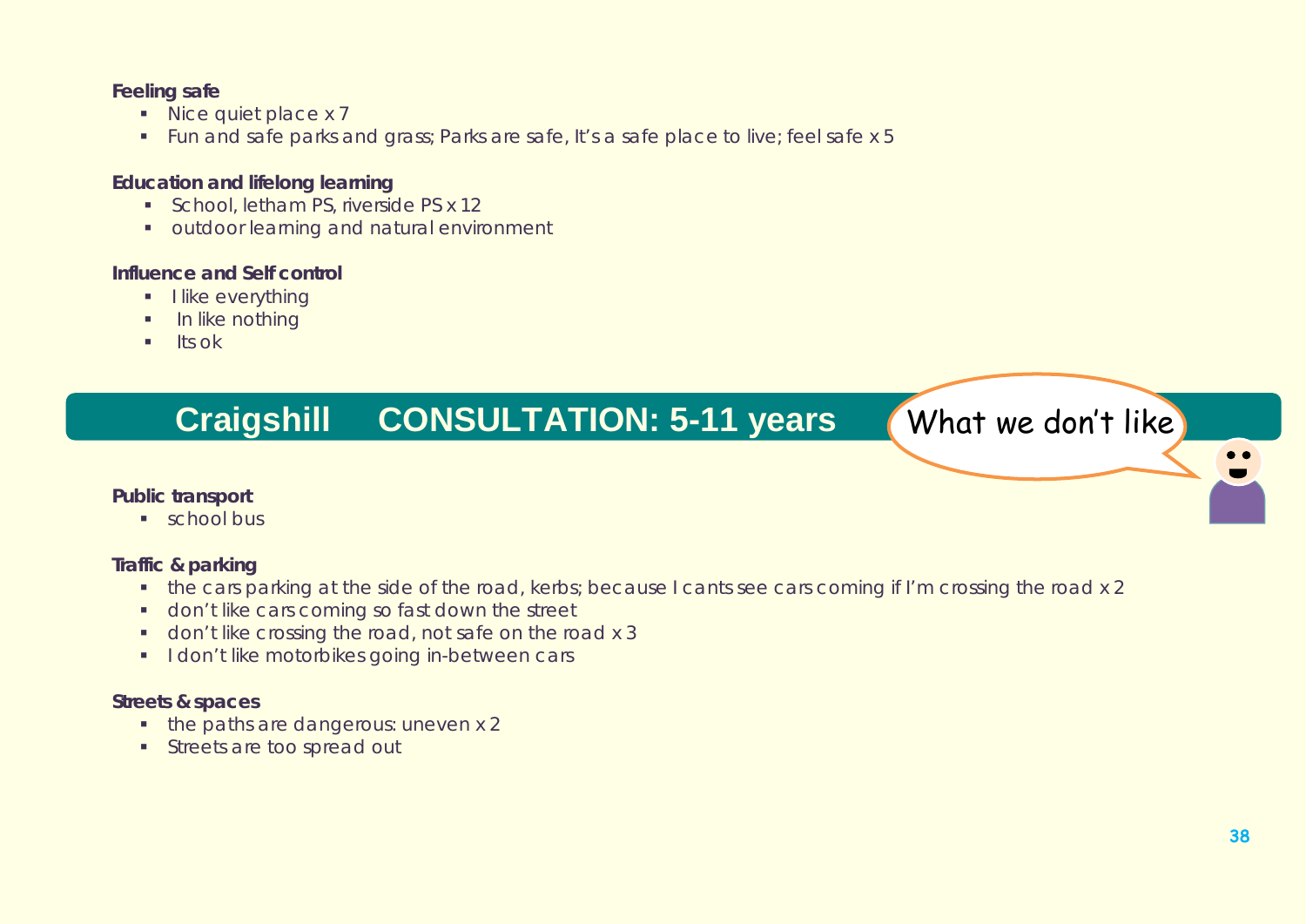**Feeling safe**

- Nice quiet place x 7
- Fun and safe parks and grass; Parks are safe, It's a safe place to live; feel safe x 5

**Education and lifelong learning**

- School, letham PS, riverside PS x 12
- outdoor learning and natural environment

**Influence and Self control**

- I like everything
- In like nothing
- Its ok

## Craigshill CONSULTATION: 5-11 years

What we don't like

**Public transport**

- school bus

**Traffic & parking**

- the cars parking at the side of the road, kerbs; because I cants see cars coming if I'm crossing the road x 2
- don't like cars coming so fast down the street
- don't like crossing the road, not safe on the road x 3
- I don't like motorbikes going in-between cars

**Streets & spaces**

- the paths are dangerous: uneven x 2
- Streets are too spread out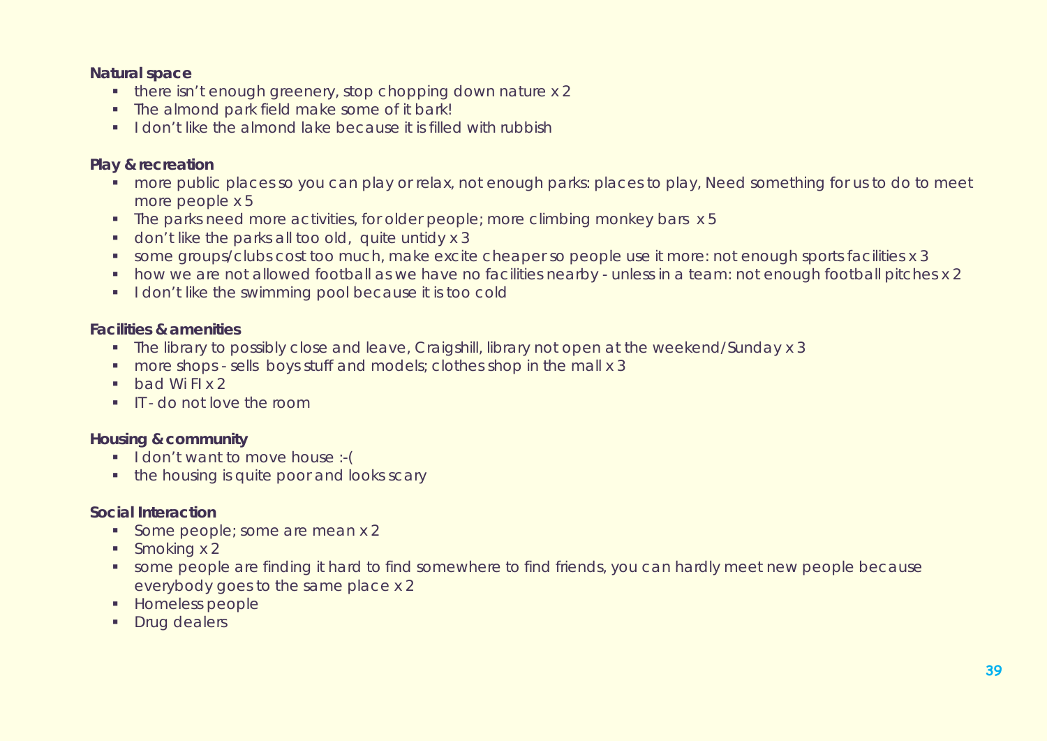**Natural space**

- there isn’t enough greenery, stop chopping down nature x 2
- The almond park field make some of it bark!
- I don’t like the almond lake because it is filled with rubbish

**Play & recreation**

- more public places so you can play or relax, not enough parks: places to play, Need something for us to do to meet more people x 5
- The parks need more activities, for older people; more climbing monkey bars x 5
- don’t like the parks all too old, quite untidy x 3
- some groups/clubs cost too much, make excite cheaper so people use it more: not enough sports facilities x 3
- how we are not allowed football as we have no facilities nearby - unless in a team: not enough football pitches x 2
- I don’t like the swimming pool because it is too cold

**Facilities & amenities**

- The library to possibly close and leave, Craigshill, library not open at the weekend/Sunday x 3
- more shops - sells boys stuff and models; clothes shop in the mall x 3
- bad Wi FI x 2
- IT - do not love the room

**Housing & community**

- I don’t want to move house :-(
- the housing is quite poor and looks scary

**Social Interaction**

- Some people; some are mean x 2
- Smoking x 2
- some people are finding it hard to find somewhere to find friends, you can hardly meet new people because everybody goes to the same place x 2
- Homeless people
- Drug dealers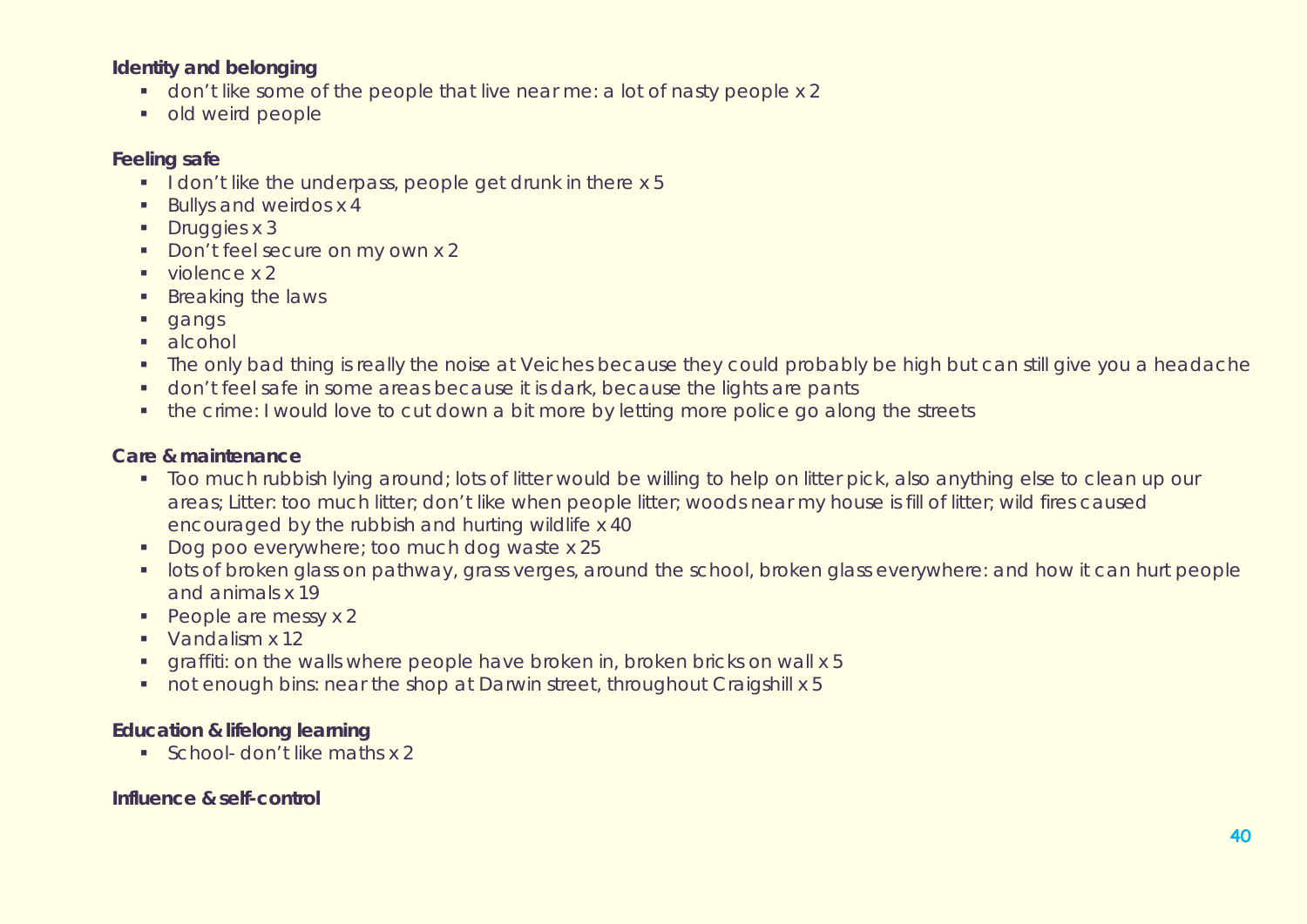**Identity and belonging**

- don't like some of the people that live near me: a lot of nasty people x 2
- old weird people

**Feeling safe**

- I don't like the underpass, people get drunk in there x 5
- Bullys and weirdos x 4
- Druggies x 3
- Don't feel secure on my own x 2
- violence x 2
- Breaking the laws
- gangs
- alcohol
- The only bad thing is really the noise at Veiches because they could probably be high but can still give you a headache
- don't feel safe in some areas because it is dark, because the lights are pants
- the crime: I would love to cut down a bit more by letting more police go along the streets

**Care & maintenance**

- Too much rubbish lying around; lots of litter would be willing to help on litter pick, also anything else to clean up our areas; Litter: too much litter; don't like when people litter; woods near my house is fill of litter; wild fires caused encouraged by the rubbish and hurting wildlife x 40
- Dog poo everywhere; too much dog waste x 25
- lots of broken glass on pathway, grass verges, around the school, broken glass everywhere: and how it can hurt people and animals x 19
- People are messy x 2
- Vandalism x 12
- graffiti: on the walls where people have broken in, broken bricks on wall x 5
- not enough bins: near the shop at Darwin street, throughout Craigshill x 5

**Education & lifelong learning**

- School- don't like maths x 2

**Influence & self-control**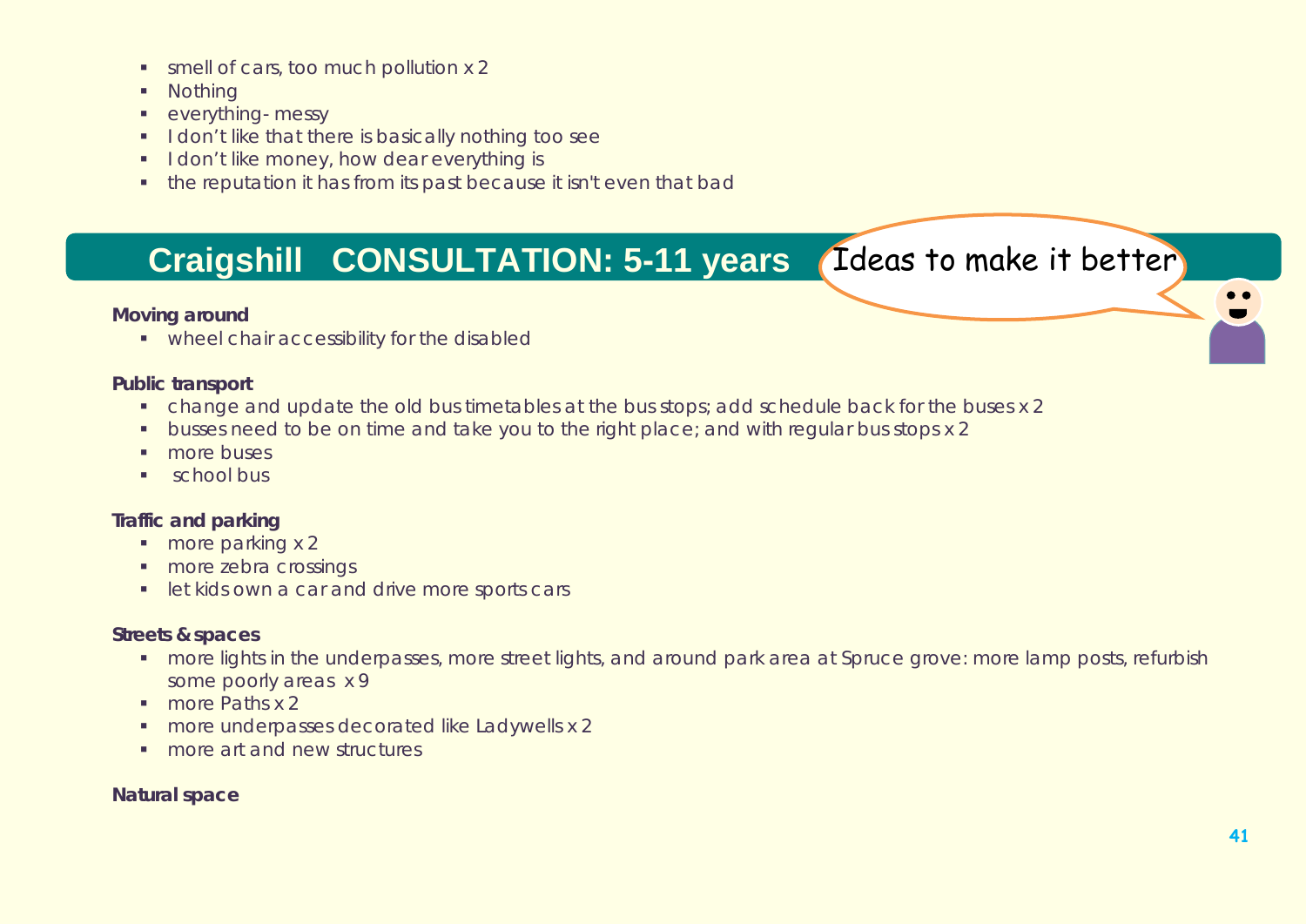- smell of cars, too much pollution x 2
- Nothing
- everything- messy
- I don't like that there is basically nothing too see
- I don't like money, how dear everything is
- the reputation it has from its past because it isn't even that bad

## Craigshill CONSULTATION: 5-11 years

Ideas to make it better

**Moving around**

- wheel chair accessibility for the disabled

**Public transport**

- change and update the old bus timetables at the bus stops; add schedule back for the buses x 2
- busses need to be on time and take you to the right place; and with regular bus stops x 2
- more buses
- school bus

**Traffic and parking**

- more parking x 2
- more zebra crossings
- let kids own a car and drive more sports cars

**Streets & spaces**

- more lights in the underpasses, more street lights, and around park area at Spruce grove: more lamp posts, refurbish some poorly areas x 9
- more Paths x 2
- more underpasses decorated like Ladywells x 2
- more art and new structures

**Natural space**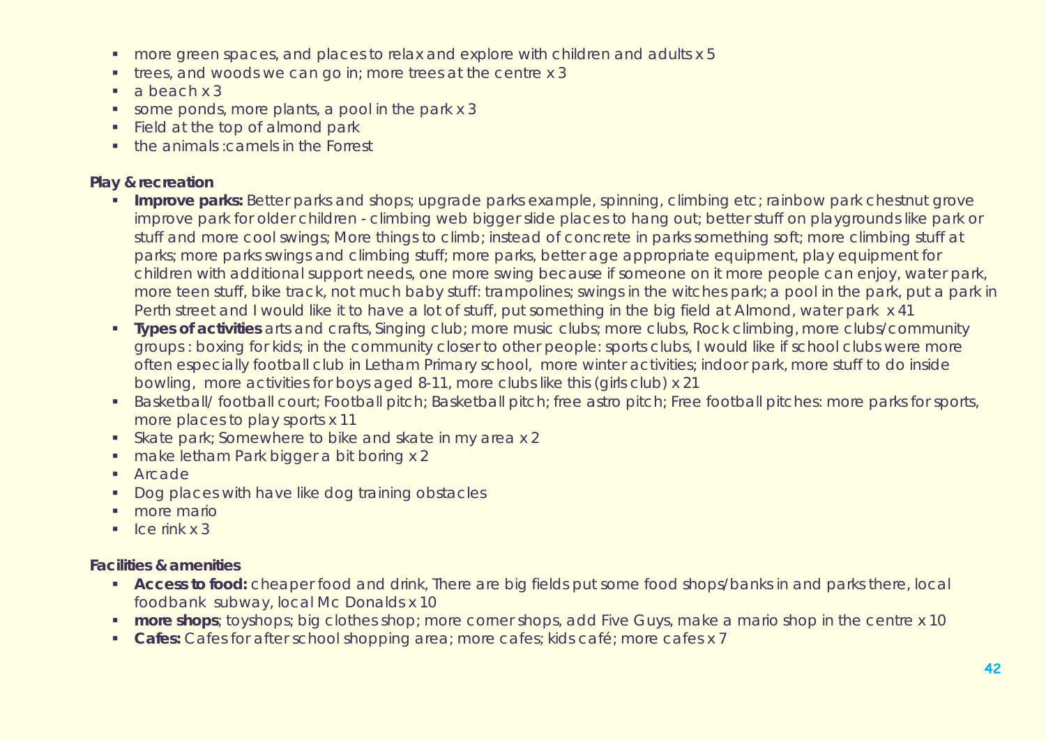- more green spaces, and places to relax and explore with children and adults x 5
- trees, and woods we can go in; more trees at the centre x 3
- a beach x 3
- some ponds, more plants, a pool in the park x 3
- Field at the top of almond park
- the animals :camels in the Forrest

**Play & recreation**

- **Improve parks:** Better parks and shops; upgrade parks example, spinning, climbing etc; rainbow park chestnut grove improve park for older children - climbing web bigger slide places to hang out; better stuff on playgrounds like park or stuff and more cool swings; More things to climb; instead of concrete in parks something soft; more climbing stuff at parks; more parks swings and climbing stuff; more parks, better age appropriate equipment, play equipment for children with additional support needs, one more swing because if someone on it more people can enjoy, water park, more teen stuff, bike track, not much baby stuff: trampolines; swings in the witches park; a pool in the park, put a park in Perth street and I would like it to have a lot of stuff, put something in the big field at Almond, water park x 41
- **Types of activities** arts and crafts, Singing club; more music clubs; more clubs, Rock climbing, more clubs/community groups : boxing for kids; in the community closer to other people: sports clubs, I would like if school clubs were more often especially football club in Letham Primary school, more winter activities; indoor park, more stuff to do inside bowling, more activities for boys aged 8-11, more clubs like this (girls club) x 21
- Basketball/ football court; Football pitch; Basketball pitch; free astro pitch; Free football pitches: more parks for sports, more places to play sports x 11
- Skate park; Somewhere to bike and skate in my area x 2
- make letham Park bigger a bit boring x 2
- Arcade
- Dog places with have like dog training obstacles
- more mario
- Ice rink x 3

**Facilities & amenities**

- **Access to food:** cheaper food and drink, There are big fields put some food shops/banks in and parks there, local foodbank subway, local Mc Donalds x 10
- **more shops**; toyshops; big clothes shop; more corner shops, add Five Guys, make a mario shop in the centre x 10
- **Cafes:** Cafes for after school shopping area; more cafes; kids café; more cafes x 7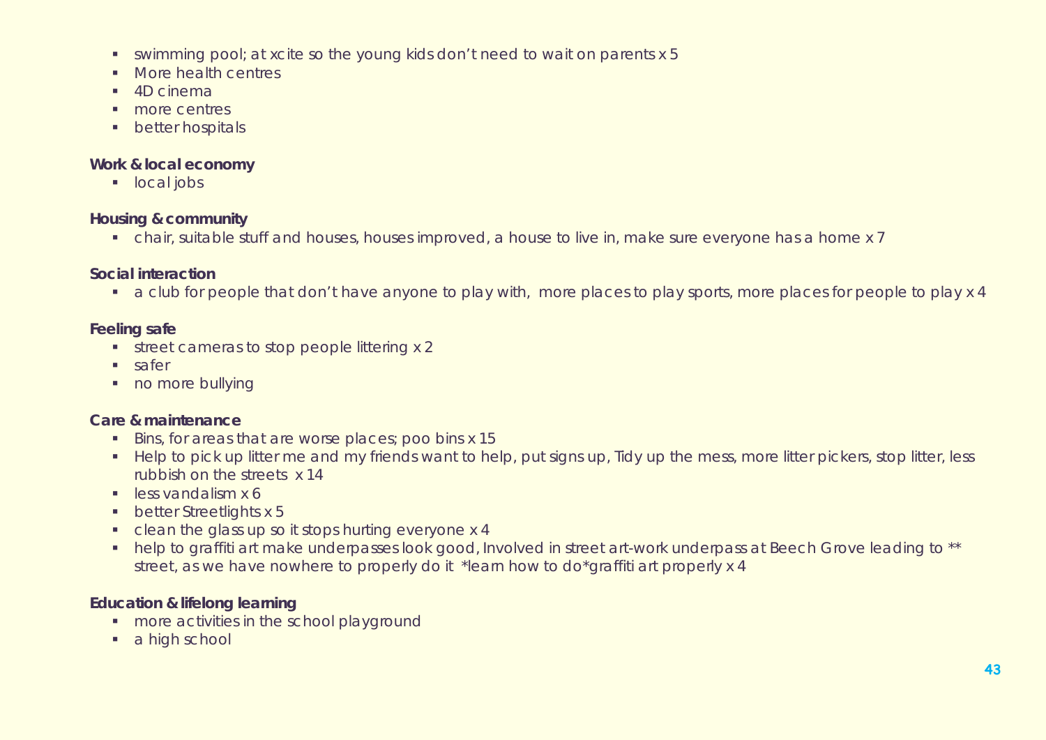- swimming pool; at xcite so the young kids don't need to wait on parents x 5
- More health centres
- 4D cinema
- more centres
- better hospitals

**Work & local economy**

- local jobs

**Housing & community**

- chair, suitable stuff and houses, houses improved, a house to live in, make sure everyone has a home x 7

**Social interaction**

- a club for people that don't have anyone to play with, more places to play sports, more places for people to play x 4

**Feeling safe**

- street cameras to stop people littering x 2
- safer
- no more bullying

**Care & maintenance**

- Bins, for areas that are worse places; poo bins x 15
- Help to pick up litter me and my friends want to help, put signs up, Tidy up the mess, more litter pickers, stop litter, less rubbish on the streets x 14
- less vandalism x 6
- better Streetlights x 5
- clean the glass up so it stops hurting everyone x 4
- help to graffiti art make underpasses look good, Involved in street art-work underpass at Beech Grove leading to ** street, as we have nowhere to properly do it *learn how to do*graffiti art properly x 4

**Education & lifelong learning**

- more activities in the school playground
- a high school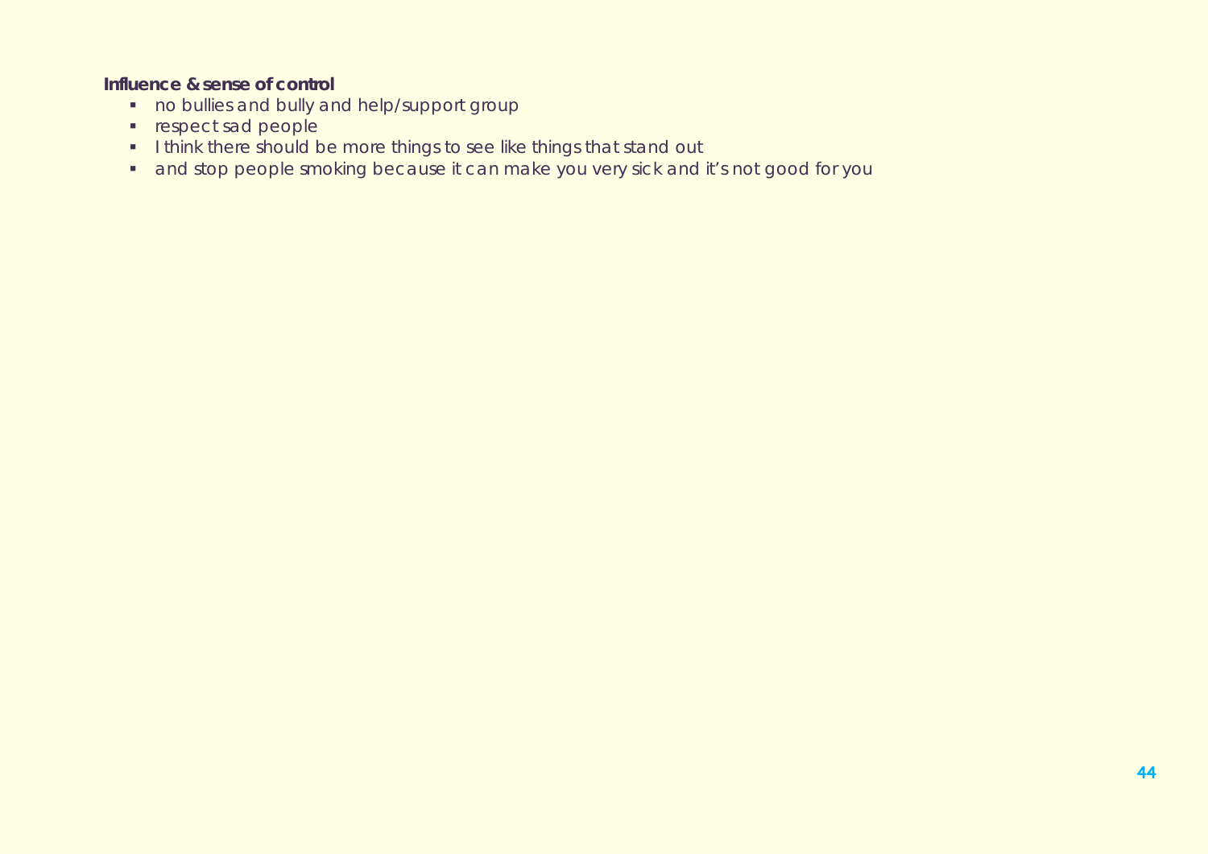**Influence & sense of control**

- no bullies and bully and help/support group
- respect sad people
- I think there should be more things to see like things that stand out
- and stop people smoking because it can make you very sick and it's not good for you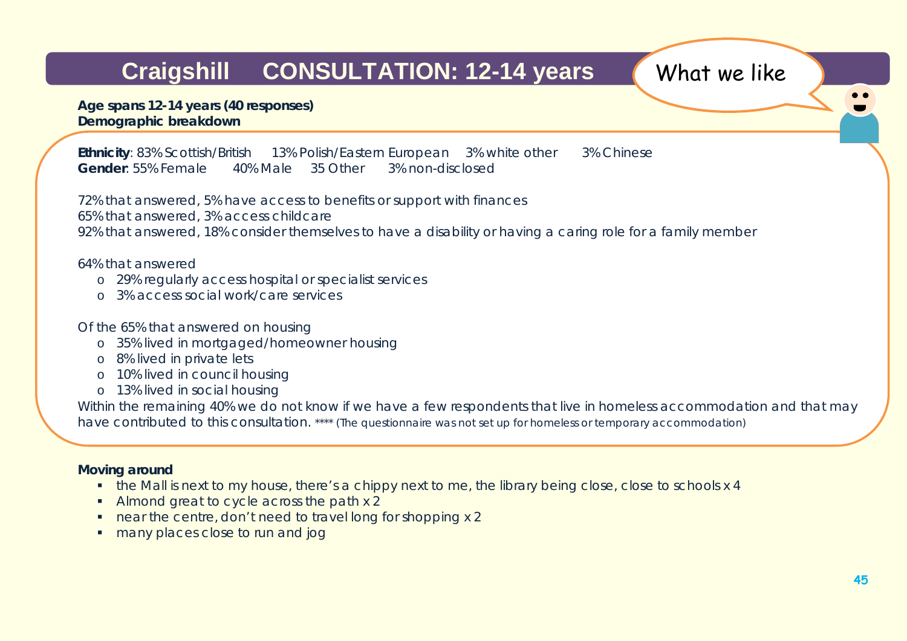# Craigshill CONSULTATION: 12-14 years

What we like

**Age spans 12-14 years (40 responses)**
**Demographic breakdown**

**Ethnicity**: 83% Scottish/British 13% Polish/Eastern European 3% white other 3% Chinese
**Gender**: 55% Female 40% Male 35 Other 3% non-disclosed

72% that answered, 5% have access to benefits or support with finances
65% that answered, 3% access childcare
92% that answered, 18% consider themselves to have a disability or having a caring role for a family member

64% that answered

- 29% regularly access hospital or specialist services
- 3% access social work/care services

Of the 65% that answered on housing

- 35% lived in mortgaged/homeowner housing
- 8% lived in private lets
- 10% lived in council housing
- 13% lived in social housing

Within the remaining 40% we do not know if we have a few respondents that live in homeless accommodation and that may have contributed to this consultation. **** (The questionnaire was not set up for homeless or temporary accommodation)

**Moving around**

- the Mall is next to my house, there's a chippy next to me, the library being close, close to schools x 4
- Almond great to cycle across the path x 2
- near the centre, don't need to travel long for shopping x 2
- many places close to run and jog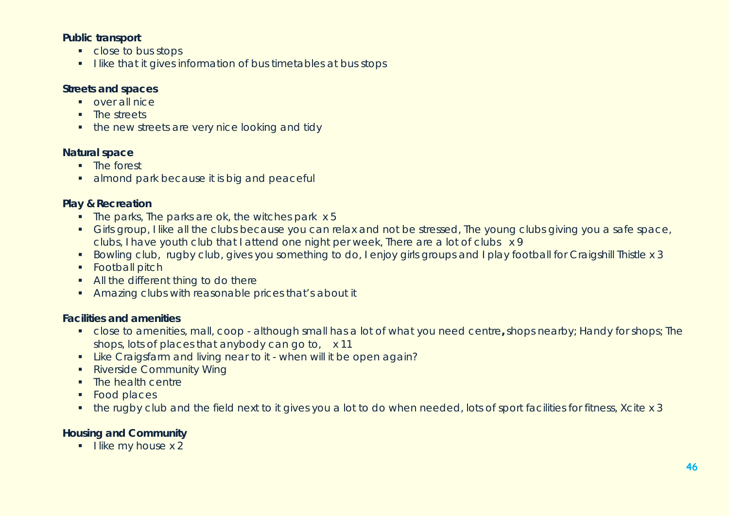**Public transport**

- close to bus stops
- I like that it gives information of bus timetables at bus stops

**Streets and spaces**

- over all nice
- The streets
- the new streets are very nice looking and tidy

**Natural space**

- The forest
- almond park because it is big and peaceful

**Play & Recreation**

- The parks, The parks are ok, the witches park x 5
- Girls group, I like all the clubs because you can relax and not be stressed, The young clubs giving you a safe space, clubs, I have youth club that I attend one night per week, There are a lot of clubs x 9
- Bowling club, rugby club, gives you something to do, I enjoy girls groups and I play football for Craigshill Thistle x 3
- Football pitch
- All the different thing to do there
- Amazing clubs with reasonable prices that's about it

**Facilities and amenities**

- close to amenities, mall, coop - although small has a lot of what you need centre**,** shops nearby; Handy for shops; The shops, lots of places that anybody can go to, x 11
- Like Craigsfarm and living near to it - when will it be open again?
- Riverside Community Wing
- The health centre
- Food places
- the rugby club and the field next to it gives you a lot to do when needed, lots of sport facilities for fitness, Xcite x 3

**Housing and Community**

- I like my house x 2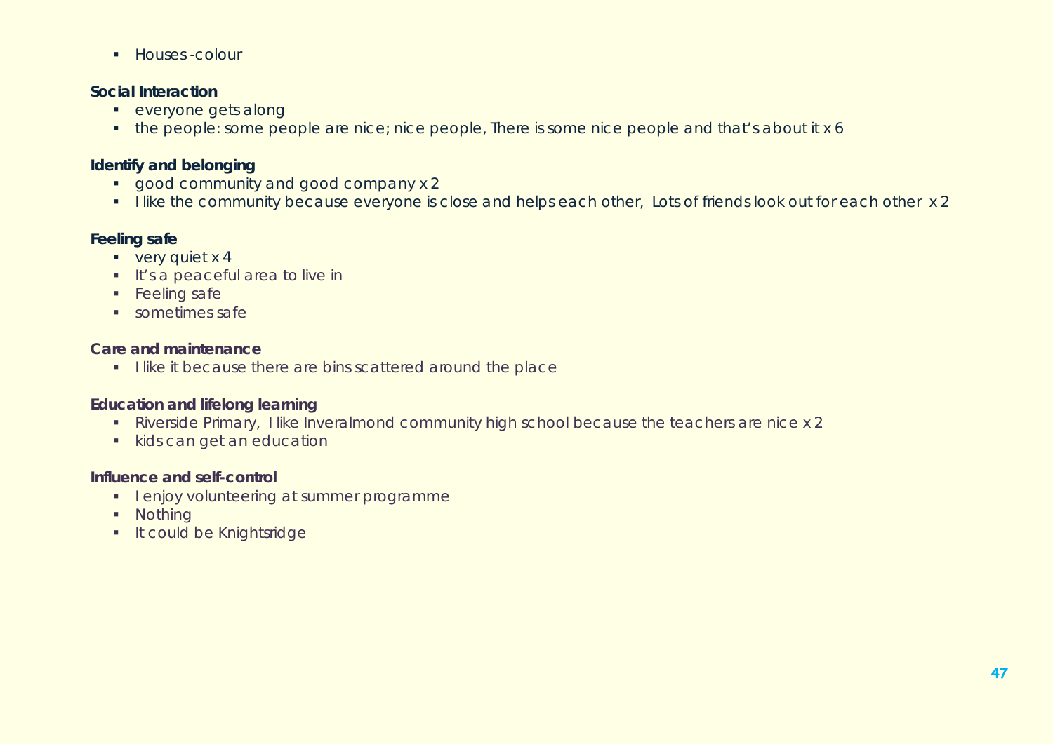- Houses -colour

**Social Interaction**

- everyone gets along
- the people: some people are nice; nice people, There is some nice people and that's about it x 6

**Identify and belonging**

- good community and good company x 2
- I like the community because everyone is close and helps each other, Lots of friends look out for each other x 2

**Feeling safe**

- very quiet x 4
- It's a peaceful area to live in
- Feeling safe
- sometimes safe

**Care and maintenance**

- I like it because there are bins scattered around the place

**Education and lifelong learning**

- Riverside Primary, I like Inveralmond community high school because the teachers are nice x 2
- kids can get an education

**Influence and self-control**

- I enjoy volunteering at summer programme
- Nothing
- It could be Knightsridge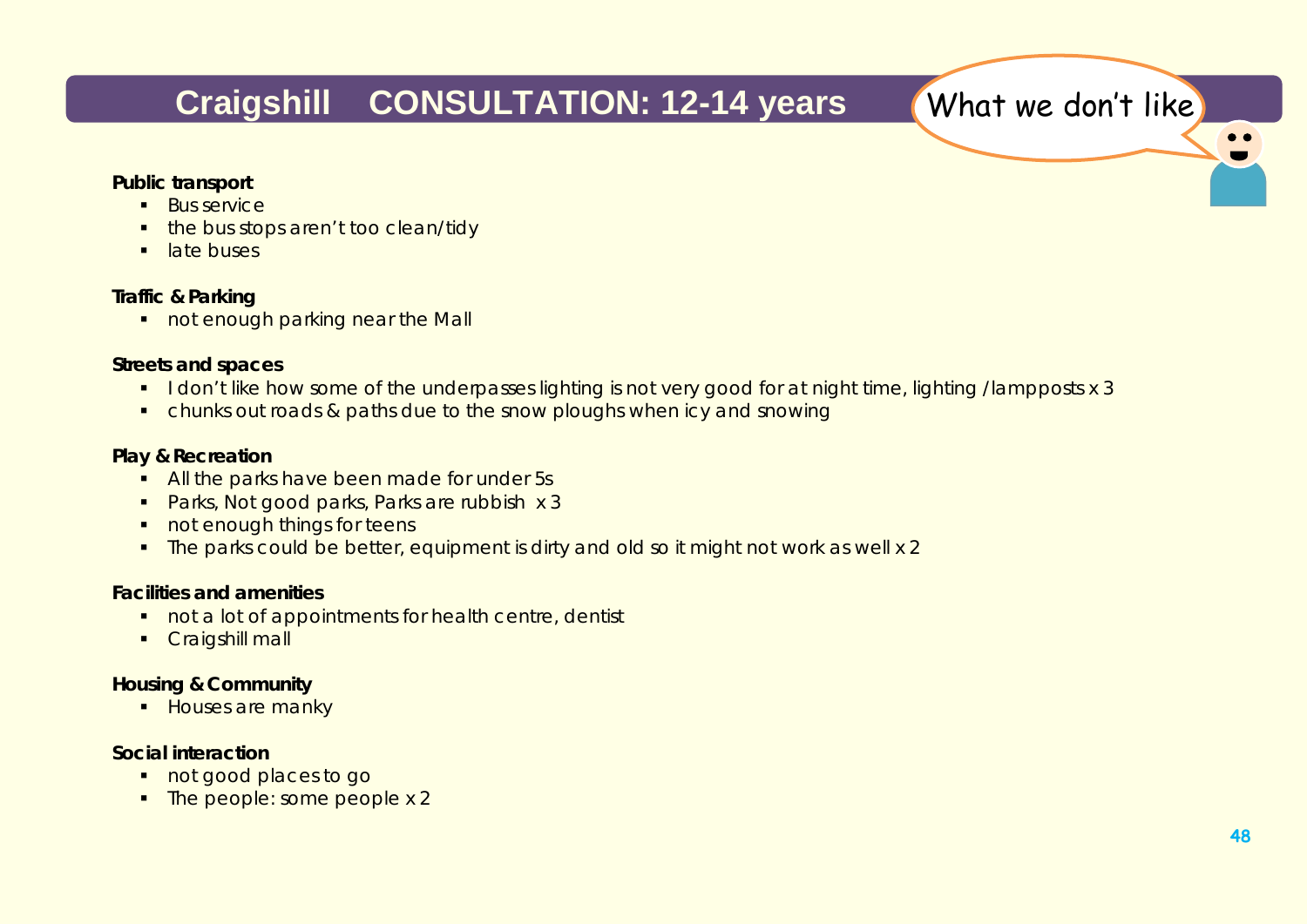# Craigshill CONSULTATION: 12-14 years

What we don't like

**Public transport**

- Bus service
- the bus stops aren't too clean/tidy
- late buses

**Traffic & Parking**

- not enough parking near the Mall

**Streets and spaces**

- I don't like how some of the underpasses lighting is not very good for at night time, lighting /lampposts x 3
- chunks out roads & paths due to the snow ploughs when icy and snowing

**Play & Recreation**

- All the parks have been made for under 5s
- Parks, Not good parks, Parks are rubbish x 3
- not enough things for teens
- The parks could be better, equipment is dirty and old so it might not work as well x 2

**Facilities and amenities**

- not a lot of appointments for health centre, dentist
- Craigshill mall

**Housing & Community**

- Houses are manky

**Social interaction**

- not good places to go
- The people: some people x 2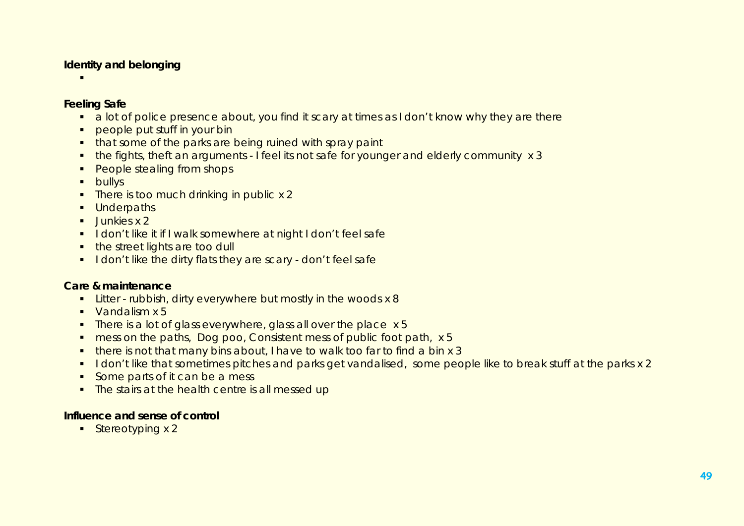**Identity and belonging**

- 

**Feeling Safe**

- a lot of police presence about, you find it scary at times as I don't know why they are there
- people put stuff in your bin
- that some of the parks are being ruined with spray paint
- the fights, theft an arguments - I feel its not safe for younger and elderly community x 3
- People stealing from shops
- bullys
- There is too much drinking in public x 2
- Underpaths
- Junkies x 2
- I don't like it if I walk somewhere at night I don't feel safe
- the street lights are too dull
- I don't like the dirty flats they are scary - don't feel safe

**Care & maintenance**

- Litter - rubbish, dirty everywhere but mostly in the woods x 8
- Vandalism x 5
- There is a lot of glass everywhere, glass all over the place x 5
- mess on the paths, Dog poo, Consistent mess of public foot path, x 5
- there is not that many bins about, I have to walk too far to find a bin x 3
- I don't like that sometimes pitches and parks get vandalised, some people like to break stuff at the parks x 2
- Some parts of it can be a mess
- The stairs at the health centre is all messed up

**Influence and sense of control**

- Stereotyping x 2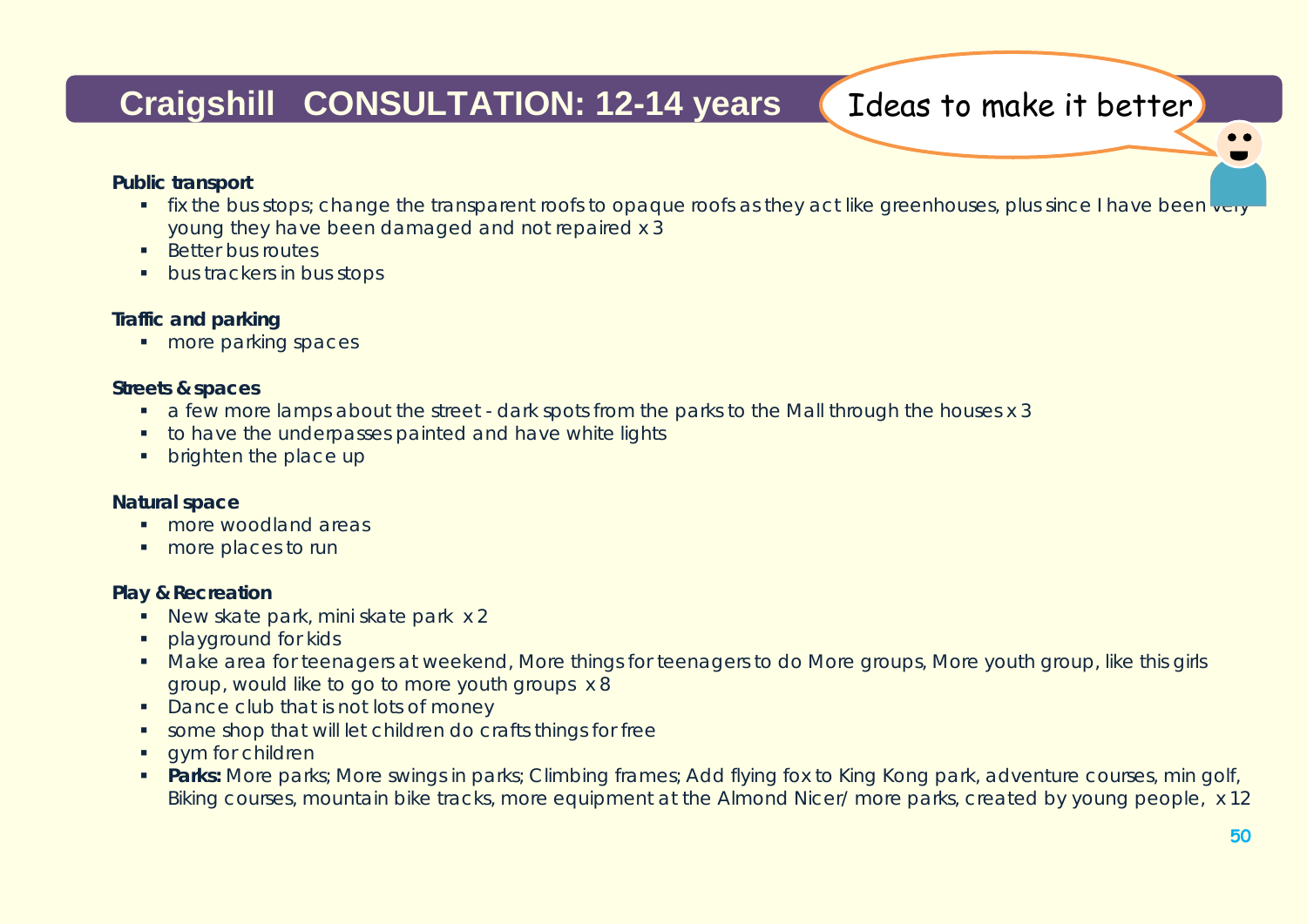# Craigshill CONSULTATION: 12-14 years

Ideas to make it better

**Public transport**

- fix the bus stops; change the transparent roofs to opaque roofs as they act like greenhouses, plus since I have been very young they have been damaged and not repaired x 3
- Better bus routes
- bus trackers in bus stops

**Traffic and parking**

- more parking spaces

**Streets & spaces**

- a few more lamps about the street - dark spots from the parks to the Mall through the houses x 3
- to have the underpasses painted and have white lights
- brighten the place up

**Natural space**

- more woodland areas
- more places to run

**Play & Recreation**

- New skate park, mini skate park x 2
- playground for kids
- Make area for teenagers at weekend, More things for teenagers to do More groups, More youth group, like this girls group, would like to go to more youth groups x 8
- Dance club that is not lots of money
- some shop that will let children do crafts things for free
- gym for children
- **Parks:** More parks; More swings in parks; Climbing frames; Add flying fox to King Kong park, adventure courses, min golf, Biking courses, mountain bike tracks, more equipment at the Almond Nicer/ more parks, created by young people, x 12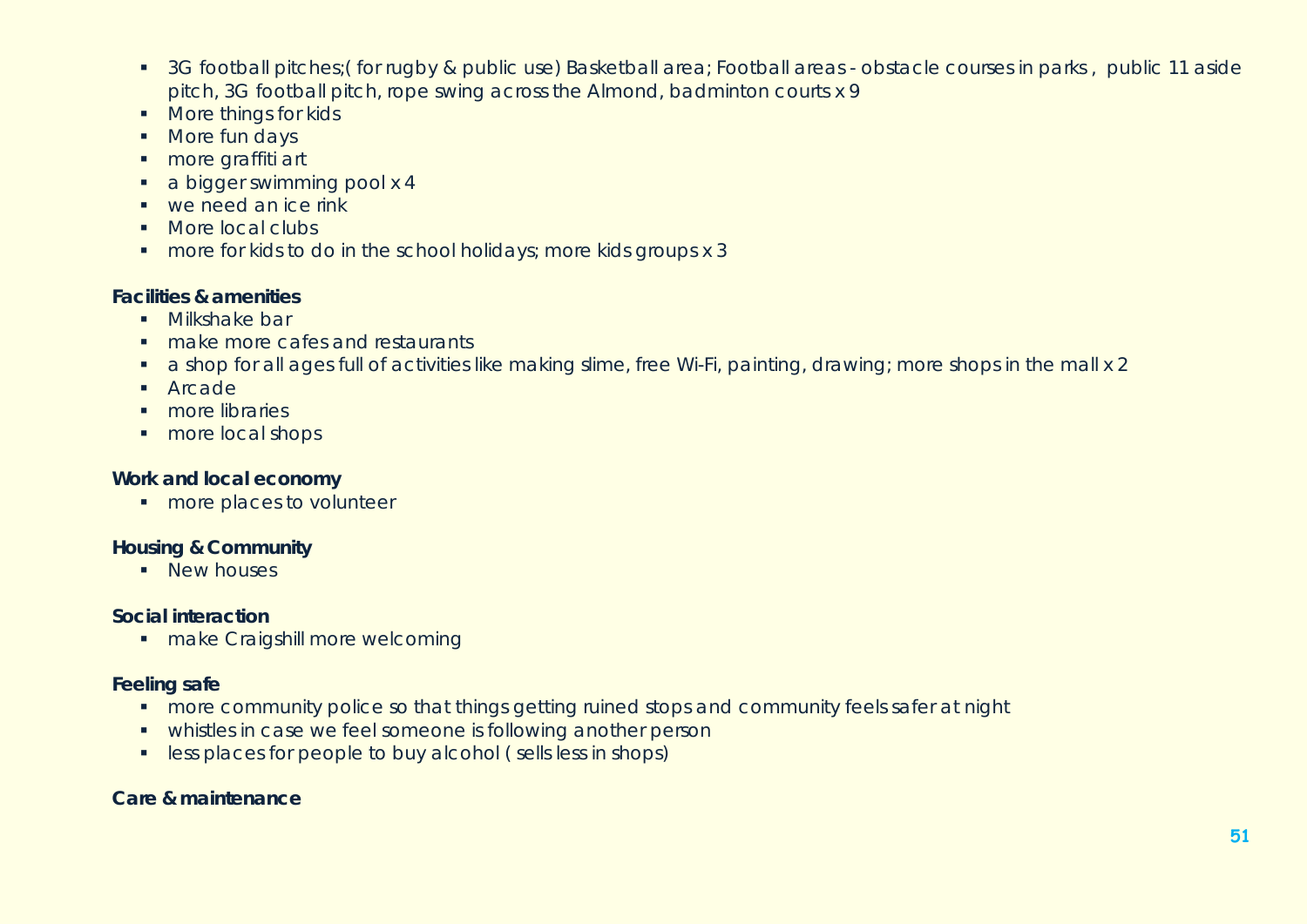- 3G football pitches;( for rugby & public use) Basketball area; Football areas - obstacle courses in parks , public 11 aside pitch, 3G football pitch, rope swing across the Almond, badminton courts x 9
- More things for kids
- More fun days
- more graffiti art
- a bigger swimming pool x 4
- we need an ice rink
- More local clubs
- more for kids to do in the school holidays; more kids groups x 3

**Facilities & amenities**

- Milkshake bar
- make more cafes and restaurants
- a shop for all ages full of activities like making slime, free Wi-Fi, painting, drawing; more shops in the mall x 2
- Arcade
- more libraries
- more local shops

**Work and local economy**

- more places to volunteer

**Housing & Community**

- New houses

**Social interaction**

- make Craigshill more welcoming

**Feeling safe**

- more community police so that things getting ruined stops and community feels safer at night
- whistles in case we feel someone is following another person
- less places for people to buy alcohol ( sells less in shops)

**Care & maintenance**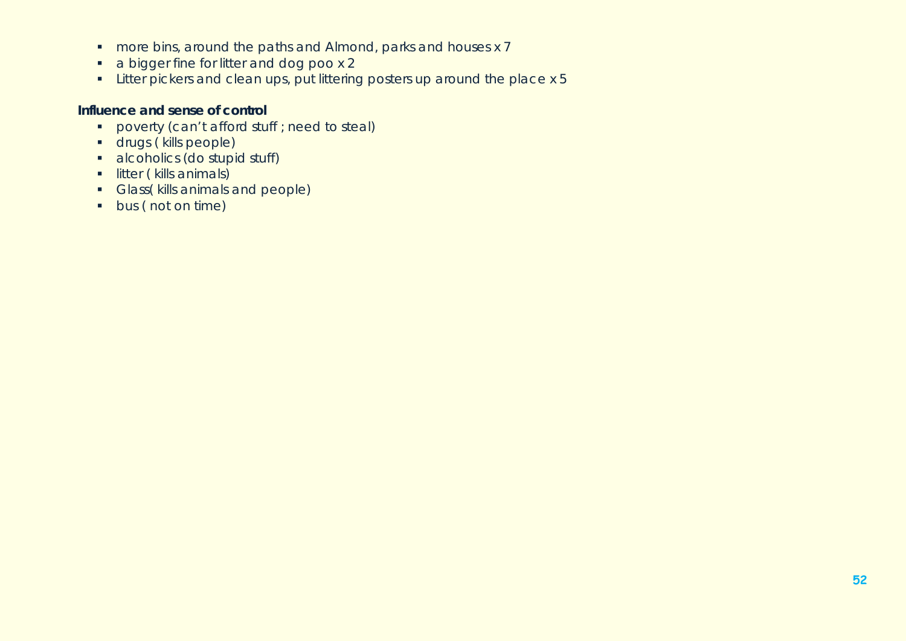- more bins, around the paths and Almond, parks and houses x 7
- a bigger fine for litter and dog poo x 2
- Litter pickers and clean ups, put littering posters up around the place x 5

**Influence and sense of control**

- poverty (can't afford stuff ; need to steal)
- drugs ( kills people)
- alcoholics (do stupid stuff)
- litter ( kills animals)
- Glass( kills animals and people)
- bus ( not on time)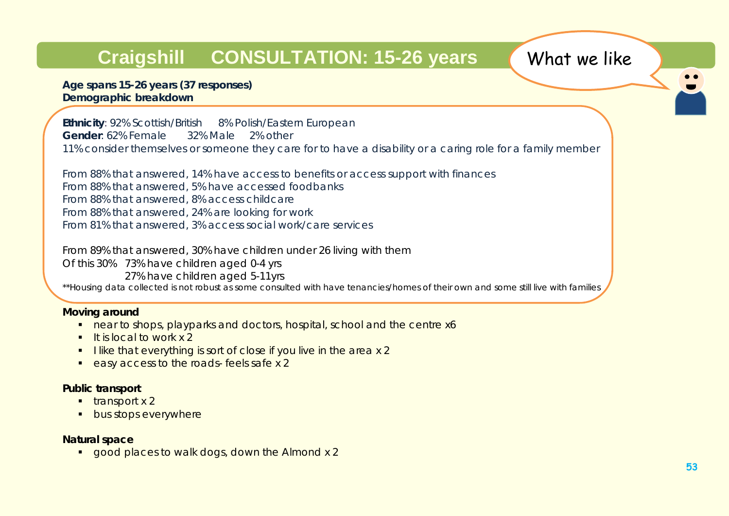# Craigshill CONSULTATION: 15-26 years

What we like

**Age spans 15-26 years (37 responses)**
**Demographic breakdown**

**Ethnicity**: 92% Scottish/British 8% Polish/Eastern European
**Gender**: 62% Female 32% Male 2% other
11% consider themselves or someone they care for to have a disability or a caring role for a family member

From 88% that answered, 14% have access to benefits or access support with finances
From 88% that answered, 5% have accessed foodbanks
From 88% that answered, 8% access childcare
From 88% that answered, 24% are looking for work
From 81% that answered, 3% access social work/care services

From 89% that answered, 30% have children under 26 living with them
Of this 30% 73% have children aged 0-4 yrs
27% have children aged 5-11yrs
**Housing data collected is not robust as some consulted with have tenancies/homes of their own and some still live with families

**Moving around**

- near to shops, playparks and doctors, hospital, school and the centre x6
- It is local to work x 2
- I like that everything is sort of close if you live in the area x 2
- easy access to the roads- feels safe x 2

**Public transport**

- transport x 2
- bus stops everywhere

**Natural space**

- good places to walk dogs, down the Almond x 2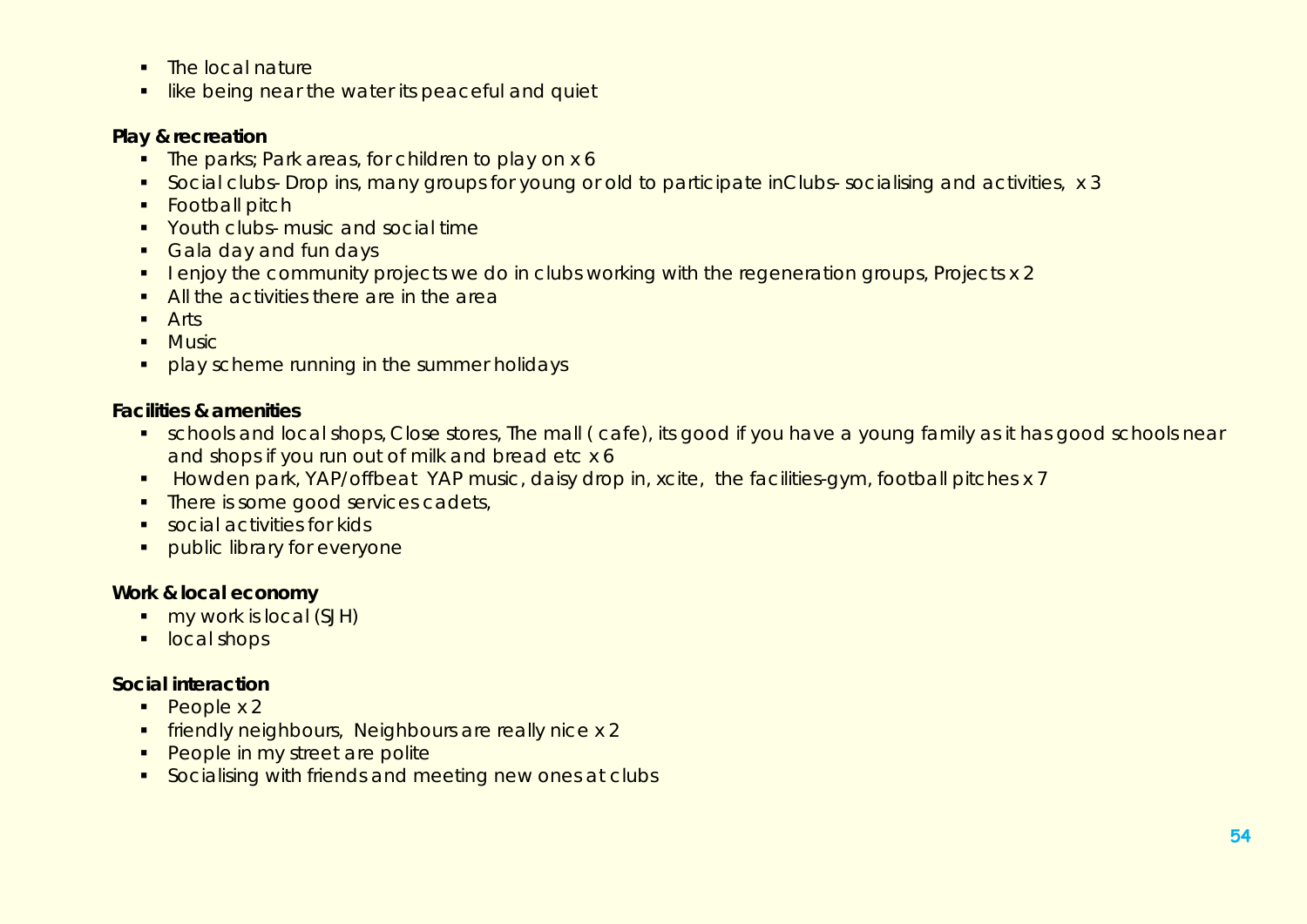- The local nature
- like being near the water its peaceful and quiet

**Play & recreation**

- The parks; Park areas, for children to play on x 6
- Social clubs- Drop ins, many groups for young or old to participate inClubs- socialising and activities,  x 3
- Football pitch
- Youth clubs- music and social time
- Gala day and fun days
- I enjoy the community projects we do in clubs working with the regeneration groups, Projects x 2
- All the activities there are in the area
- Arts
- Music
- play scheme running in the summer holidays

**Facilities & amenities**

- schools and local shops, Close stores, The mall ( cafe), its good if you have a young family as it has good schools near and shops if you run out of milk and bread etc x 6
- Howden park, YAP/offbeat  YAP music, daisy drop in, xcite,  the facilities-gym, football pitches x 7
- There is some good services cadets,
- social activities for kids
- public library for everyone

**Work & local economy**

- my work is local (SJH)
- local shops

**Social interaction**

- People x 2
- friendly neighbours,  Neighbours are really nice x 2
- People in my street are polite
- Socialising with friends and meeting new ones at clubs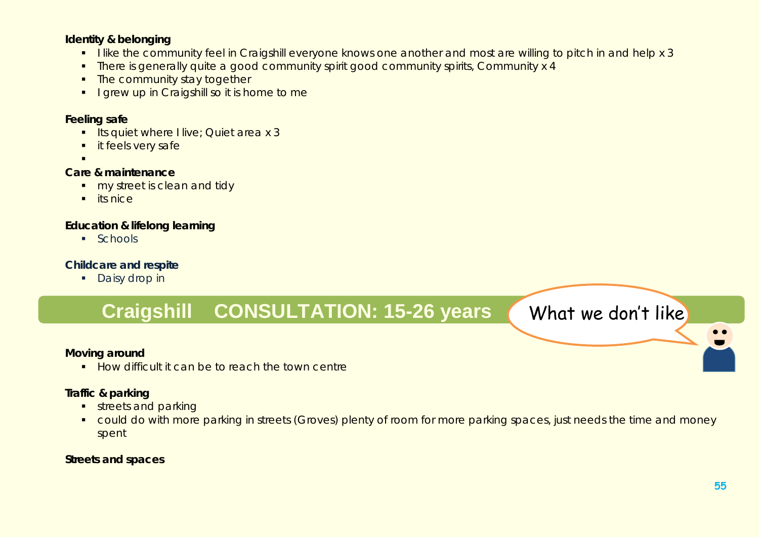**Identity & belonging**

- I like the community feel in Craigshill everyone knows one another and most are willing to pitch in and help x 3
- There is generally quite a good community spirit good community spirits, Community x 4
- The community stay together
- I grew up in Craigshill so it is home to me

**Feeling safe**

- Its quiet where I live; Quiet area x 3
- it feels very safe
- 

**Care & maintenance**

- my street is clean and tidy
- its nice

**Education & lifelong learning**

- Schools

**Childcare and respite**

- Daisy drop in

## Craigshill CONSULTATION: 15-26 years

What we don't like

**Moving around**

- How difficult it can be to reach the town centre

**Traffic & parking**

- streets and parking
- could do with more parking in streets (Groves) plenty of room for more parking spaces, just needs the time and money spent

**Streets and spaces**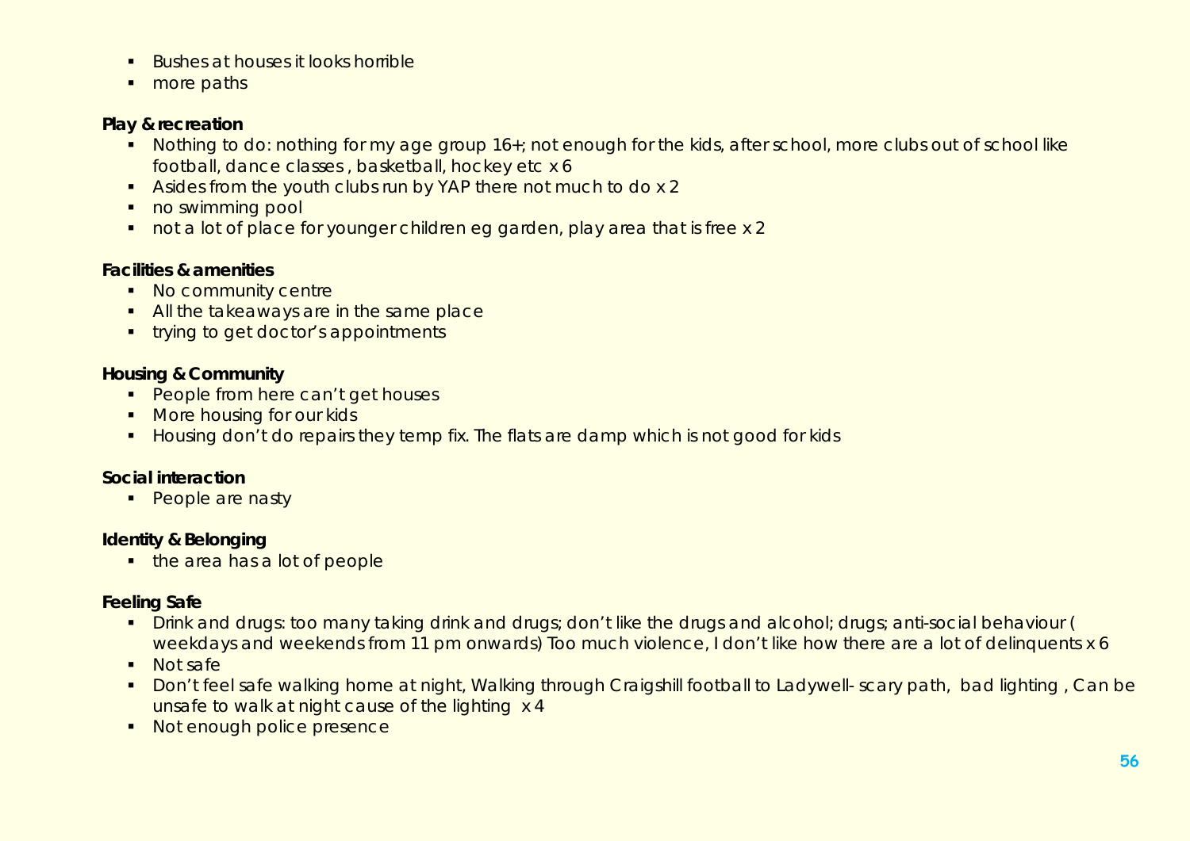- Bushes at houses it looks horrible
- more paths

**Play & recreation**

- Nothing to do: nothing for my age group 16+; not enough for the kids, after school, more clubs out of school like football, dance classes , basketball, hockey etc x 6
- Asides from the youth clubs run by YAP there not much to do x 2
- no swimming pool
- not a lot of place for younger children eg garden, play area that is free x 2

**Facilities & amenities**

- No community centre
- All the takeaways are in the same place
- trying to get doctor's appointments

**Housing & Community**

- People from here can't get houses
- More housing for our kids
- Housing don't do repairs they temp fix. The flats are damp which is not good for kids

**Social interaction**

- People are nasty

**Identity & Belonging**

- the area has a lot of people

**Feeling Safe**

- Drink and drugs: too many taking drink and drugs; don't like the drugs and alcohol; drugs; anti-social behaviour ( weekdays and weekends from 11 pm onwards) Too much violence, I don't like how there are a lot of delinquents x 6
- Not safe
- Don't feel safe walking home at night, Walking through Craigshill football to Ladywell- scary path, bad lighting , Can be unsafe to walk at night cause of the lighting x 4
- Not enough police presence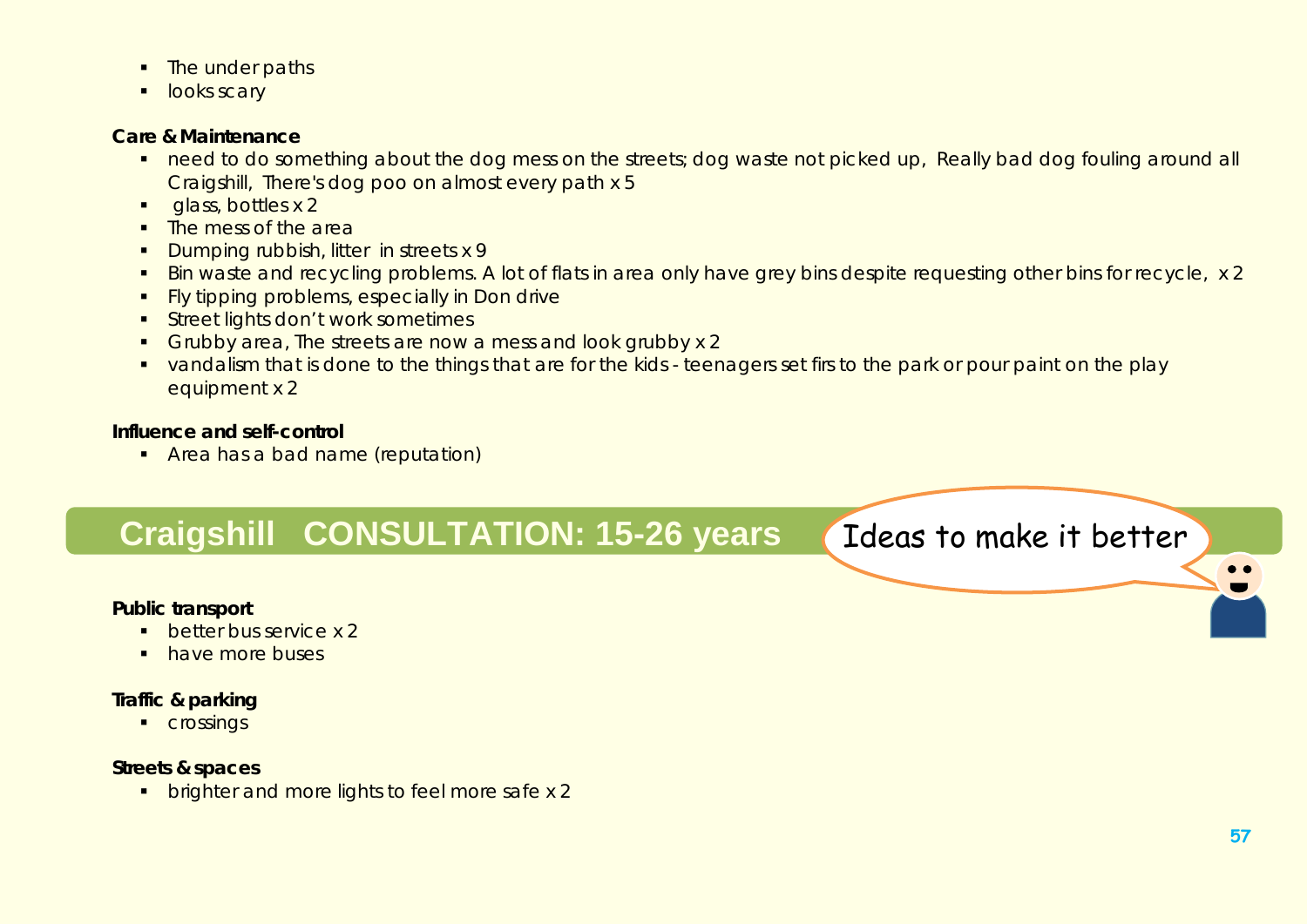- The under paths
- looks scary

**Care & Maintenance**

- need to do something about the dog mess on the streets; dog waste not picked up, Really bad dog fouling around all Craigshill, There's dog poo on almost every path x 5
- glass, bottles x 2
- The mess of the area
- Dumping rubbish, litter in streets x 9
- Bin waste and recycling problems. A lot of flats in area only have grey bins despite requesting other bins for recycle, x 2
- Fly tipping problems, especially in Don drive
- Street lights don't work sometimes
- Grubby area, The streets are now a mess and look grubby x 2
- vandalism that is done to the things that are for the kids - teenagers set firs to the park or pour paint on the play equipment x 2

**Influence and self-control**

- Area has a bad name (reputation)

## Craigshill CONSULTATION: 15-26 years

Ideas to make it better

**Public transport**

- better bus service x 2
- have more buses

**Traffic & parking**

- crossings

**Streets & spaces**

- brighter and more lights to feel more safe x 2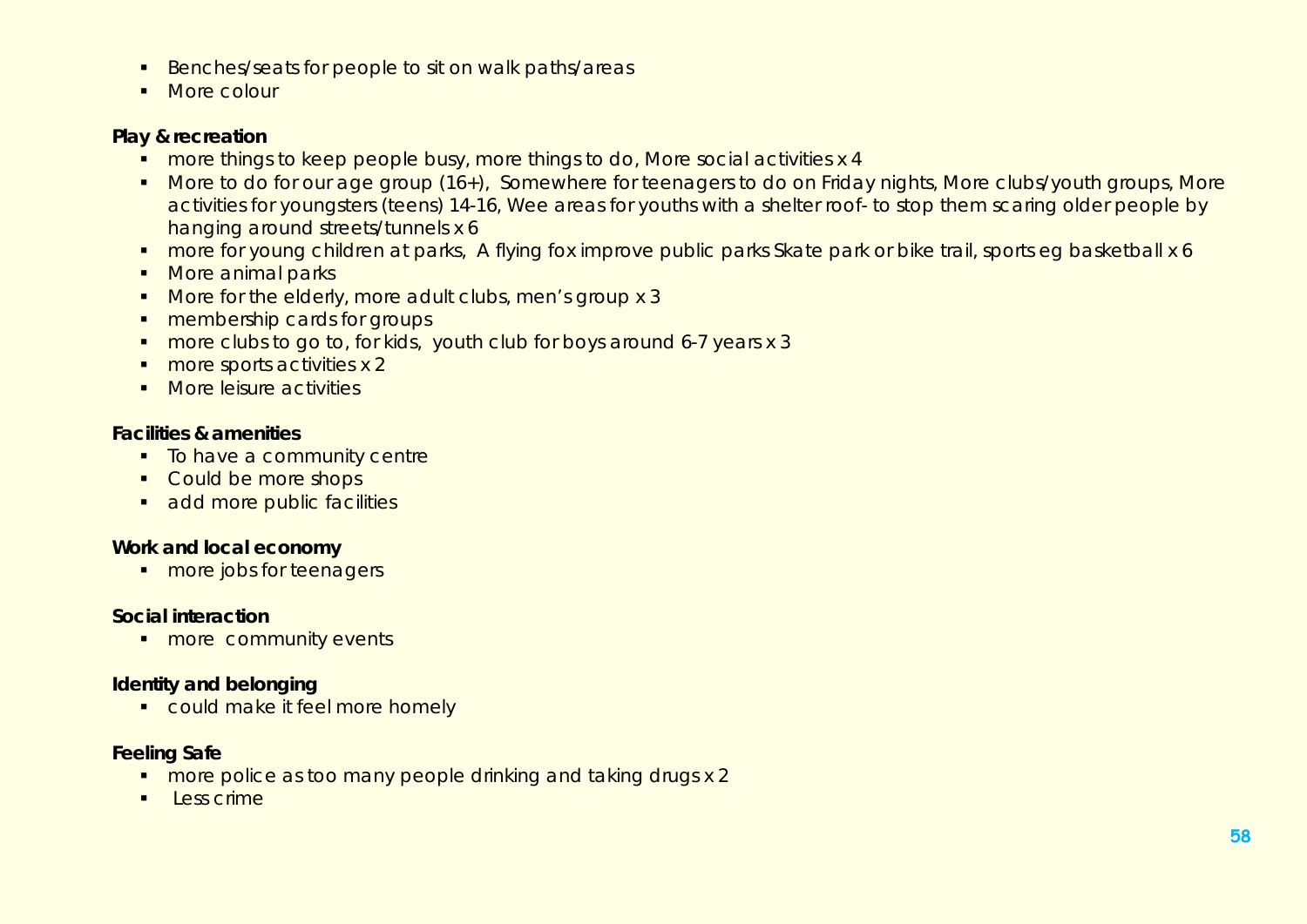- Benches/seats for people to sit on walk paths/areas
- More colour

**Play & recreation**

- more things to keep people busy, more things to do, More social activities x 4
- More to do for our age group (16+), Somewhere for teenagers to do on Friday nights, More clubs/youth groups, More activities for youngsters (teens) 14-16, Wee areas for youths with a shelter roof- to stop them scaring older people by hanging around streets/tunnels x 6
- more for young children at parks, A flying fox improve public parks Skate park or bike trail, sports eg basketball x 6
- More animal parks
- More for the elderly, more adult clubs, men's group x 3
- membership cards for groups
- more clubs to go to, for kids, youth club for boys around 6-7 years x 3
- more sports activities x 2
- More leisure activities

**Facilities & amenities**

- To have a community centre
- Could be more shops
- add more public facilities

**Work and local economy**

- more jobs for teenagers

**Social interaction**

- more community events

**Identity and belonging**

- could make it feel more homely

**Feeling Safe**

- more police as too many people drinking and taking drugs x 2
- Less crime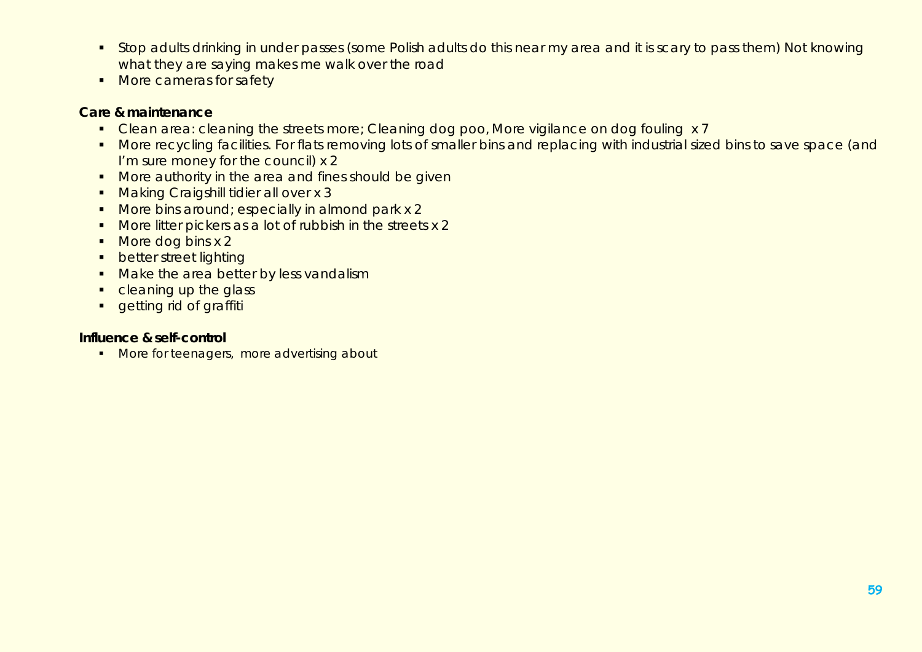- Stop adults drinking in under passes (some Polish adults do this near my area and it is scary to pass them) Not knowing what they are saying makes me walk over the road
- More cameras for safety

**Care & maintenance**

- Clean area: cleaning the streets more; Cleaning dog poo, More vigilance on dog fouling x 7
- More recycling facilities. For flats removing lots of smaller bins and replacing with industrial sized bins to save space (and I'm sure money for the council) x 2
- More authority in the area and fines should be given
- Making Craigshill tidier all over x 3
- More bins around; especially in almond park x 2
- More litter pickers as a lot of rubbish in the streets x 2
- More dog bins x 2
- better street lighting
- Make the area better by less vandalism
- cleaning up the glass
- getting rid of graffiti

**Influence & self-control**

- More for teenagers, more advertising about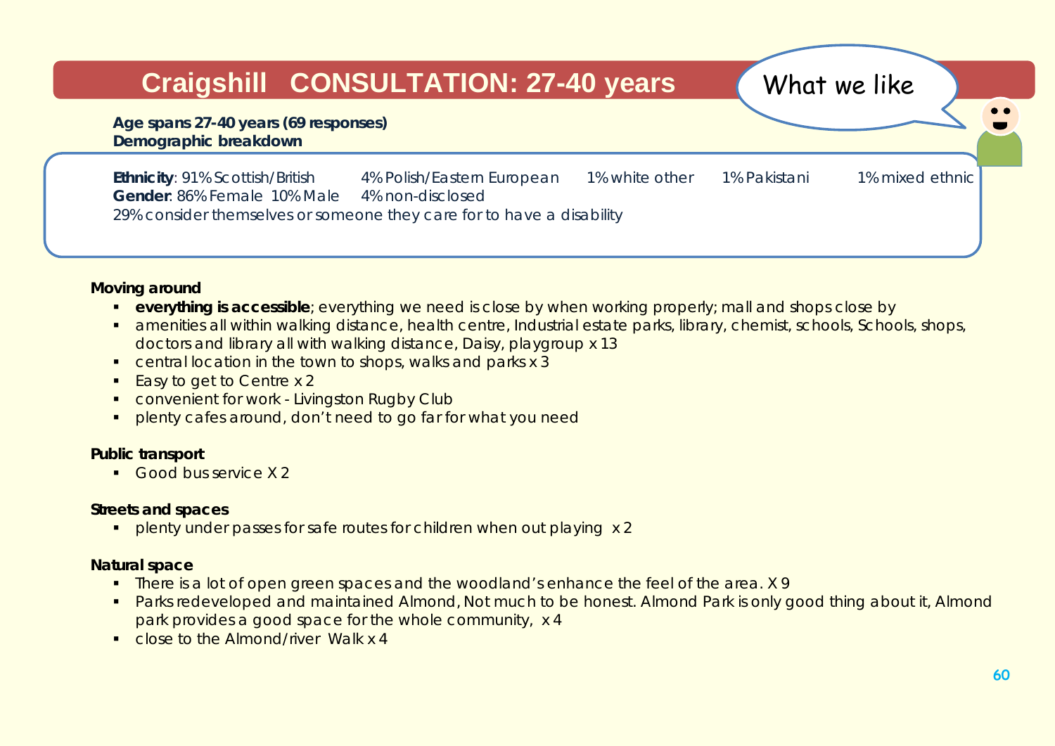# Craigshill CONSULTATION: 27-40 years

What we like

**Age spans 27-40 years (69 responses)**
**Demographic breakdown**

**Ethnicity**: 91% Scottish/British 4% Polish/Eastern European 1% white other 1% Pakistani 1% mixed ethnic
**Gender**: 86% Female 10% Male 4% non-disclosed
29% consider themselves or someone they care for to have a disability

**Moving around**

- **everything is accessible**; everything we need is close by when working properly; mall and shops close by
- amenities all within walking distance, health centre, Industrial estate parks, library, chemist, schools, Schools, shops, doctors and library all with walking distance, Daisy, playgroup x 13
- central location in the town to shops, walks and parks x 3
- Easy to get to Centre x 2
- convenient for work - Livingston Rugby Club
- plenty cafes around, don't need to go far for what you need

**Public transport**

- Good bus service X 2

**Streets and spaces**

- plenty under passes for safe routes for children when out playing x 2

**Natural space**

- There is a lot of open green spaces and the woodland's enhance the feel of the area. X 9
- Parks redeveloped and maintained Almond, Not much to be honest. Almond Park is only good thing about it, Almond park provides a good space for the whole community, x 4
- close to the Almond/river Walk x 4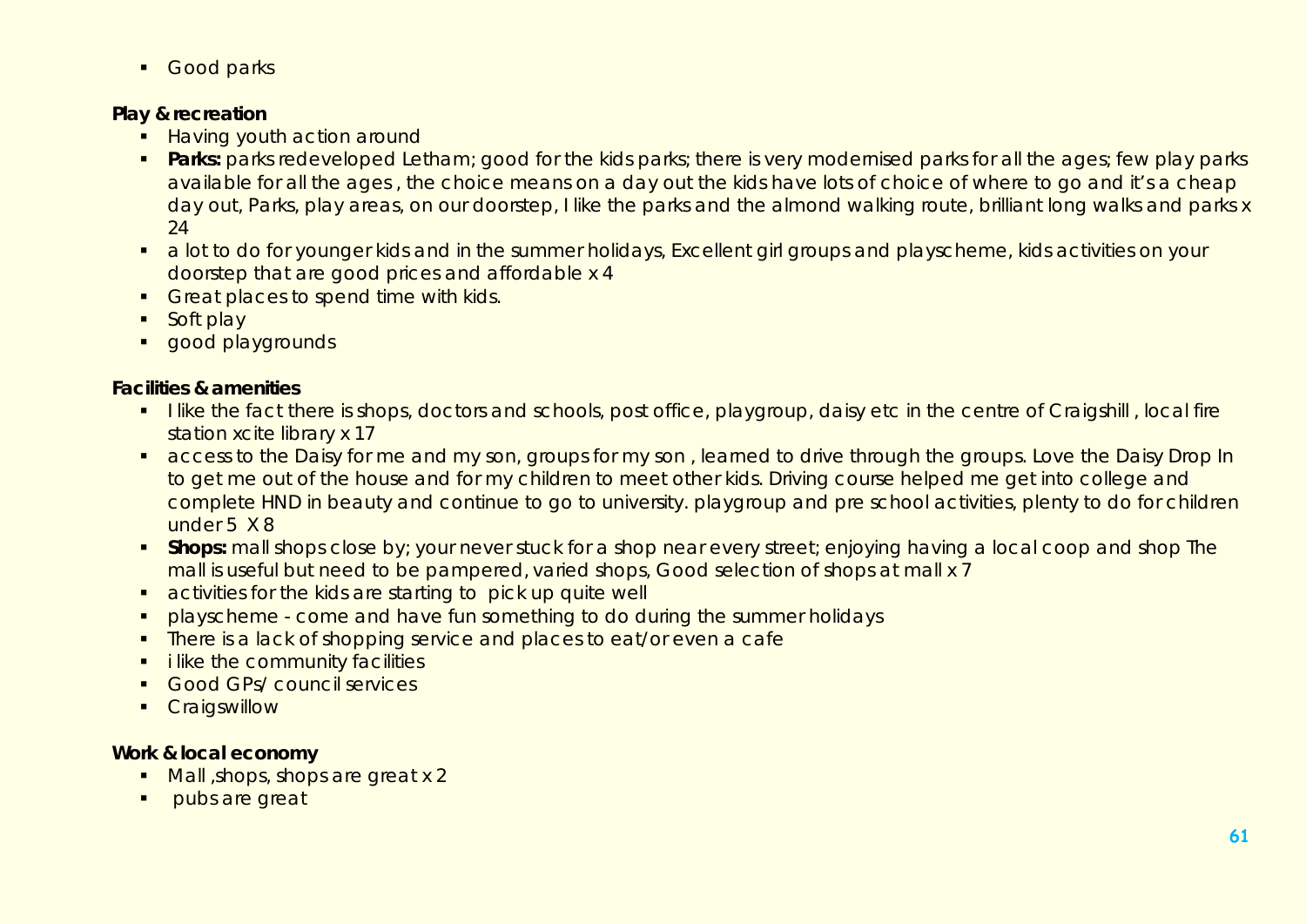- Good parks

**Play & recreation**

- Having youth action around
- **Parks:** parks redeveloped Letham; good for the kids parks; there is very modernised parks for all the ages; few play parks available for all the ages , the choice means on a day out the kids have lots of choice of where to go and it's a cheap day out, Parks, play areas, on our doorstep, I like the parks and the almond walking route, brilliant long walks and parks x 24
- a lot to do for younger kids and in the summer holidays, Excellent girl groups and playscheme, kids activities on your doorstep that are good prices and affordable x 4
- Great places to spend time with kids.
- Soft play
- good playgrounds

**Facilities & amenities**

- I like the fact there is shops, doctors and schools, post office, playgroup, daisy etc in the centre of Craigshill , local fire station xcite library x 17
- access to the Daisy for me and my son, groups for my son , learned to drive through the groups. Love the Daisy Drop In to get me out of the house and for my children to meet other kids. Driving course helped me get into college and complete HND in beauty and continue to go to university. playgroup and pre school activities, plenty to do for children under 5 X 8
- **Shops:** mall shops close by; your never stuck for a shop near every street; enjoying having a local coop and shop The mall is useful but need to be pampered, varied shops, Good selection of shops at mall x 7
- activities for the kids are starting to pick up quite well
- playscheme - come and have fun something to do during the summer holidays
- There is a lack of shopping service and places to eat/or even a cafe
- i like the community facilities
- Good GPs/ council services
- Craigswillow

**Work & local economy**

- Mall ,shops, shops are great x 2
- pubs are great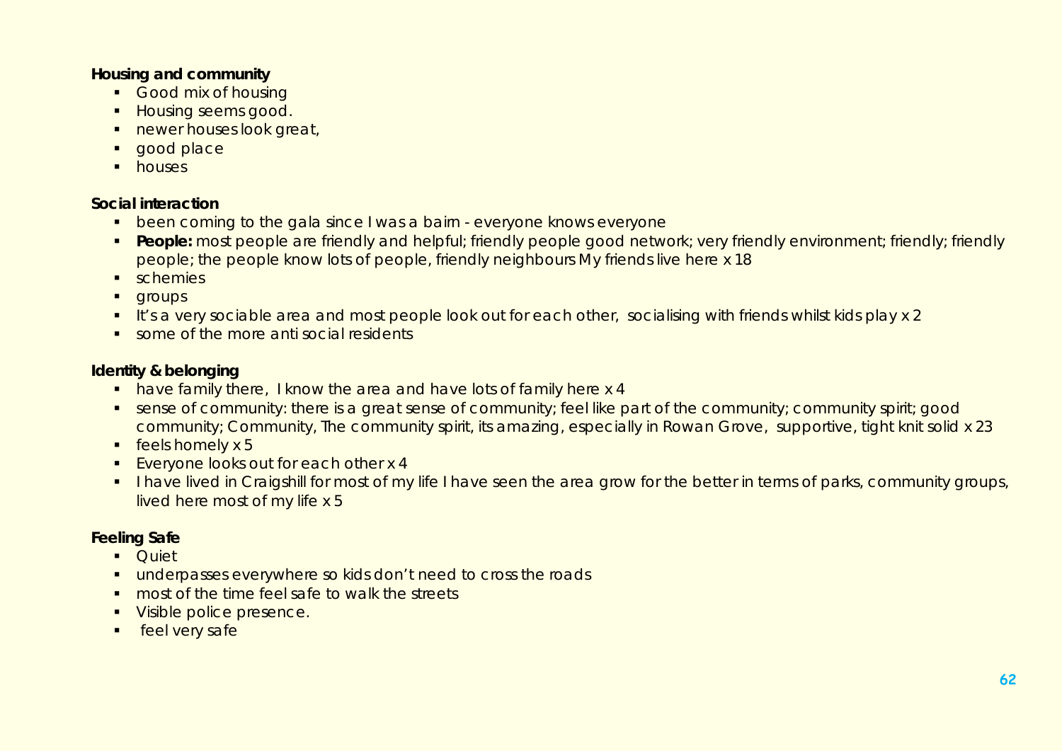**Housing and community**

- Good mix of housing
- Housing seems good.
- newer houses look great,
- good place
- houses

**Social interaction**

- been coming to the gala since I was a bairn - everyone knows everyone
- **People:** most people are friendly and helpful; friendly people good network; very friendly environment; friendly; friendly people; the people know lots of people, friendly neighbours My friends live here x 18
- schemies
- groups
- It's a very sociable area and most people look out for each other, socialising with friends whilst kids play x 2
- some of the more anti social residents

**Identity & belonging**

- have family there, I know the area and have lots of family here x 4
- sense of community: there is a great sense of community; feel like part of the community; community spirit; good community; Community, The community spirit, its amazing, especially in Rowan Grove, supportive, tight knit solid x 23
- feels homely x 5
- Everyone looks out for each other x 4
- I have lived in Craigshill for most of my life I have seen the area grow for the better in terms of parks, community groups, lived here most of my life x 5

**Feeling Safe**

- Quiet
- underpasses everywhere so kids don't need to cross the roads
- most of the time feel safe to walk the streets
- Visible police presence.
- feel very safe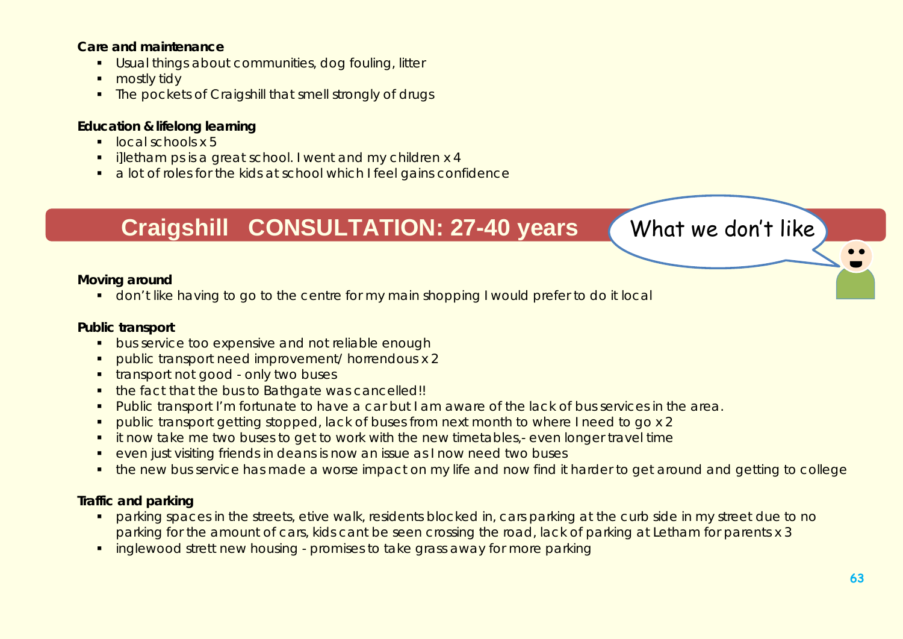**Care and maintenance**

- Usual things about communities, dog fouling, litter
- mostly tidy
- The pockets of Craigshill that smell strongly of drugs

**Education & lifelong learning**

- local schools x 5
- i]letham ps is a great school. I went and my children x 4
- a lot of roles for the kids at school which I feel gains confidence

## Craigshill CONSULTATION: 27-40 years

What we don't like

**Moving around**

- don't like having to go to the centre for my main shopping I would prefer to do it local

**Public transport**

- bus service too expensive and not reliable enough
- public transport need improvement/ horrendous x 2
- transport not good - only two buses
- the fact that the bus to Bathgate was cancelled!!
- Public transport I'm fortunate to have a car but I am aware of the lack of bus services in the area.
- public transport getting stopped, lack of buses from next month to where I need to go x 2
- it now take me two buses to get to work with the new timetables,- even longer travel time
- even just visiting friends in deans is now an issue as I now need two buses
- the new bus service has made a worse impact on my life and now find it harder to get around and getting to college

**Traffic and parking**

- parking spaces in the streets, etive walk, residents blocked in, cars parking at the curb side in my street due to no parking for the amount of cars, kids cant be seen crossing the road, lack of parking at Letham for parents x 3
- inglewood strett new housing - promises to take grass away for more parking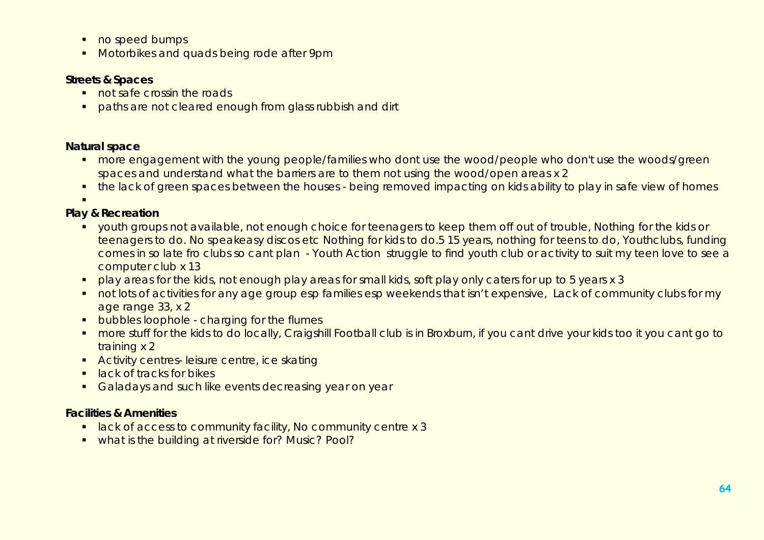- no speed bumps
- Motorbikes and quads being rode after 9pm

**Streets & Spaces**

- not safe crossin the roads
- paths are not cleared enough from glass rubbish and dirt

**Natural space**

- more engagement with the young people/families who dont use the wood/people who don't use the woods/green spaces and understand what the barriers are to them not using the wood/open areas x 2
- the lack of green spaces between the houses - being removed impacting on kids ability to play in safe view of homes
- 

**Play & Recreation**

- youth groups not available, not enough choice for teenagers to keep them off out of trouble, Nothing for the kids or teenagers to do. No speakeasy discos etc Nothing for kids to do.5 15 years, nothing for teens to do, Youthclubs, funding comes in so late fro clubs so cant plan - Youth Action struggle to find youth club or activity to suit my teen love to see a computer club x 13
- play areas for the kids, not enough play areas for small kids, soft play only caters for up to 5 years x 3
- not lots of activities for any age group esp families esp weekends that isn't expensive, Lack of community clubs for my age range 33, x 2
- bubbles loophole - charging for the flumes
- more stuff for the kids to do locally, Craigshill Football club is in Broxburn, if you cant drive your kids too it you cant go to training x 2
- Activity centres- leisure centre, ice skating
- lack of tracks for bikes
- Galadays and such like events decreasing year on year

**Facilities & Amenities**

- lack of access to community facility, No community centre x 3
- what is the building at riverside for? Music? Pool?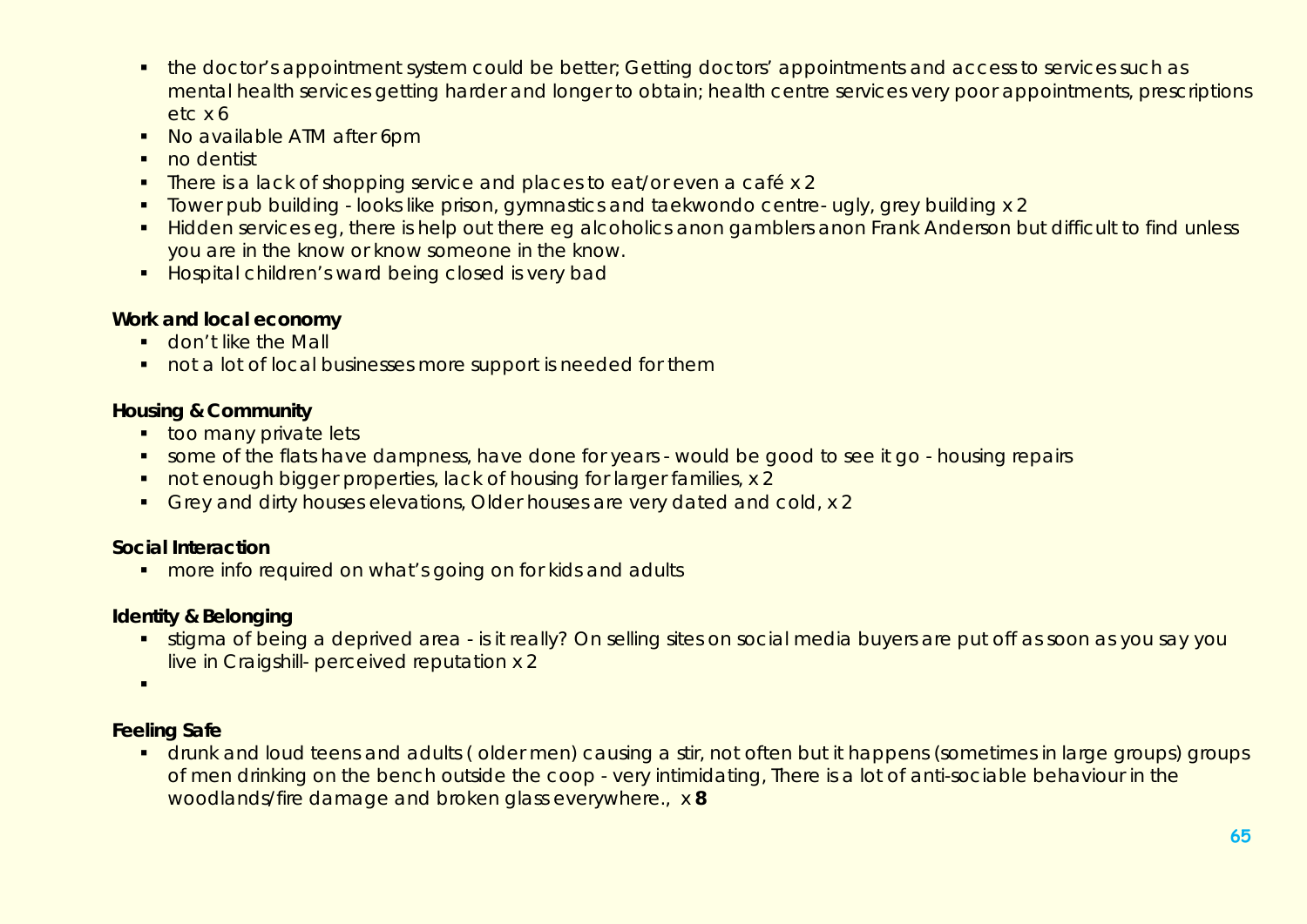- the doctor's appointment system could be better; Getting doctors' appointments and access to services such as mental health services getting harder and longer to obtain; health centre services very poor appointments, prescriptions etc x 6
- No available ATM after 6pm
- no dentist
- There is a lack of shopping service and places to eat/or even a café x 2
- Tower pub building - looks like prison, gymnastics and taekwondo centre- ugly, grey building x 2
- Hidden services eg, there is help out there eg alcoholics anon gamblers anon Frank Anderson but difficult to find unless you are in the know or know someone in the know.
- Hospital children's ward being closed is very bad

**Work and local economy**

- don't like the Mall
- not a lot of local businesses more support is needed for them

**Housing & Community**

- too many private lets
- some of the flats have dampness, have done for years - would be good to see it go - housing repairs
- not enough bigger properties, lack of housing for larger families, x 2
- Grey and dirty houses elevations, Older houses are very dated and cold, x 2

**Social Interaction**

- more info required on what's going on for kids and adults

**Identity & Belonging**

- stigma of being a deprived area - is it really? On selling sites on social media buyers are put off as soon as you say you live in Craigshill- perceived reputation x 2

**Feeling Safe**

- drunk and loud teens and adults ( older men) causing a stir, not often but it happens (sometimes in large groups) groups of men drinking on the bench outside the coop - very intimidating, There is a lot of anti-sociable behaviour in the woodlands/fire damage and broken glass everywhere., x **8**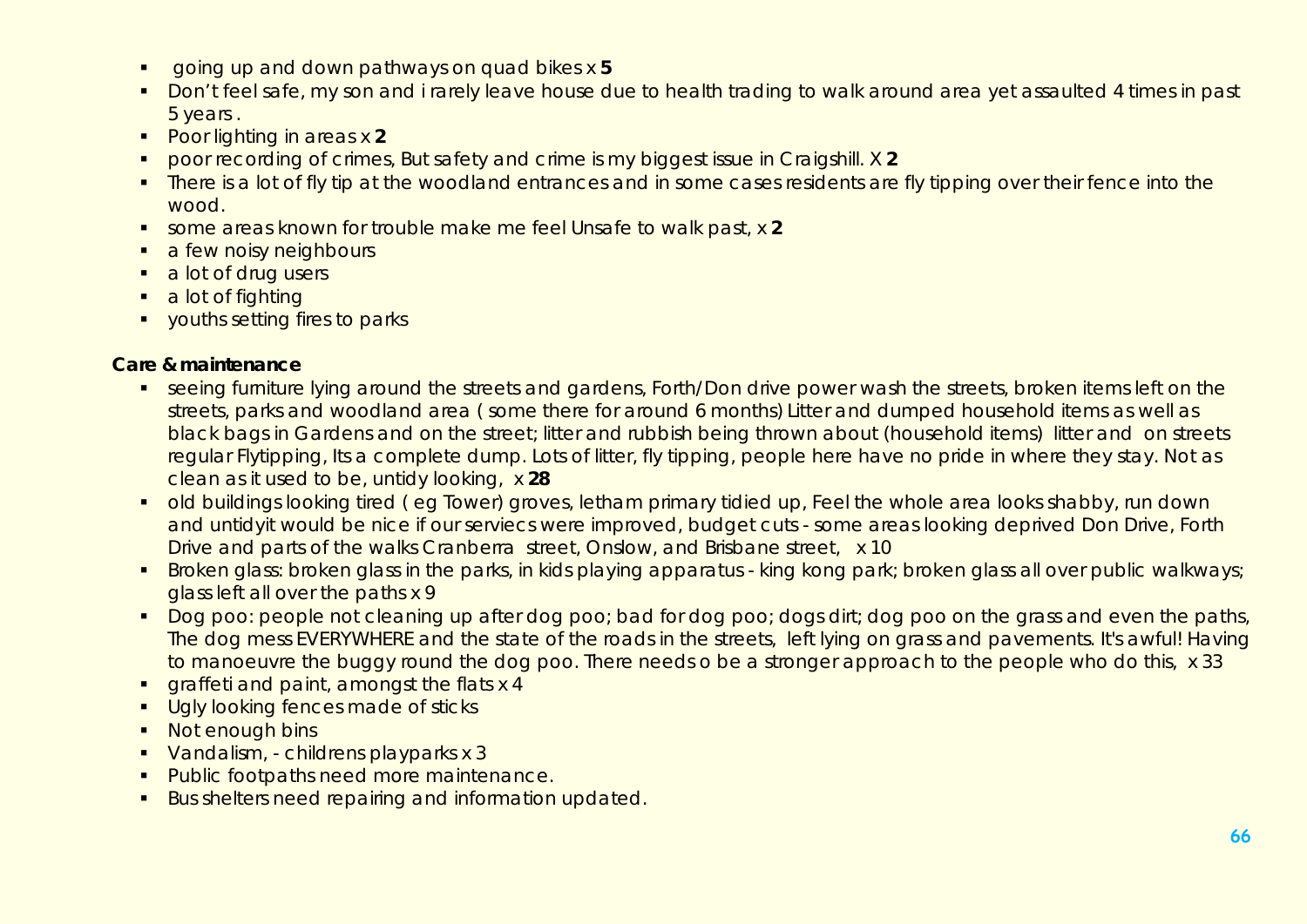- going up and down pathways on quad bikes x **5**
- Don't feel safe, my son and i rarely leave house due to health trading to walk around area yet assaulted 4 times in past 5 years .
- Poor lighting in areas x **2**
- poor recording of crimes, But safety and crime is my biggest issue in Craigshill. X **2**
- There is a lot of fly tip at the woodland entrances and in some cases residents are fly tipping over their fence into the wood.
- some areas known for trouble make me feel Unsafe to walk past, x **2**
- a few noisy neighbours
- a lot of drug users
- a lot of fighting
- youths setting fires to parks

**Care & maintenance**

- seeing furniture lying around the streets and gardens, Forth/Don drive power wash the streets, broken items left on the streets, parks and woodland area ( some there for around 6 months) Litter and dumped household items as well as black bags in Gardens and on the street; litter and rubbish being thrown about (household items) litter and on streets regular Flytipping, Its a complete dump. Lots of litter, fly tipping, people here have no pride in where they stay. Not as clean as it used to be, untidy looking, x **28**
- old buildings looking tired ( eg Tower) groves, letham primary tidied up, Feel the whole area looks shabby, run down and untidyit would be nice if our serviecs were improved, budget cuts - some areas looking deprived Don Drive, Forth Drive and parts of the walks Cranberra street, Onslow, and Brisbane street, x 10
- Broken glass: broken glass in the parks, in kids playing apparatus - king kong park; broken glass all over public walkways; glass left all over the paths x 9
- Dog poo: people not cleaning up after dog poo; bad for dog poo; dogs dirt; dog poo on the grass and even the paths, The dog mess EVERYWHERE and the state of the roads in the streets, left lying on grass and pavements. It's awful! Having to manoeuvre the buggy round the dog poo. There needs o be a stronger approach to the people who do this, x 33
- graffeti and paint, amongst the flats x 4
- Ugly looking fences made of sticks
- Not enough bins
- Vandalism, - childrens playparks x 3
- Public footpaths need more maintenance.
- Bus shelters need repairing and information updated.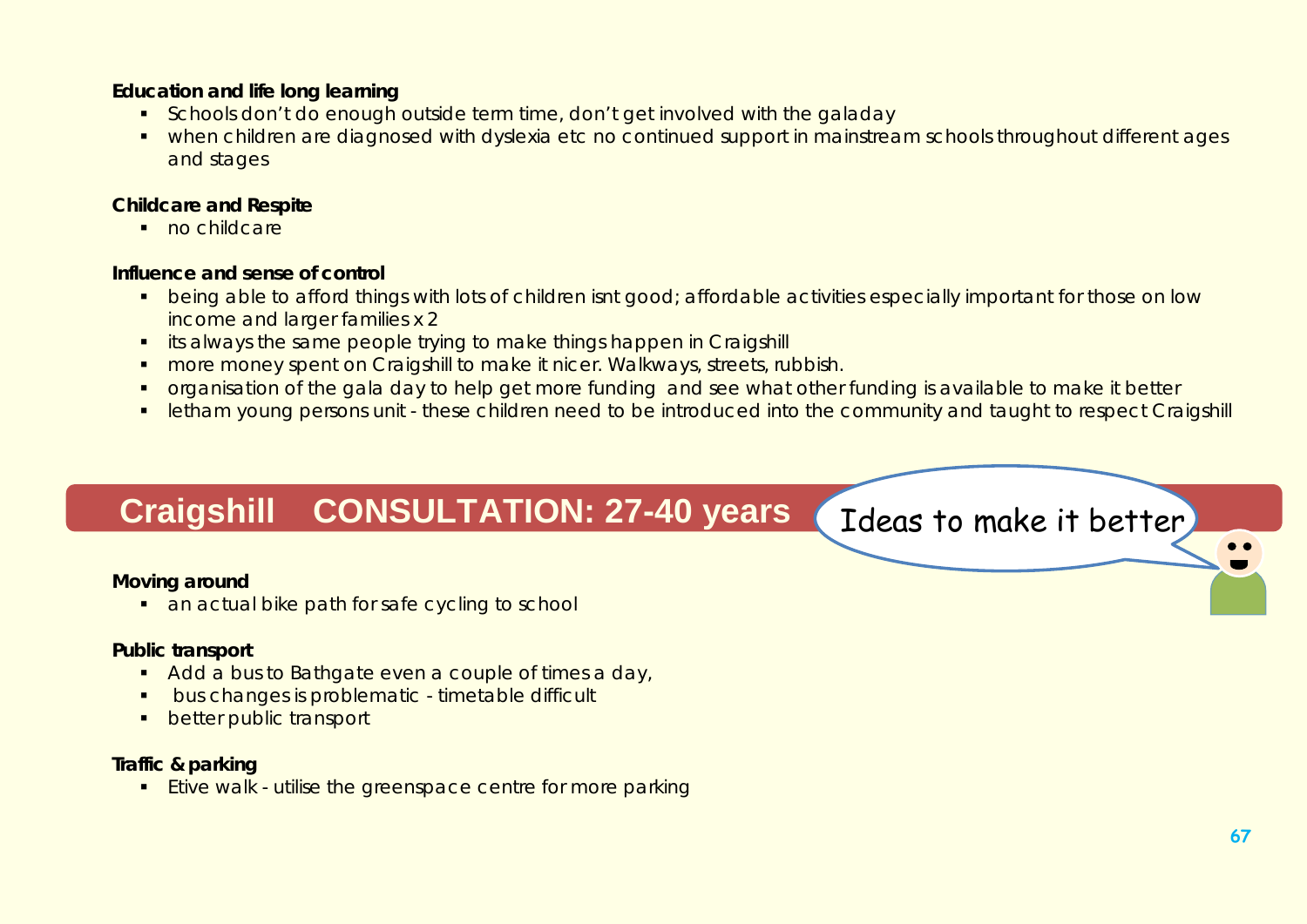**Education and life long learning**

- Schools don't do enough outside term time, don't get involved with the galaday
- when children are diagnosed with dyslexia etc no continued support in mainstream schools throughout different ages and stages

**Childcare and Respite**

- no childcare

**Influence and sense of control**

- being able to afford things with lots of children isnt good; affordable activities especially important for those on low income and larger families x 2
- its always the same people trying to make things happen in Craigshill
- more money spent on Craigshill to make it nicer. Walkways, streets, rubbish.
- organisation of the gala day to help get more funding and see what other funding is available to make it better
- letham young persons unit - these children need to be introduced into the community and taught to respect Craigshill

## Craigshill CONSULTATION: 27-40 years

Ideas to make it better

**Moving around**

- an actual bike path for safe cycling to school

**Public transport**

- Add a bus to Bathgate even a couple of times a day,
- bus changes is problematic - timetable difficult
- better public transport

**Traffic & parking**

- Etive walk - utilise the greenspace centre for more parking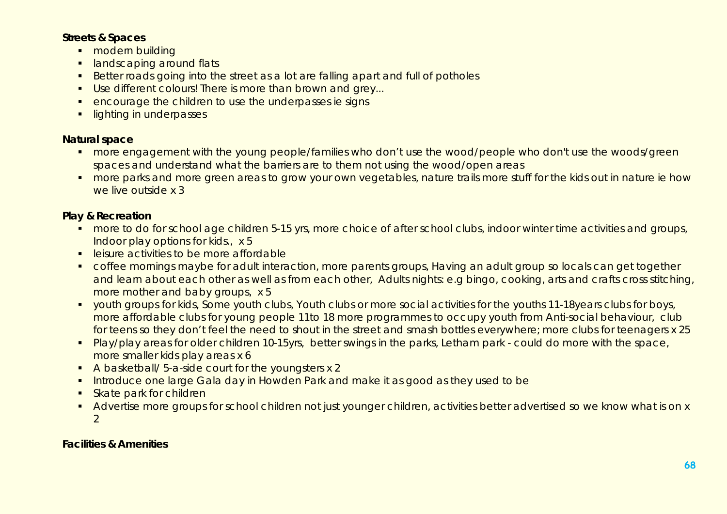**Streets & Spaces**

- modern building
- landscaping around flats
- Better roads going into the street as a lot are falling apart and full of potholes
- Use different colours! There is more than brown and grey...
- encourage the children to use the underpasses ie signs
- lighting in underpasses

**Natural space**

- more engagement with the young people/families who don't use the wood/people who don't use the woods/green spaces and understand what the barriers are to them not using the wood/open areas
- more parks and more green areas to grow your own vegetables, nature trails more stuff for the kids out in nature ie how we live outside x 3

**Play & Recreation**

- more to do for school age children 5-15 yrs, more choice of after school clubs, indoor winter time activities and groups, Indoor play options for kids., x 5
- leisure activities to be more affordable
- coffee mornings maybe for adult interaction, more parents groups, Having an adult group so locals can get together and learn about each other as well as from each other, Adults nights: e.g bingo, cooking, arts and crafts cross stitching, more mother and baby groups, x 5
- youth groups for kids, Some youth clubs, Youth clubs or more social activities for the youths 11-18years clubs for boys, more affordable clubs for young people 11to 18 more programmes to occupy youth from Anti-social behaviour, club for teens so they don't feel the need to shout in the street and smash bottles everywhere; more clubs for teenagers x 25
- Play/play areas for older children 10-15yrs, better swings in the parks, Letham park - could do more with the space, more smaller kids play areas x 6
- A basketball/ 5-a-side court for the youngsters x 2
- Introduce one large Gala day in Howden Park and make it as good as they used to be
- Skate park for children
- Advertise more groups for school children not just younger children, activities better advertised so we know what is on x 2

**Facilities & Amenities**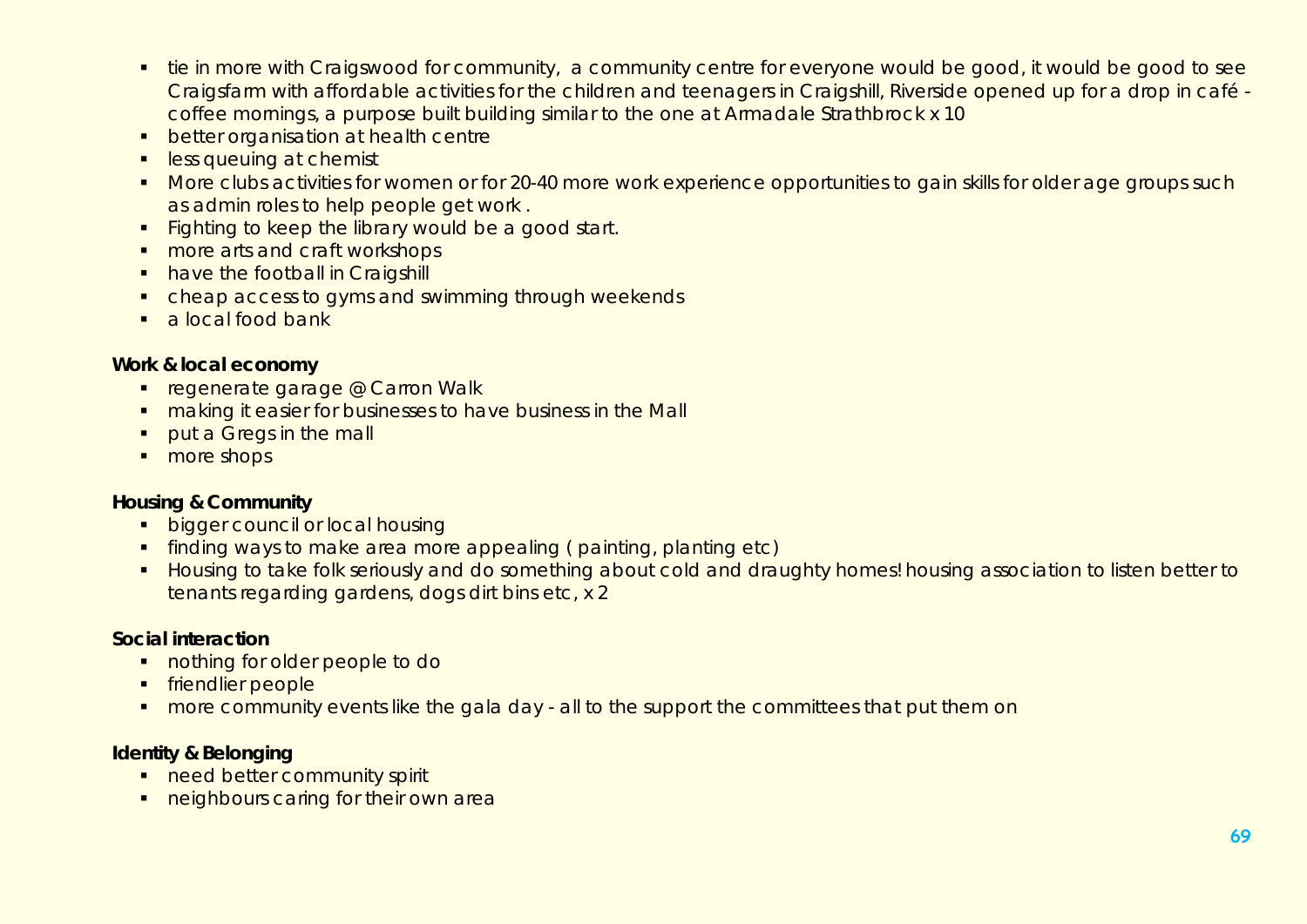- tie in more with Craigswood for community, a community centre for everyone would be good, it would be good to see Craigsfarm with affordable activities for the children and teenagers in Craigshill, Riverside opened up for a drop in café - coffee mornings, a purpose built building similar to the one at Armadale Strathbrock x 10
- better organisation at health centre
- less queuing at chemist
- More clubs activities for women or for 20-40 more work experience opportunities to gain skills for older age groups such as admin roles to help people get work .
- Fighting to keep the library would be a good start.
- more arts and craft workshops
- have the football in Craigshill
- cheap access to gyms and swimming through weekends
- a local food bank

**Work & local economy**

- regenerate garage @ Carron Walk
- making it easier for businesses to have business in the Mall
- put a Gregs in the mall
- more shops

**Housing & Community**

- bigger council or local housing
- finding ways to make area more appealing ( painting, planting etc)
- Housing to take folk seriously and do something about cold and draughty homes! housing association to listen better to tenants regarding gardens, dogs dirt bins etc, x 2

**Social interaction**

- nothing for older people to do
- friendlier people
- more community events like the gala day - all to the support the committees that put them on

**Identity & Belonging**

- need better community spirit
- neighbours caring for their own area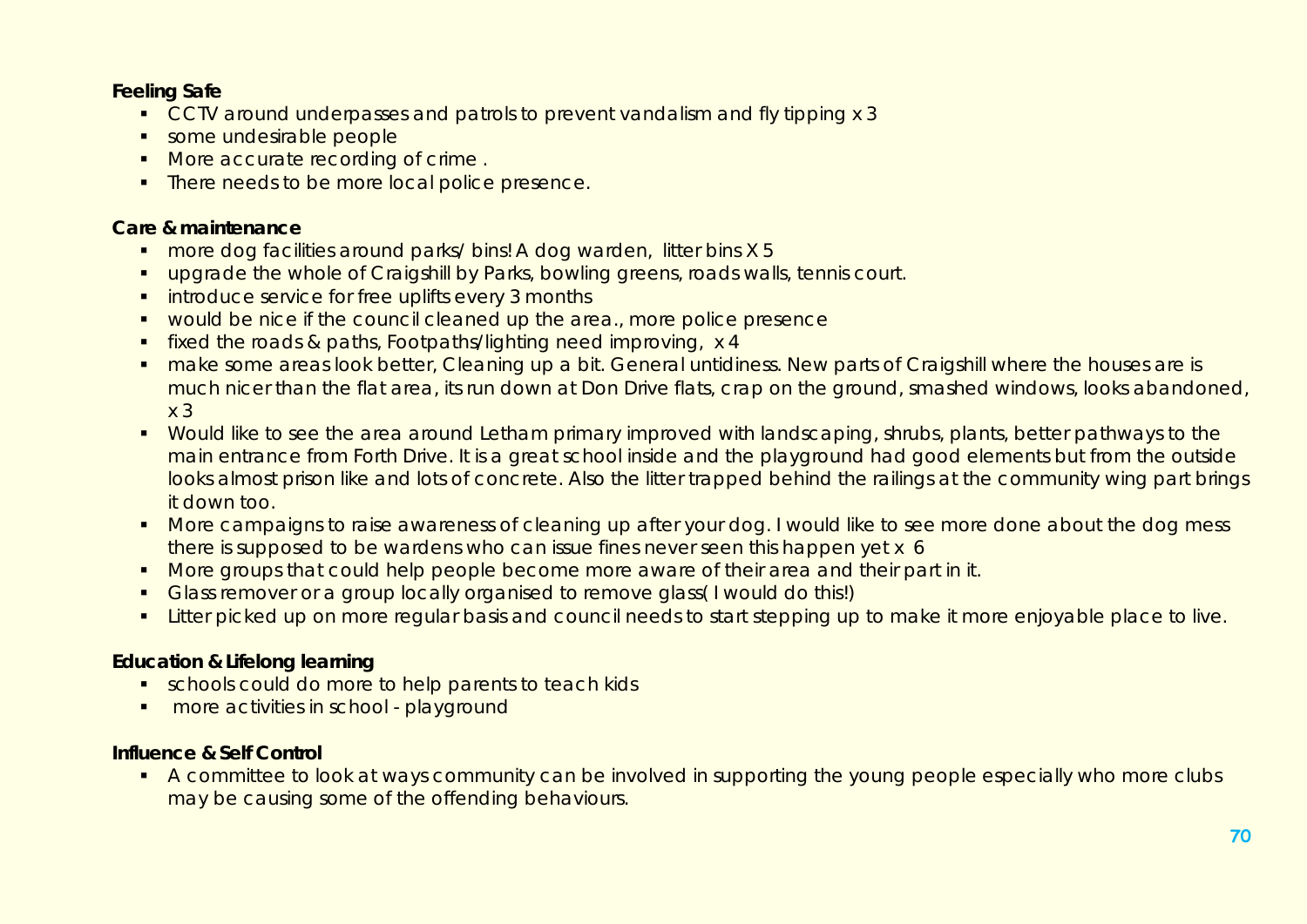**Feeling Safe**

- CCTV around underpasses and patrols to prevent vandalism and fly tipping x 3
- some undesirable people
- More accurate recording of crime .
- There needs to be more local police presence.

**Care & maintenance**

- more dog facilities around parks/ bins! A dog warden, litter bins X 5
- upgrade the whole of Craigshill by Parks, bowling greens, roads walls, tennis court.
- introduce service for free uplifts every 3 months
- would be nice if the council cleaned up the area., more police presence
- fixed the roads & paths, Footpaths/lighting need improving, x 4
- make some areas look better, Cleaning up a bit. General untidiness. New parts of Craigshill where the houses are is much nicer than the flat area, its run down at Don Drive flats, crap on the ground, smashed windows, looks abandoned, x 3
- Would like to see the area around Letham primary improved with landscaping, shrubs, plants, better pathways to the main entrance from Forth Drive. It is a great school inside and the playground had good elements but from the outside looks almost prison like and lots of concrete. Also the litter trapped behind the railings at the community wing part brings it down too.
- More campaigns to raise awareness of cleaning up after your dog. I would like to see more done about the dog mess there is supposed to be wardens who can issue fines never seen this happen yet x 6
- More groups that could help people become more aware of their area and their part in it.
- Glass remover or a group locally organised to remove glass( I would do this!)
- Litter picked up on more regular basis and council needs to start stepping up to make it more enjoyable place to live.

**Education & Lifelong learning**

- schools could do more to help parents to teach kids
- more activities in school - playground

**Influence & Self Control**

- A committee to look at ways community can be involved in supporting the young people especially who more clubs may be causing some of the offending behaviours.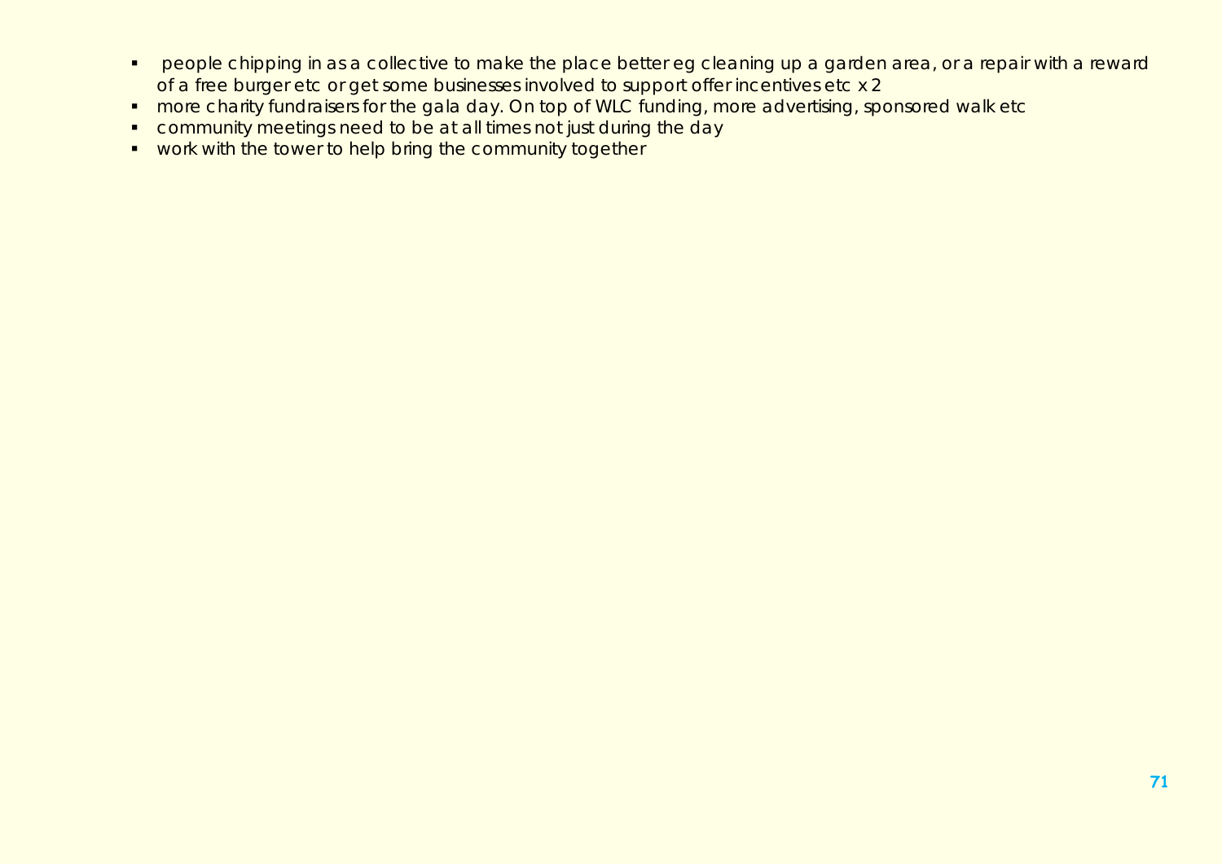- people chipping in as a collective to make the place better eg cleaning up a garden area, or a repair with a reward of a free burger etc or get some businesses involved to support offer incentives etc x 2
- more charity fundraisers for the gala day. On top of WLC funding, more advertising, sponsored walk etc
- community meetings need to be at all times not just during the day
- work with the tower to help bring the community together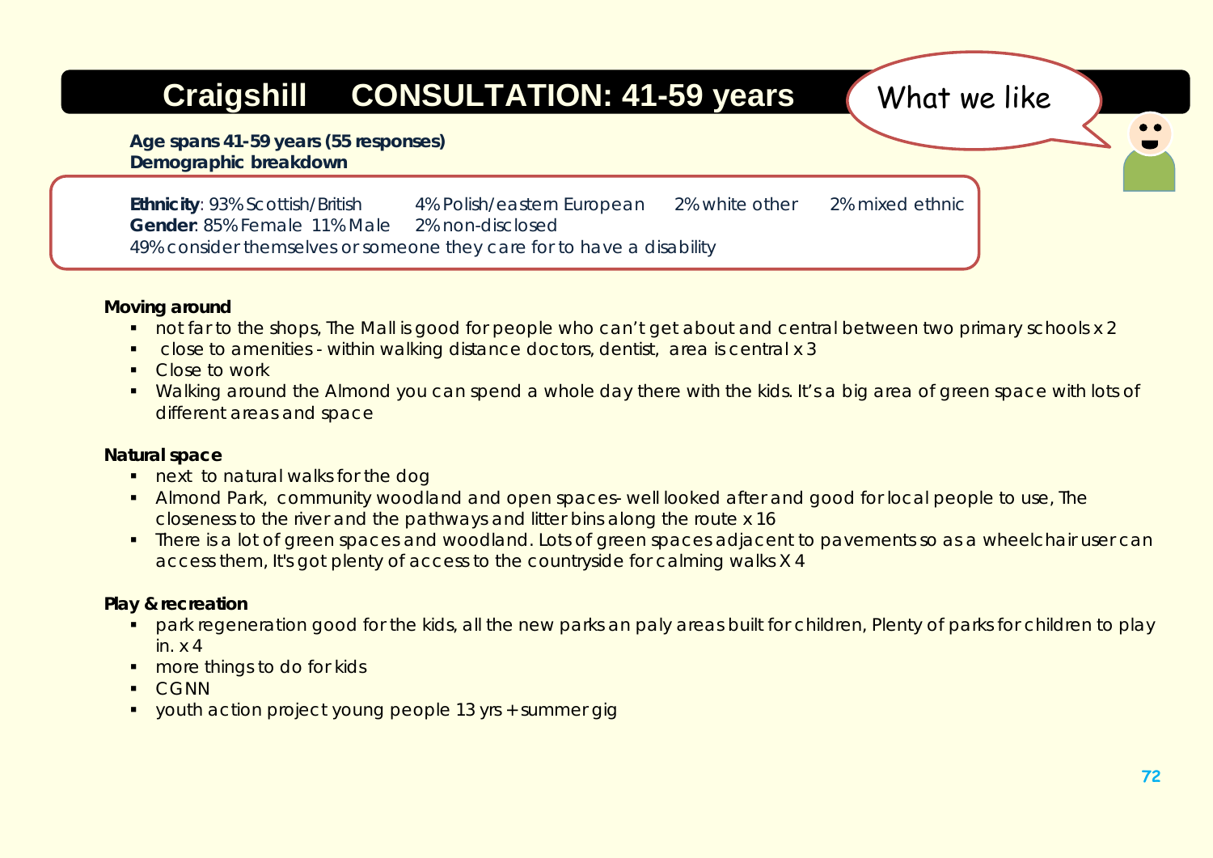# Craigshill CONSULTATION: 41-59 years

What we like

**Age spans 41-59 years (55 responses)**
**Demographic breakdown**

**Ethnicity**: 93% Scottish/British 4% Polish/eastern European 2% white other 2% mixed ethnic
**Gender**: 85% Female 11% Male 2% non-disclosed
49% consider themselves or someone they care for to have a disability

**Moving around**

- not far to the shops, The Mall is good for people who can't get about and central between two primary schools x 2
- close to amenities - within walking distance doctors, dentist, area is central x 3
- Close to work
- Walking around the Almond you can spend a whole day there with the kids. It's a big area of green space with lots of different areas and space

**Natural space**

- next to natural walks for the dog
- Almond Park, community woodland and open spaces- well looked after and good for local people to use, The closeness to the river and the pathways and litter bins along the route x 16
- There is a lot of green spaces and woodland. Lots of green spaces adjacent to pavements so as a wheelchair user can access them, It's got plenty of access to the countryside for calming walks X 4

**Play & recreation**

- park regeneration good for the kids, all the new parks an paly areas built for children, Plenty of parks for children to play in. x 4
- more things to do for kids
- CGNN
- youth action project young people 13 yrs + summer gig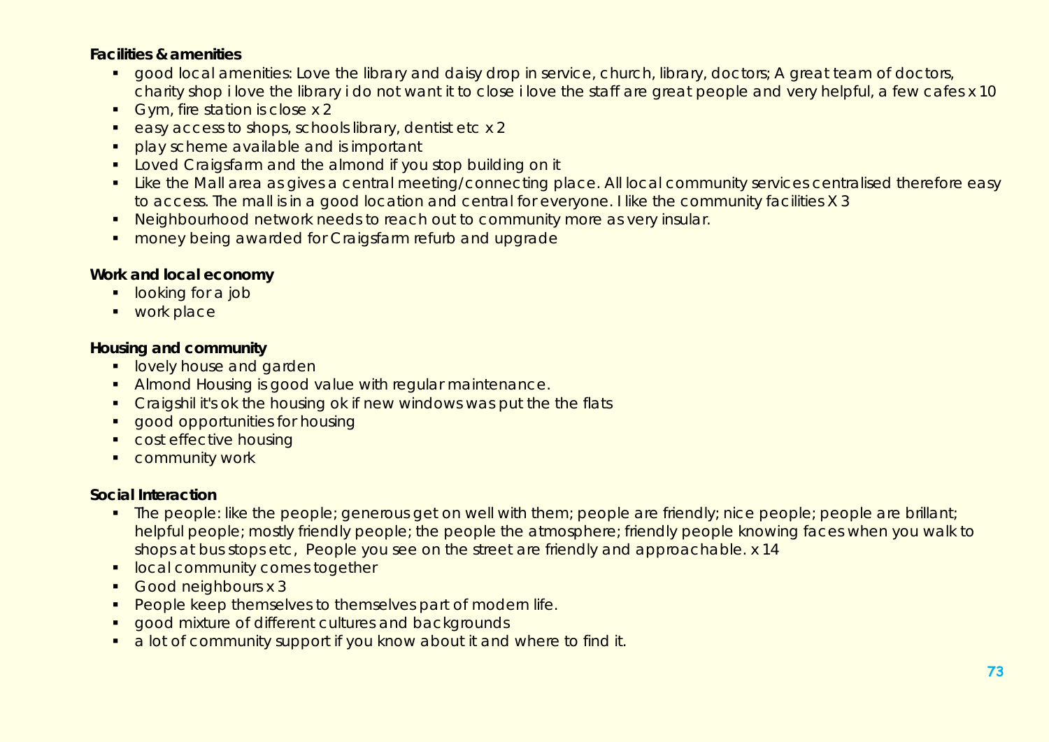**Facilities & amenities**

- good local amenities: Love the library and daisy drop in service, church, library, doctors; A great team of doctors, charity shop i love the library i do not want it to close i love the staff are great people and very helpful, a few cafes x 10
- Gym, fire station is close x 2
- easy access to shops, schools library, dentist etc x 2
- play scheme available and is important
- Loved Craigsfarm and the almond if you stop building on it
- Like the Mall area as gives a central meeting/connecting place. All local community services centralised therefore easy to access. The mall is in a good location and central for everyone. I like the community facilities X 3
- Neighbourhood network needs to reach out to community more as very insular.
- money being awarded for Craigsfarm refurb and upgrade

**Work and local economy**

- looking for a job
- work place

**Housing and community**

- lovely house and garden
- Almond Housing is good value with regular maintenance.
- Craigshil it's ok the housing ok if new windows was put the the flats
- good opportunities for housing
- cost effective housing
- community work

**Social Interaction**

- The people: like the people; generous get on well with them; people are friendly; nice people; people are brillant; helpful people; mostly friendly people; the people the atmosphere; friendly people knowing faces when you walk to shops at bus stops etc, People you see on the street are friendly and approachable. x 14
- local community comes together
- Good neighbours x 3
- People keep themselves to themselves part of modern life.
- good mixture of different cultures and backgrounds
- a lot of community support if you know about it and where to find it.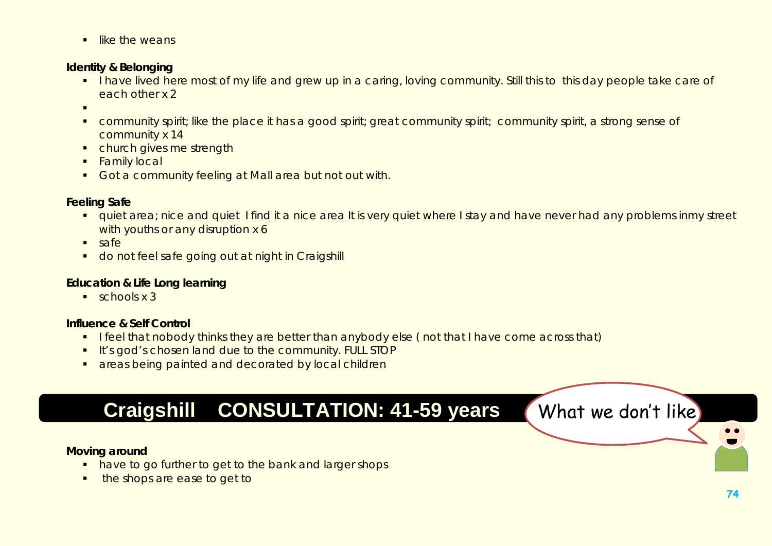- like the weans

**Identity & Belonging**

- I have lived here most of my life and grew up in a caring, loving community. Still this to this day people take care of each other x 2
- 
- community spirit; like the place it has a good spirit; great community spirit; community spirit, a strong sense of community x 14
- church gives me strength
- Family local
- Got a community feeling at Mall area but not out with.

**Feeling Safe**

- quiet area; nice and quiet I find it a nice area It is very quiet where I stay and have never had any problems inmy street with youths or any disruption x 6
- safe
- do not feel safe going out at night in Craigshill

**Education & Life Long learning**

- schools x 3

**Influence & Self Control**

- I feel that nobody thinks they are better than anybody else ( not that I have come across that)
- It's god's chosen land due to the community. FULL STOP
- areas being painted and decorated by local children

## Craigshill CONSULTATION: 41-59 years

What we don't like

**Moving around**

- have to go further to get to the bank and larger shops
- the shops are ease to get to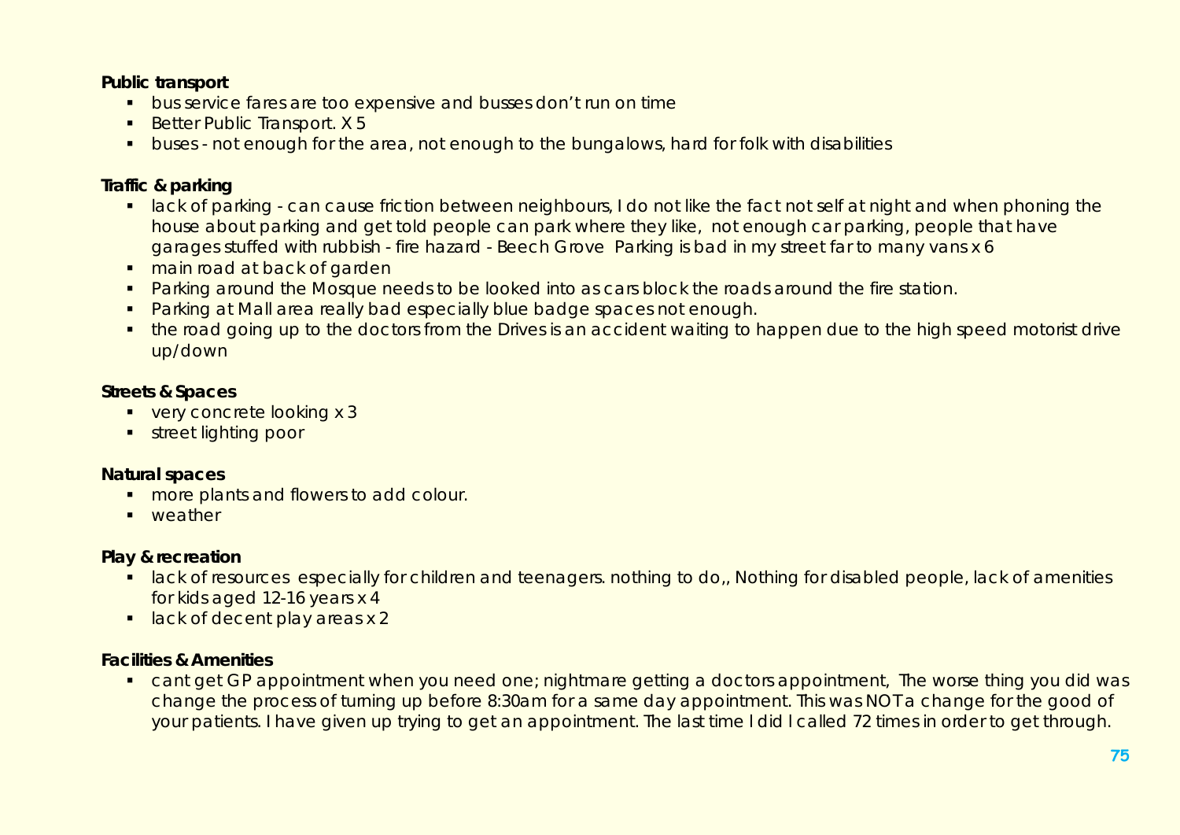**Public transport**

- bus service fares are too expensive and busses don't run on time
- Better Public Transport. X 5
- buses - not enough for the area, not enough to the bungalows, hard for folk with disabilities

**Traffic & parking**

- lack of parking - can cause friction between neighbours, I do not like the fact not self at night and when phoning the house about parking and get told people can park where they like, not enough car parking, people that have garages stuffed with rubbish - fire hazard - Beech Grove Parking is bad in my street far to many vans x 6
- main road at back of garden
- Parking around the Mosque needs to be looked into as cars block the roads around the fire station.
- Parking at Mall area really bad especially blue badge spaces not enough.
- the road going up to the doctors from the Drives is an accident waiting to happen due to the high speed motorist drive up/down

**Streets & Spaces**

- very concrete looking x 3
- street lighting poor

**Natural spaces**

- more plants and flowers to add colour.
- weather

**Play & recreation**

- lack of resources especially for children and teenagers. nothing to do,, Nothing for disabled people, lack of amenities for kids aged 12-16 years x 4
- lack of decent play areas x 2

**Facilities & Amenities**

- cant get GP appointment when you need one; nightmare getting a doctors appointment, The worse thing you did was change the process of turning up before 8:30am for a same day appointment. This was NOT a change for the good of your patients. I have given up trying to get an appointment. The last time I did I called 72 times in order to get through.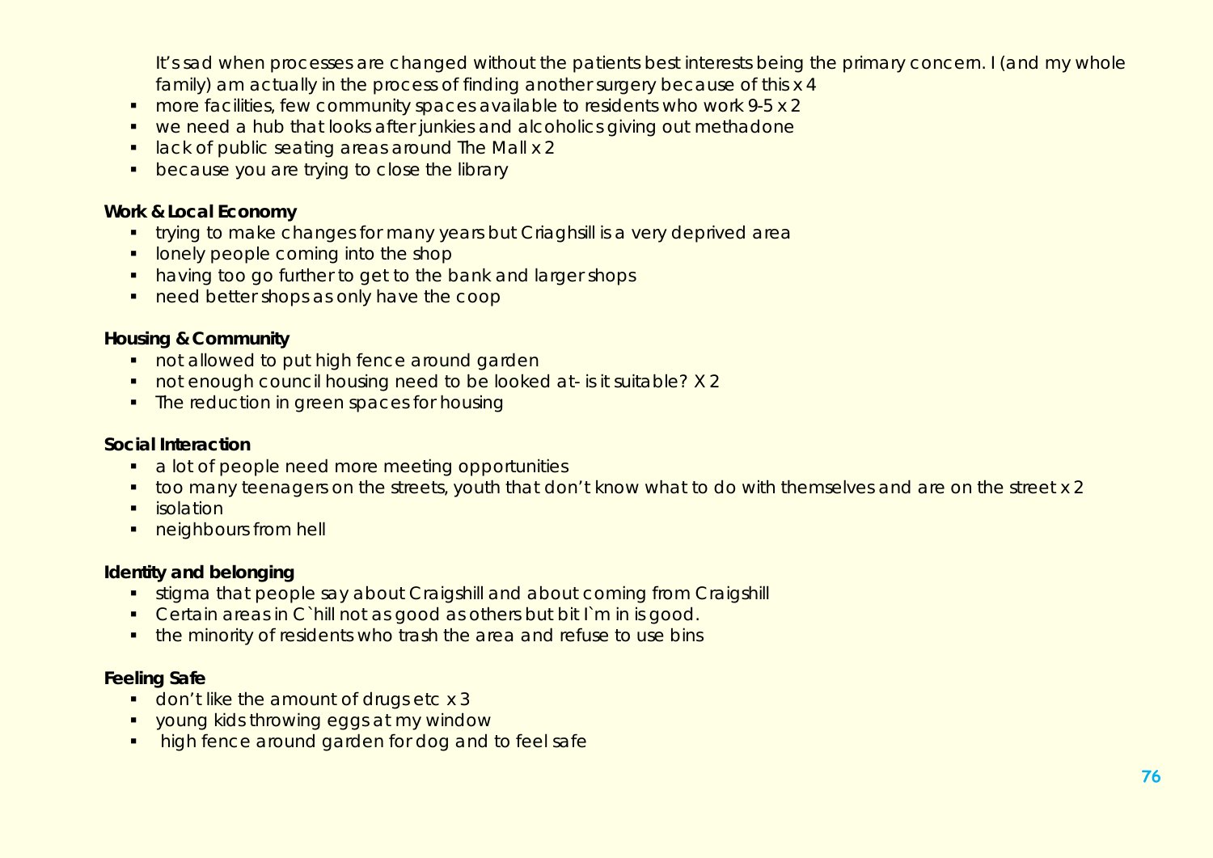It's sad when processes are changed without the patients best interests being the primary concern. I (and my whole family) am actually in the process of finding another surgery because of this x 4

- more facilities, few community spaces available to residents who work 9-5 x 2
- we need a hub that looks after junkies and alcoholics giving out methadone
- lack of public seating areas around The Mall x 2
- because you are trying to close the library

**Work & Local Economy**

- trying to make changes for many years but Criaghsill is a very deprived area
- lonely people coming into the shop
- having too go further to get to the bank and larger shops
- need better shops as only have the coop

**Housing & Community**

- not allowed to put high fence around garden
- not enough council housing need to be looked at- is it suitable? X 2
- The reduction in green spaces for housing

**Social Interaction**

- a lot of people need more meeting opportunities
- too many teenagers on the streets, youth that don't know what to do with themselves and are on the street x 2
- isolation
- neighbours from hell

**Identity and belonging**

- stigma that people say about Craigshill and about coming from Craigshill
- Certain areas in C`hill not as good as others but bit I`m in is good.
- the minority of residents who trash the area and refuse to use bins

**Feeling Safe**

- don't like the amount of drugs etc x 3
- young kids throwing eggs at my window
- high fence around garden for dog and to feel safe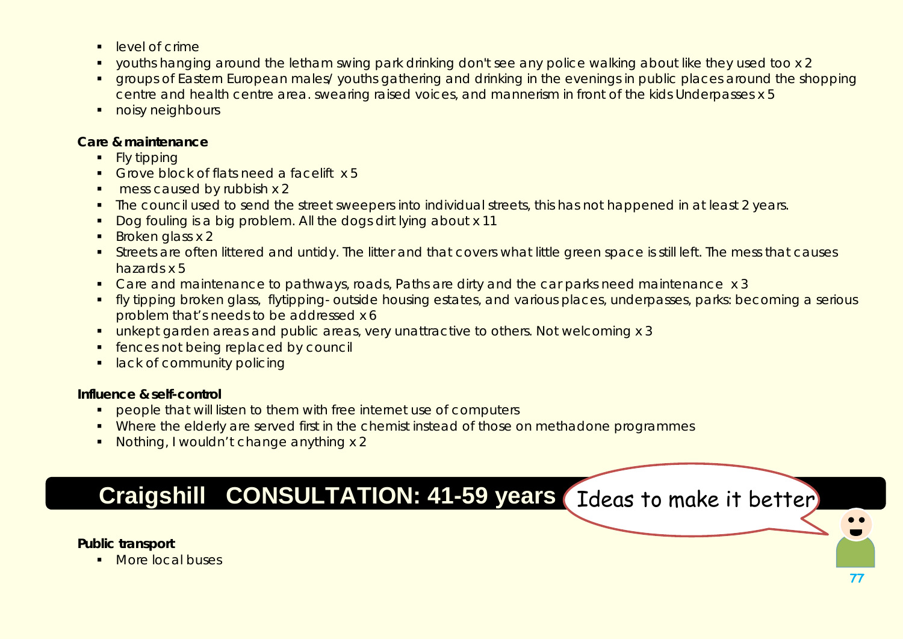- level of crime
- youths hanging around the letham swing park drinking don't see any police walking about like they used too x 2
- groups of Eastern European males/ youths gathering and drinking in the evenings in public places around the shopping centre and health centre area. swearing raised voices, and mannerism in front of the kids Underpasses x 5
- noisy neighbours

**Care & maintenance**

- Fly tipping
- Grove block of flats need a facelift x 5
- mess caused by rubbish x 2
- The council used to send the street sweepers into individual streets, this has not happened in at least 2 years.
- Dog fouling is a big problem. All the dogs dirt lying about x 11
- Broken glass x 2
- Streets are often littered and untidy. The litter and that covers what little green space is still left. The mess that causes hazards x 5
- Care and maintenance to pathways, roads, Paths are dirty and the car parks need maintenance x 3
- fly tipping broken glass, flytipping- outside housing estates, and various places, underpasses, parks: becoming a serious problem that's needs to be addressed x 6
- unkept garden areas and public areas, very unattractive to others. Not welcoming x 3
- fences not being replaced by council
- lack of community policing

**Influence & self-control**

- people that will listen to them with free internet use of computers
- Where the elderly are served first in the chemist instead of those on methadone programmes
- Nothing, I wouldn't change anything x 2

## Craigshill CONSULTATION: 41-59 years

Ideas to make it better

**Public transport**

- More local buses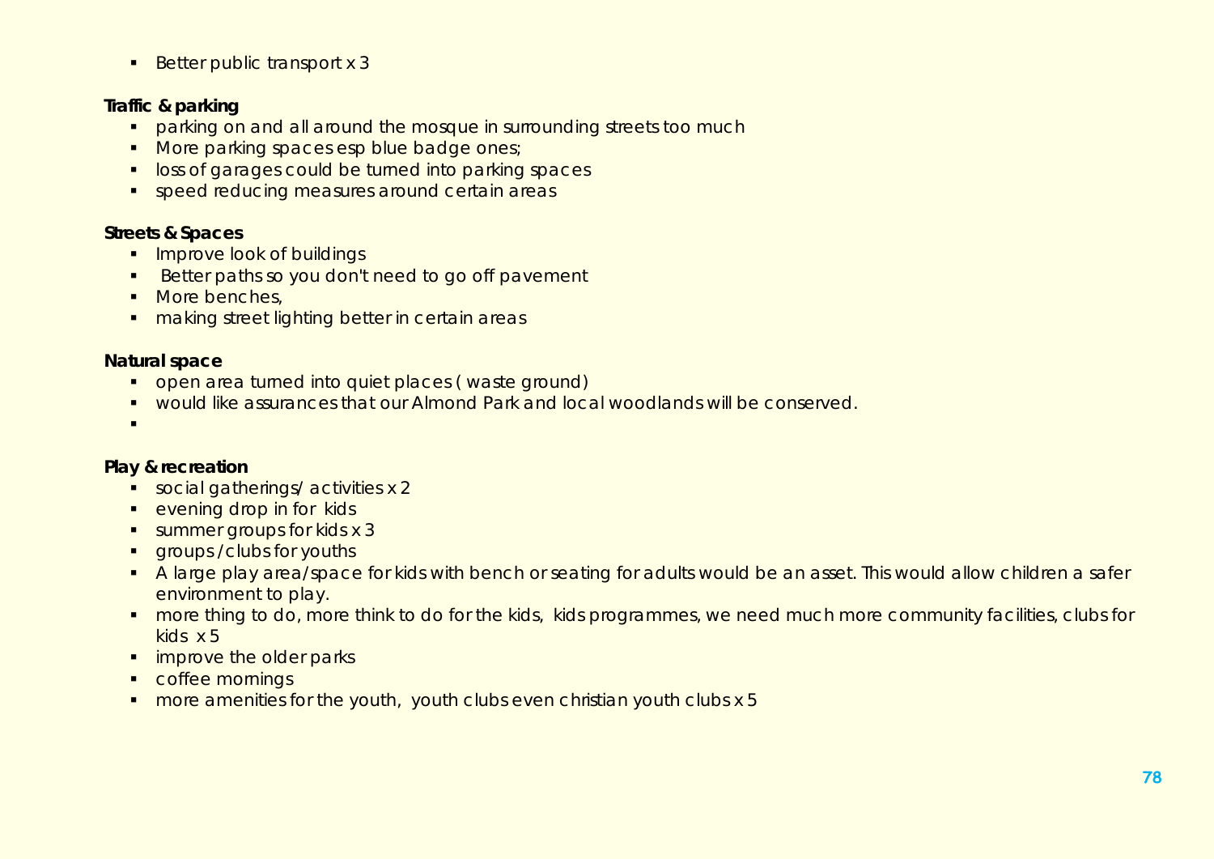- Better public transport x 3

**Traffic & parking**

- parking on and all around the mosque in surrounding streets too much
- More parking spaces esp blue badge ones;
- loss of garages could be turned into parking spaces
- speed reducing measures around certain areas

**Streets & Spaces**

- Improve look of buildings
- Better paths so you don't need to go off pavement
- More benches,
- making street lighting better in certain areas

**Natural space**

- open area turned into quiet places ( waste ground)
- would like assurances that our Almond Park and local woodlands will be conserved.

**Play & recreation**

- social gatherings/ activities x 2
- evening drop in for kids
- summer groups for kids x 3
- groups /clubs for youths
- A large play area/space for kids with bench or seating for adults would be an asset. This would allow children a safer environment to play.
- more thing to do, more think to do for the kids, kids programmes, we need much more community facilities, clubs for kids x 5
- improve the older parks
- coffee mornings
- more amenities for the youth, youth clubs even christian youth clubs x 5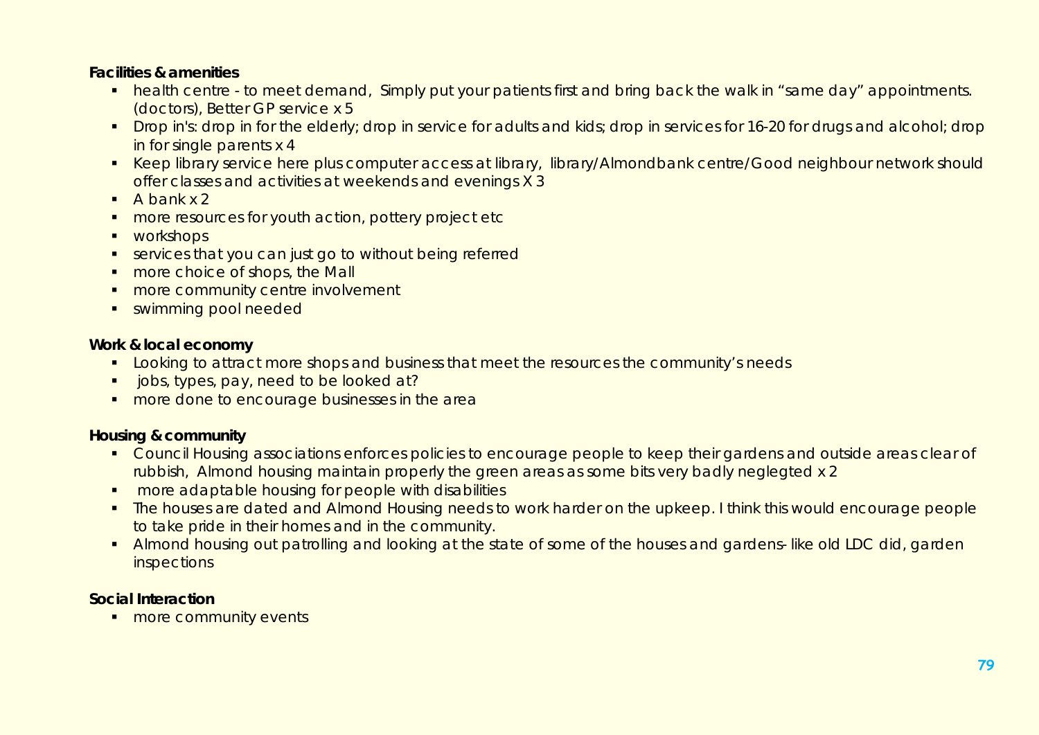**Facilities & amenities**

- health centre - to meet demand, Simply put your patients first and bring back the walk in "same day" appointments. (doctors), Better GP service x 5
- Drop in's: drop in for the elderly; drop in service for adults and kids; drop in services for 16-20 for drugs and alcohol; drop in for single parents x 4
- Keep library service here plus computer access at library, library/Almondbank centre/Good neighbour network should offer classes and activities at weekends and evenings X 3
- A bank x 2
- more resources for youth action, pottery project etc
- workshops
- services that you can just go to without being referred
- more choice of shops, the Mall
- more community centre involvement
- swimming pool needed

**Work & local economy**

- Looking to attract more shops and business that meet the resources the community's needs
- jobs, types, pay, need to be looked at?
- more done to encourage businesses in the area

**Housing & community**

- Council Housing associations enforces policies to encourage people to keep their gardens and outside areas clear of rubbish, Almond housing maintain properly the green areas as some bits very badly neglegted x 2
- more adaptable housing for people with disabilities
- The houses are dated and Almond Housing needs to work harder on the upkeep. I think this would encourage people to take pride in their homes and in the community.
- Almond housing out patrolling and looking at the state of some of the houses and gardens- like old LDC did, garden inspections

**Social Interaction**

- more community events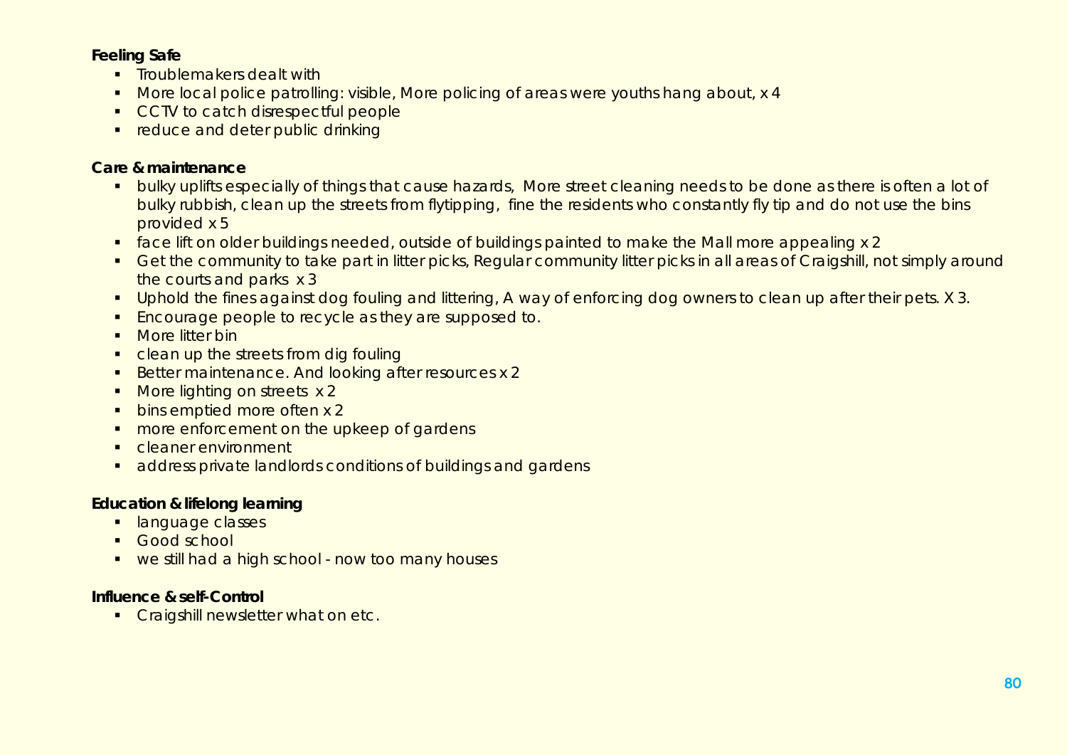**Feeling Safe**

- Troublemakers dealt with
- More local police patrolling: visible, More policing of areas were youths hang about, x 4
- CCTV to catch disrespectful people
- reduce and deter public drinking

**Care & maintenance**

- bulky uplifts especially of things that cause hazards, More street cleaning needs to be done as there is often a lot of bulky rubbish, clean up the streets from flytipping, fine the residents who constantly fly tip and do not use the bins provided x 5
- face lift on older buildings needed, outside of buildings painted to make the Mall more appealing x 2
- Get the community to take part in litter picks, Regular community litter picks in all areas of Craigshill, not simply around the courts and parks x 3
- Uphold the fines against dog fouling and littering, A way of enforcing dog owners to clean up after their pets. X 3.
- Encourage people to recycle as they are supposed to.
- More litter bin
- clean up the streets from dig fouling
- Better maintenance. And looking after resources x 2
- More lighting on streets x 2
- bins emptied more often x 2
- more enforcement on the upkeep of gardens
- cleaner environment
- address private landlords conditions of buildings and gardens

**Education & lifelong learning**

- language classes
- Good school
- we still had a high school - now too many houses

**Influence & self-Control**

- Craigshill newsletter what on etc.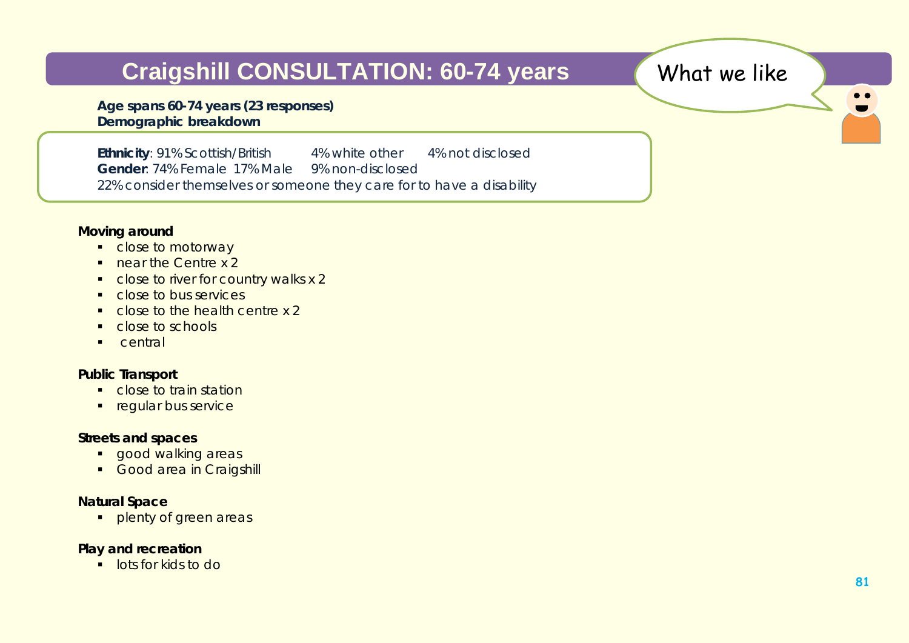# Craigshill CONSULTATION: 60-74 years

What we like

**Age spans 60-74 years (23 responses)**
**Demographic breakdown**

**Ethnicity**: 91% Scottish/British 4% white other 4% not disclosed
**Gender**: 74% Female 17% Male 9% non-disclosed
22% consider themselves or someone they care for to have a disability

**Moving around**

- close to motorway
- near the Centre x 2
- close to river for country walks x 2
- close to bus services
- close to the health centre x 2
- close to schools
- central

**Public Transport**

- close to train station
- regular bus service

**Streets and spaces**

- good walking areas
- Good area in Craigshill

**Natural Space**

- plenty of green areas

**Play and recreation**

- lots for kids to do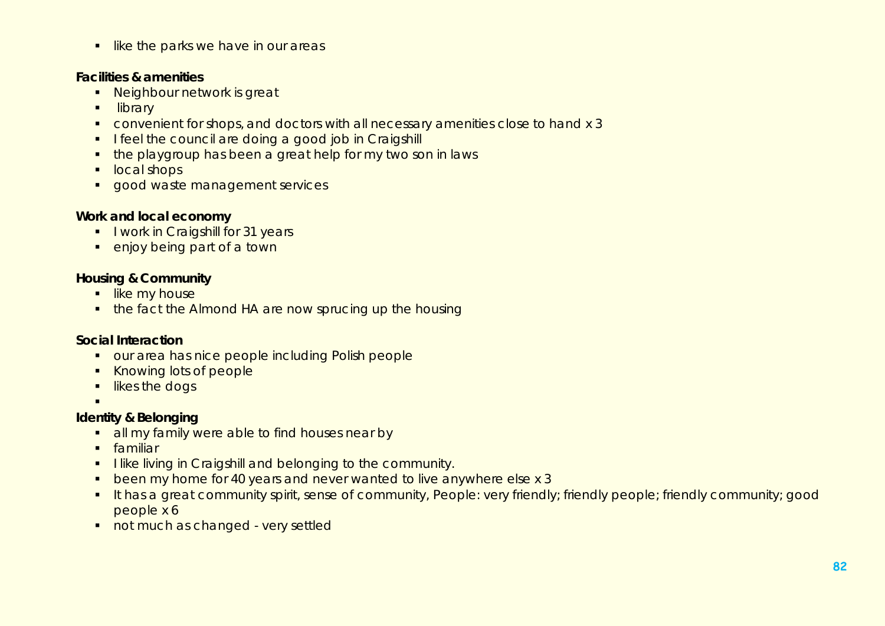- like the parks we have in our areas

**Facilities & amenities**

- Neighbour network is great
- library
- convenient for shops, and doctors with all necessary amenities close to hand x 3
- I feel the council are doing a good job in Craigshill
- the playgroup has been a great help for my two son in laws
- local shops
- good waste management services

**Work and local economy**

- I work in Craigshill for 31 years
- enjoy being part of a town

**Housing & Community**

- like my house
- the fact the Almond HA are now sprucing up the housing

**Social Interaction**

- our area has nice people including Polish people
- Knowing lots of people
- likes the dogs

**Identity & Belonging**

- all my family were able to find houses near by
- familiar
- I like living in Craigshill and belonging to the community.
- been my home for 40 years and never wanted to live anywhere else x 3
- It has a great community spirit, sense of community, People: very friendly; friendly people; friendly community; good people x 6
- not much as changed - very settled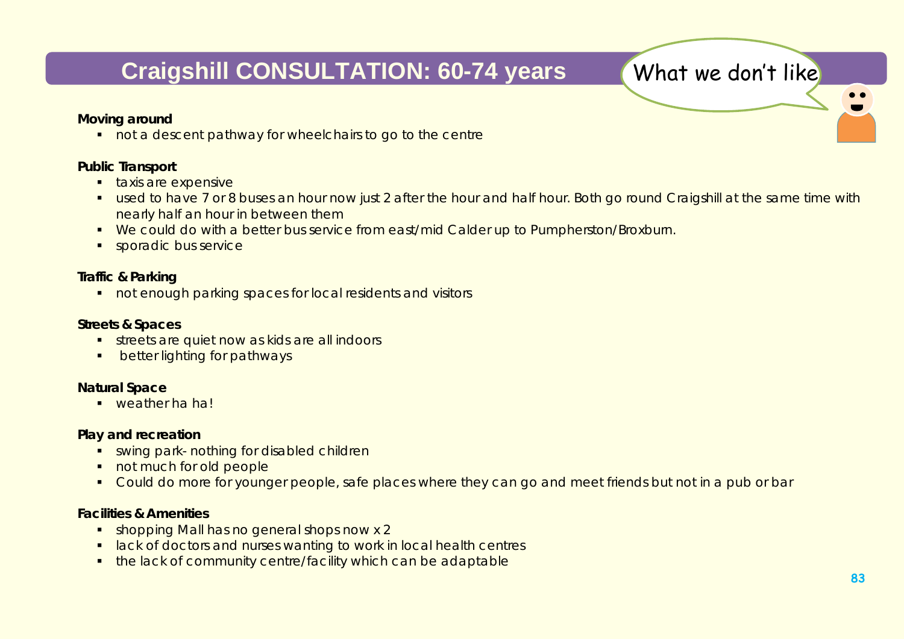# Craigshill CONSULTATION: 60-74 years

What we don't like

**Moving around**

- not a descent pathway for wheelchairs to go to the centre

**Public Transport**

- taxis are expensive
- used to have 7 or 8 buses an hour now just 2 after the hour and half hour. Both go round Craigshill at the same time with nearly half an hour in between them
- We could do with a better bus service from east/mid Calder up to Pumpherston/Broxburn.
- sporadic bus service

**Traffic & Parking**

- not enough parking spaces for local residents and visitors

**Streets & Spaces**

- streets are quiet now as kids are all indoors
- better lighting for pathways

**Natural Space**

- weather ha ha!

**Play and recreation**

- swing park- nothing for disabled children
- not much for old people
- Could do more for younger people, safe places where they can go and meet friends but not in a pub or bar

**Facilities & Amenities**

- shopping Mall has no general shops now x 2
- lack of doctors and nurses wanting to work in local health centres
- the lack of community centre/facility which can be adaptable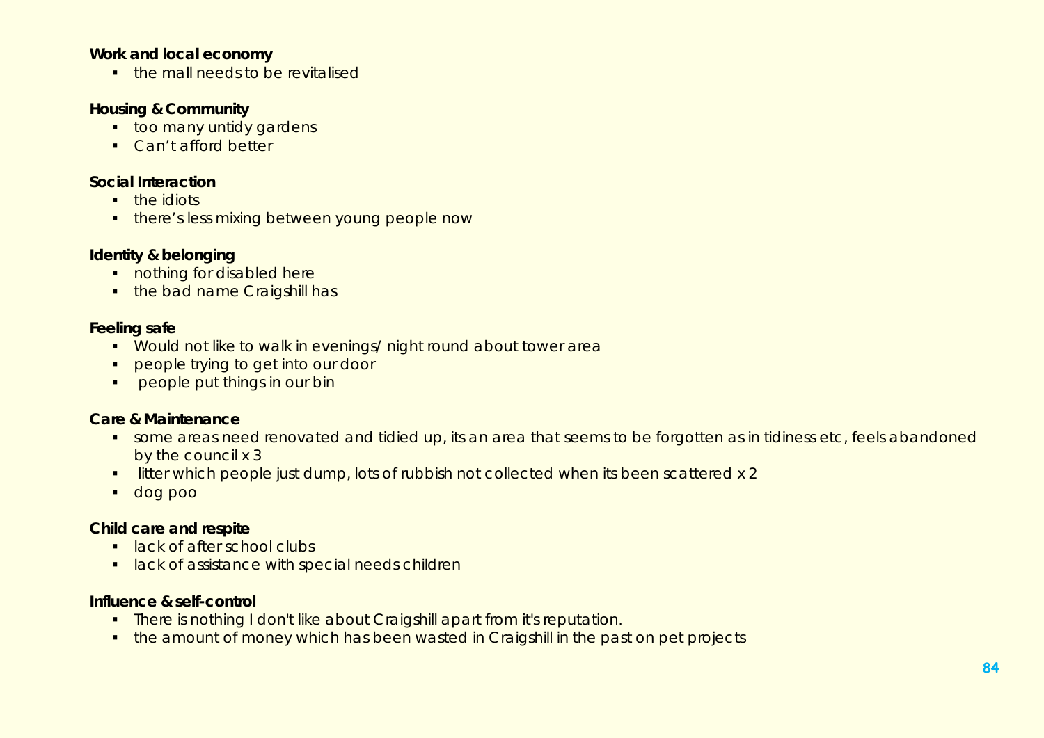**Work and local economy**

- the mall needs to be revitalised

**Housing & Community**

- too many untidy gardens
- Can't afford better

**Social Interaction**

- the idiots
- there's less mixing between young people now

**Identity & belonging**

- nothing for disabled here
- the bad name Craigshill has

**Feeling safe**

- Would not like to walk in evenings/ night round about tower area
- people trying to get into our door
- people put things in our bin

**Care & Maintenance**

- some areas need renovated and tidied up, its an area that seems to be forgotten as in tidiness etc, feels abandoned by the council x 3
- litter which people just dump, lots of rubbish not collected when its been scattered x 2
- dog poo

**Child care and respite**

- lack of after school clubs
- lack of assistance with special needs children

**Influence & self-control**

- There is nothing I don't like about Craigshill apart from it's reputation.
- the amount of money which has been wasted in Craigshill in the past on pet projects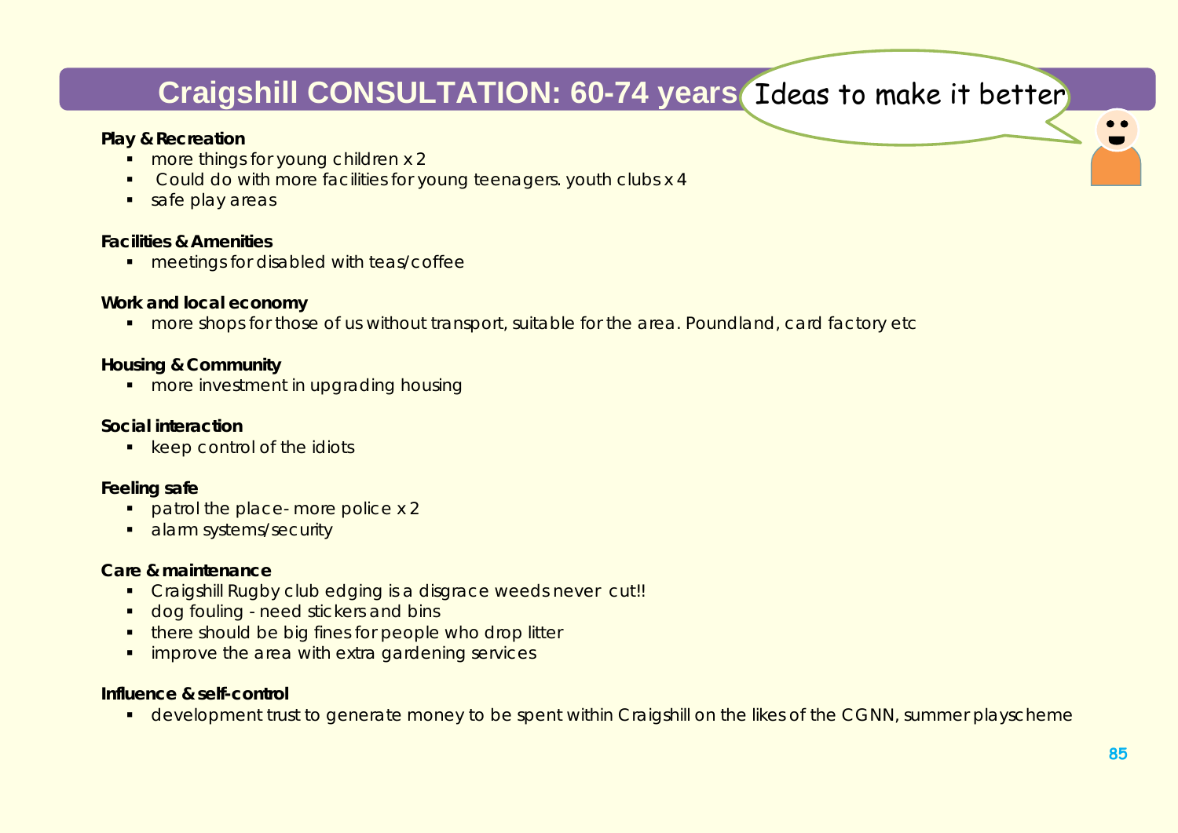# Craigshill CONSULTATION: 60-74 years

Ideas to make it better

**Play & Recreation**

- more things for young children x 2
- Could do with more facilities for young teenagers. youth clubs x 4
- safe play areas

**Facilities & Amenities**

- meetings for disabled with teas/coffee

**Work and local economy**

- more shops for those of us without transport, suitable for the area. Poundland, card factory etc

**Housing & Community**

- more investment in upgrading housing

**Social interaction**

- keep control of the idiots

**Feeling safe**

- patrol the place- more police x 2
- alarm systems/security

**Care & maintenance**

- Craigshill Rugby club edging is a disgrace weeds never cut!!
- dog fouling - need stickers and bins
- there should be big fines for people who drop litter
- improve the area with extra gardening services

**Influence & self-control**

- development trust to generate money to be spent within Craigshill on the likes of the CGNN, summer playscheme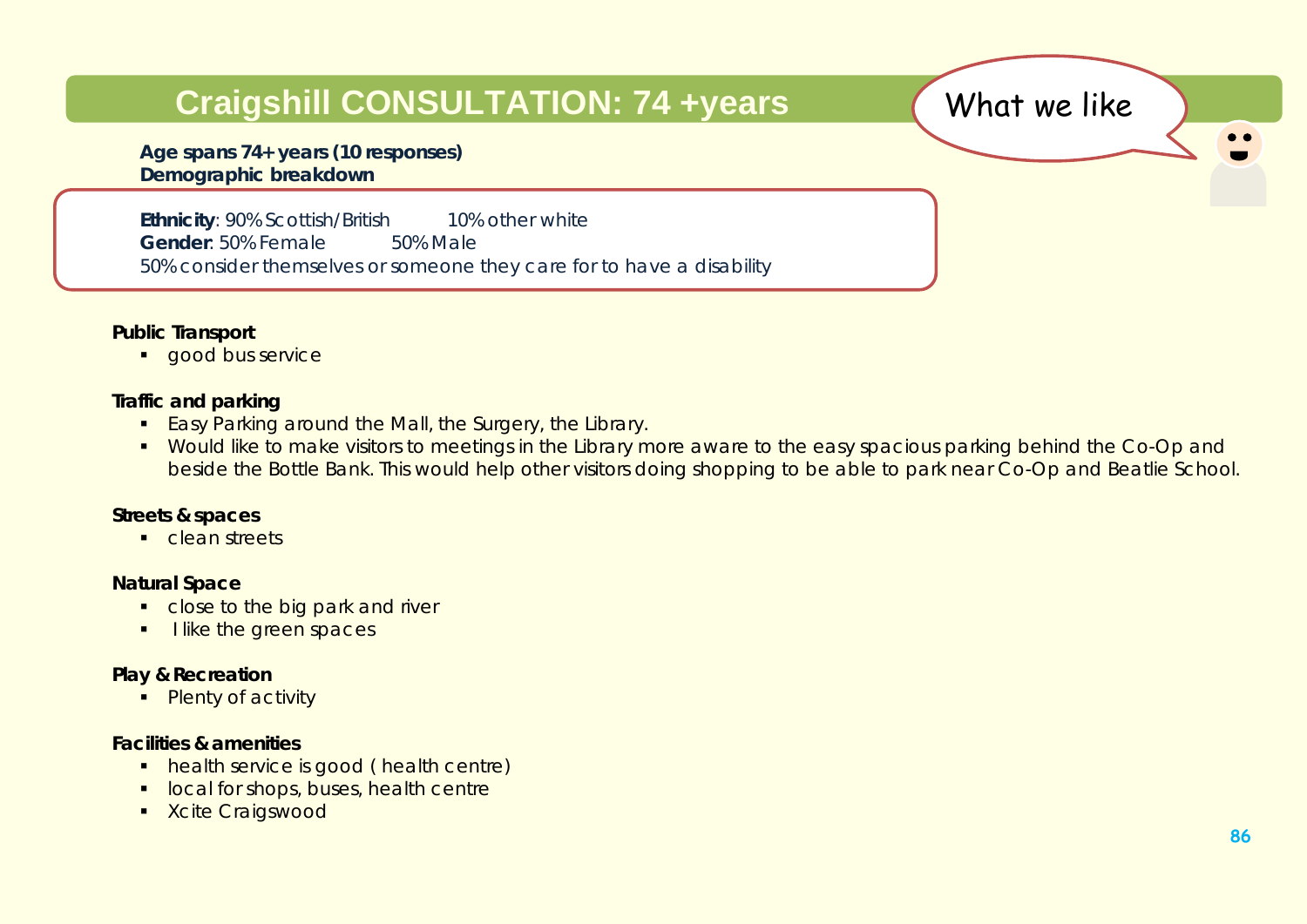# Craigshill CONSULTATION: 74 +years

What we like

**Age spans 74+ years (10 responses)**
**Demographic breakdown**

**Ethnicity**: 90% Scottish/British 10% other white
**Gender**: 50% Female 50% Male
50% consider themselves or someone they care for to have a disability

**Public Transport**

- good bus service

**Traffic and parking**

- Easy Parking around the Mall, the Surgery, the Library.
- Would like to make visitors to meetings in the Library more aware to the easy spacious parking behind the Co-Op and beside the Bottle Bank. This would help other visitors doing shopping to be able to park near Co-Op and Beatlie School.

**Streets & spaces**

- clean streets

**Natural Space**

- close to the big park and river
- I like the green spaces

**Play & Recreation**

- Plenty of activity

**Facilities & amenities**

- health service is good ( health centre)
- local for shops, buses, health centre
- Xcite Craigswood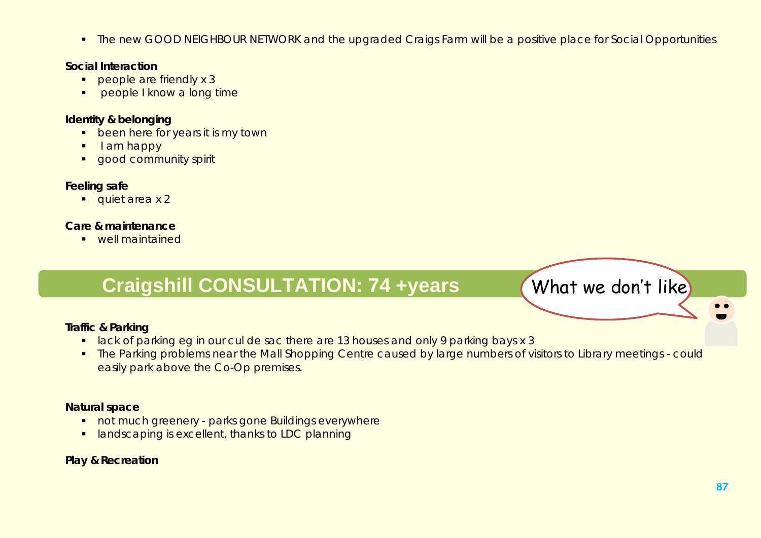- The new GOOD NEIGHBOUR NETWORK and the upgraded Craigs Farm will be a positive place for Social Opportunities

**Social Interaction**
- people are friendly x 3
- people I know a long time

**Identity & belonging**
- been here for years it is my town
- I am happy
- good community spirit

**Feeling safe**
- quiet area x 2

**Care & maintenance**
- well maintained

## Craigshill CONSULTATION: 74 +years

What we don't like

**Traffic & Parking**
- lack of parking eg in our cul de sac there are 13 houses and only 9 parking bays x 3
- The Parking problems near the Mall Shopping Centre caused by large numbers of visitors to Library meetings - could easily park above the Co-Op premises.

**Natural space**
- not much greenery - parks gone Buildings everywhere
- landscaping is excellent, thanks to LDC planning

**Play & Recreation**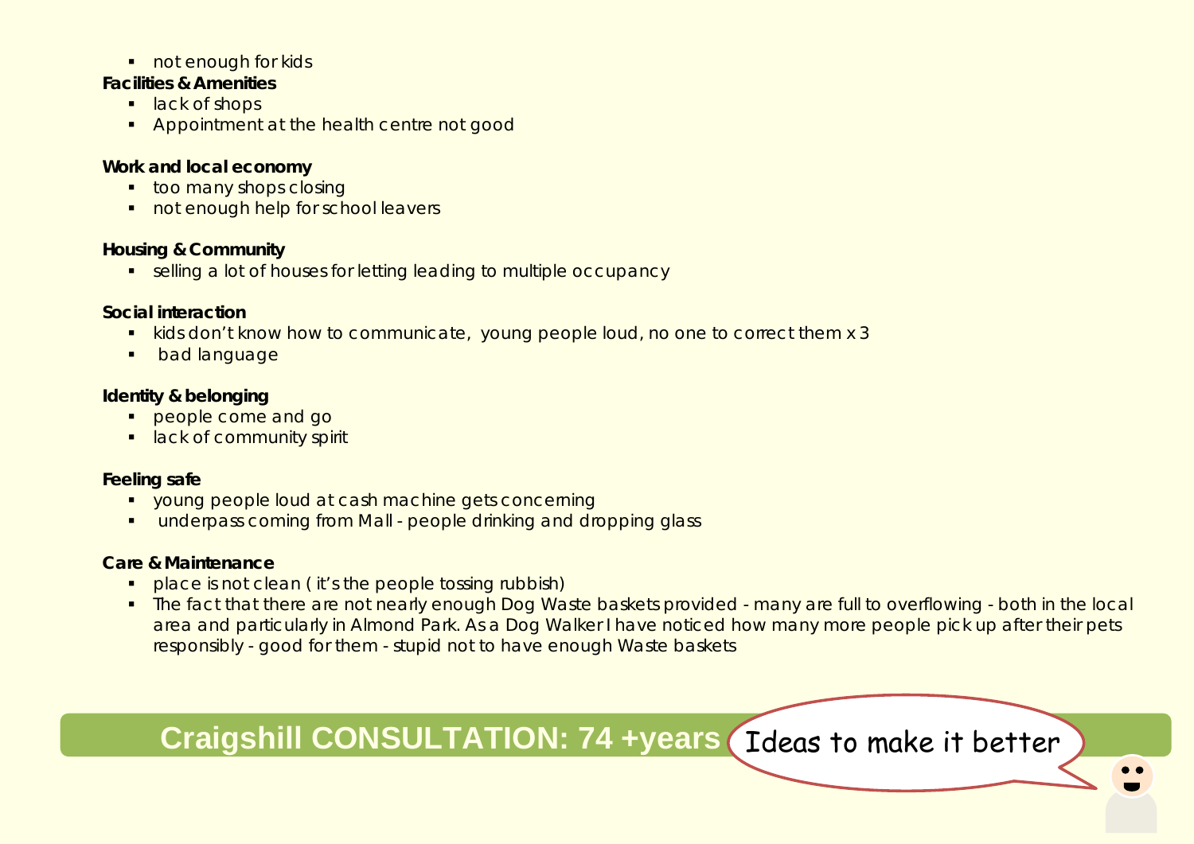- not enough for kids

**Facilities & Amenities**

- lack of shops
- Appointment at the health centre not good

**Work and local economy**

- too many shops closing
- not enough help for school leavers

**Housing & Community**

- selling a lot of houses for letting leading to multiple occupancy

**Social interaction**

- kids don't know how to communicate, young people loud, no one to correct them x 3
- bad language

**Identity & belonging**

- people come and go
- lack of community spirit

**Feeling safe**

- young people loud at cash machine gets concerning
- underpass coming from Mall - people drinking and dropping glass

**Care & Maintenance**

- place is not clean ( it's the people tossing rubbish)
- The fact that there are not nearly enough Dog Waste baskets provided - many are full to overflowing - both in the local area and particularly in Almond Park. As a Dog Walker I have noticed how many more people pick up after their pets responsibly - good for them - stupid not to have enough Waste baskets

**Craigshill CONSULTATION: 74 +years** Ideas to make it better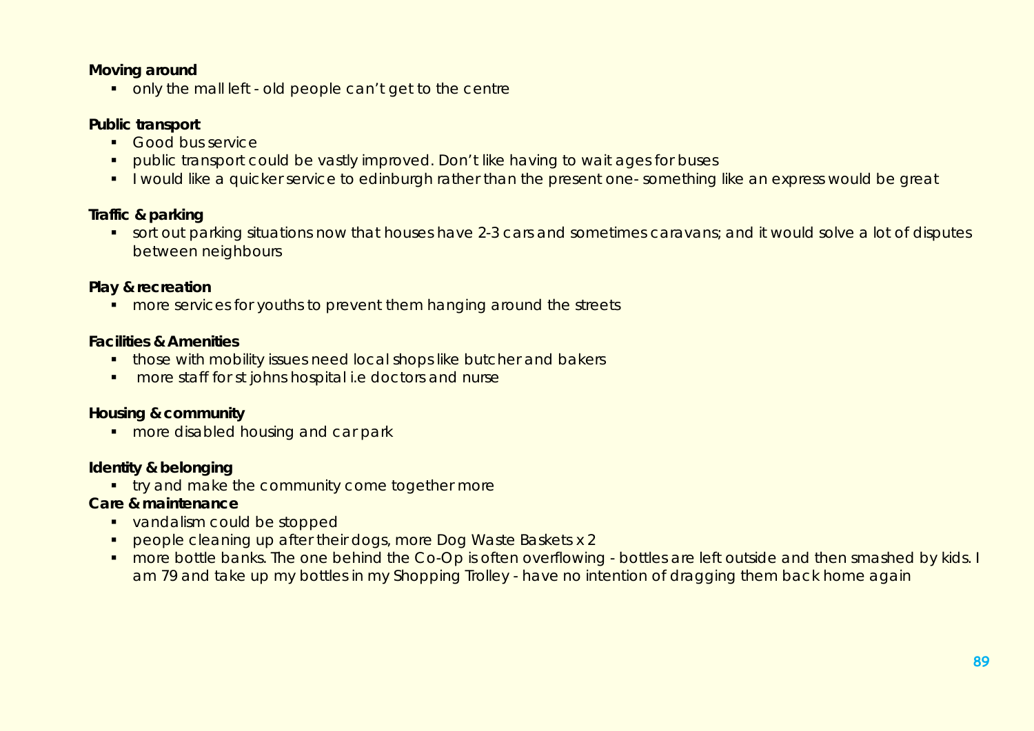**Moving around**

- only the mall left - old people can't get to the centre

**Public transport**

- Good bus service
- public transport could be vastly improved. Don't like having to wait ages for buses
- I would like a quicker service to edinburgh rather than the present one- something like an express would be great

**Traffic & parking**

- sort out parking situations now that houses have 2-3 cars and sometimes caravans; and it would solve a lot of disputes between neighbours

**Play & recreation**

- more services for youths to prevent them hanging around the streets

**Facilities & Amenities**

- those with mobility issues need local shops like butcher and bakers
- more staff for st johns hospital i.e doctors and nurse

**Housing & community**

- more disabled housing and car park

**Identity & belonging**

- try and make the community come together more

**Care & maintenance**

- vandalism could be stopped
- people cleaning up after their dogs, more Dog Waste Baskets x 2
- more bottle banks. The one behind the Co-Op is often overflowing - bottles are left outside and then smashed by kids. I am 79 and take up my bottles in my Shopping Trolley - have no intention of dragging them back home again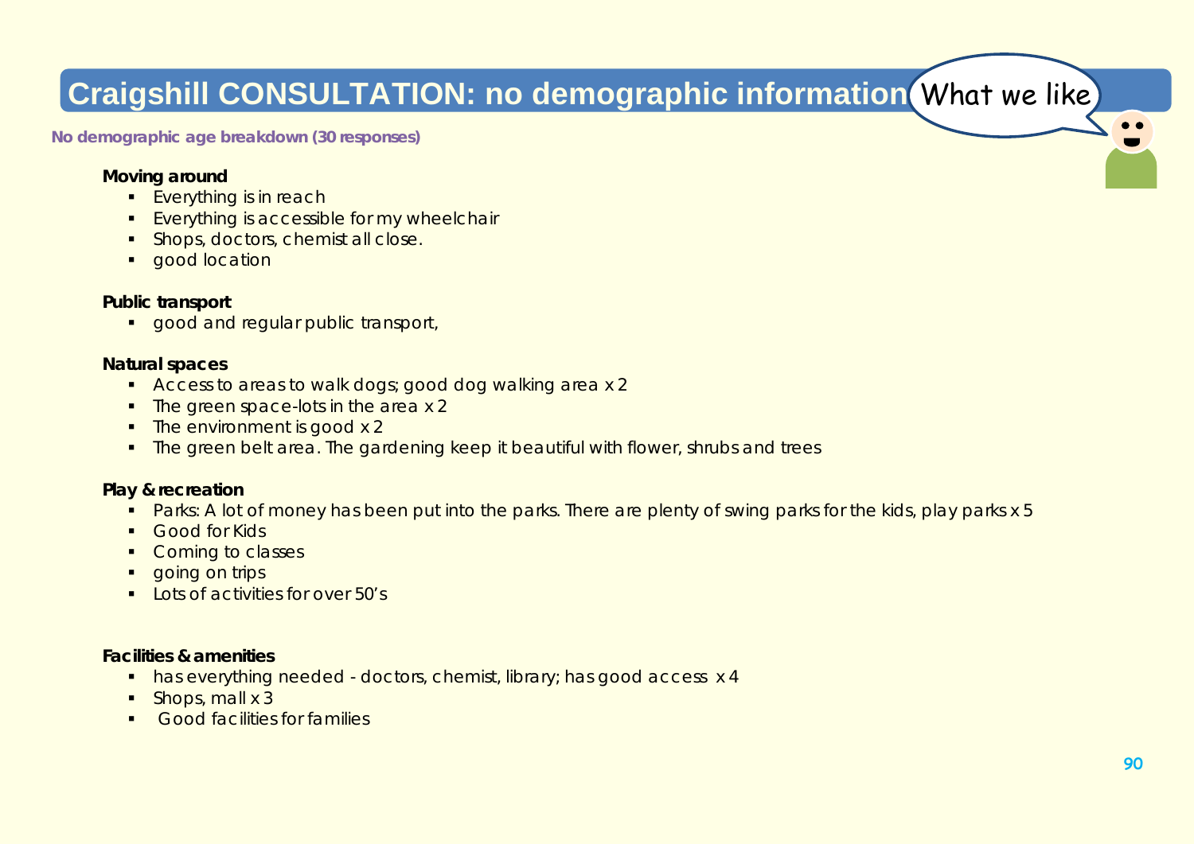# Craigshill CONSULTATION: no demographic information

What we like

**No demographic age breakdown (30 responses)**

**Moving around**

- Everything is in reach
- Everything is accessible for my wheelchair
- Shops, doctors, chemist all close.
- good location

**Public transport**

- good and regular public transport,

**Natural spaces**

- Access to areas to walk dogs; good dog walking area x 2
- The green space-lots in the area x 2
- The environment is good x 2
- The green belt area. The gardening keep it beautiful with flower, shrubs and trees

**Play & recreation**

- Parks: A lot of money has been put into the parks. There are plenty of swing parks for the kids, play parks x 5
- Good for Kids
- Coming to classes
- going on trips
- Lots of activities for over 50's

**Facilities & amenities**

- has everything needed - doctors, chemist, library; has good access x 4
- Shops, mall x 3
- Good facilities for families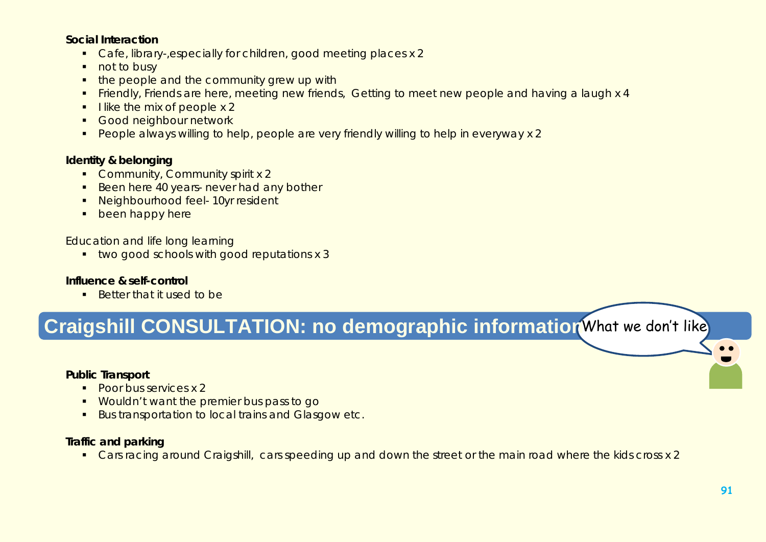**Social Interaction**

- Cafe, library-,especially for children, good meeting places x 2
- not to busy
- the people and the community grew up with
- Friendly, Friends are here, meeting new friends, Getting to meet new people and having a laugh x 4
- I like the mix of people x 2
- Good neighbour network
- People always willing to help, people are very friendly willing to help in everyway x 2

**Identity & belonging**

- Community, Community spirit x 2
- Been here 40 years- never had any bother
- Neighbourhood feel- 10yr resident
- been happy here

Education and life long learning

- two good schools with good reputations x 3

**Influence & self-control**

- Better that it used to be

## Craigshill CONSULTATION: no demographic information

What we don't like

**Public Transport**

- Poor bus services x 2
- Wouldn't want the premier bus pass to go
- Bus transportation to local trains and Glasgow etc.

**Traffic and parking**

- Cars racing around Craigshill, cars speeding up and down the street or the main road where the kids cross x 2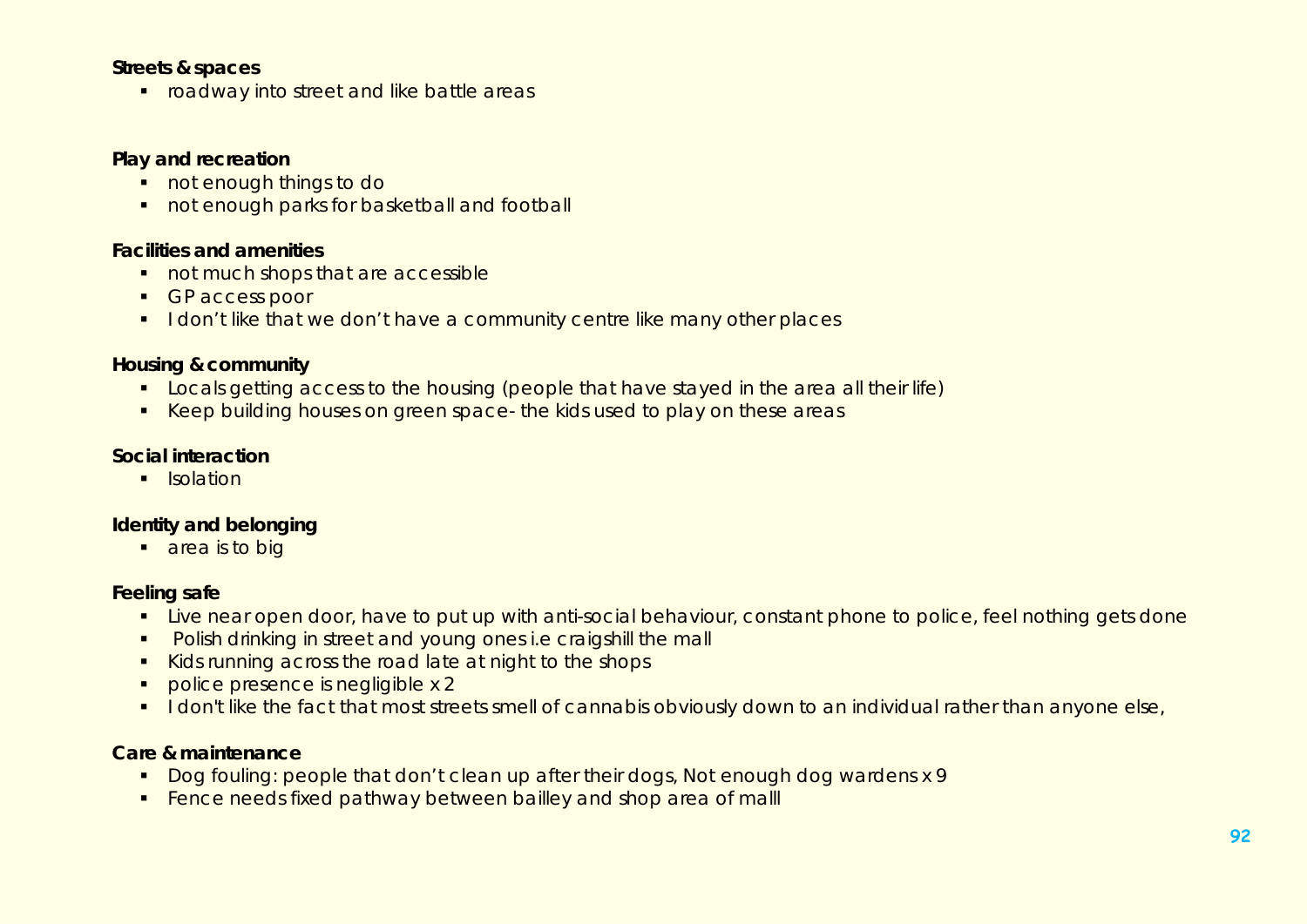**Streets & spaces**

- roadway into street and like battle areas

**Play and recreation**

- not enough things to do
- not enough parks for basketball and football

**Facilities and amenities**

- not much shops that are accessible
- GP access poor
- I don't like that we don't have a community centre like many other places

**Housing & community**

- Locals getting access to the housing (people that have stayed in the area all their life)
- Keep building houses on green space- the kids used to play on these areas

**Social interaction**

- Isolation

**Identity and belonging**

- area is to big

**Feeling safe**

- Live near open door, have to put up with anti-social behaviour, constant phone to police, feel nothing gets done
- Polish drinking in street and young ones i.e craigshill the mall
- Kids running across the road late at night to the shops
- police presence is negligible x 2
- I don't like the fact that most streets smell of cannabis obviously down to an individual rather than anyone else,

**Care & maintenance**

- Dog fouling: people that don't clean up after their dogs, Not enough dog wardens x 9
- Fence needs fixed pathway between bailley and shop area of malll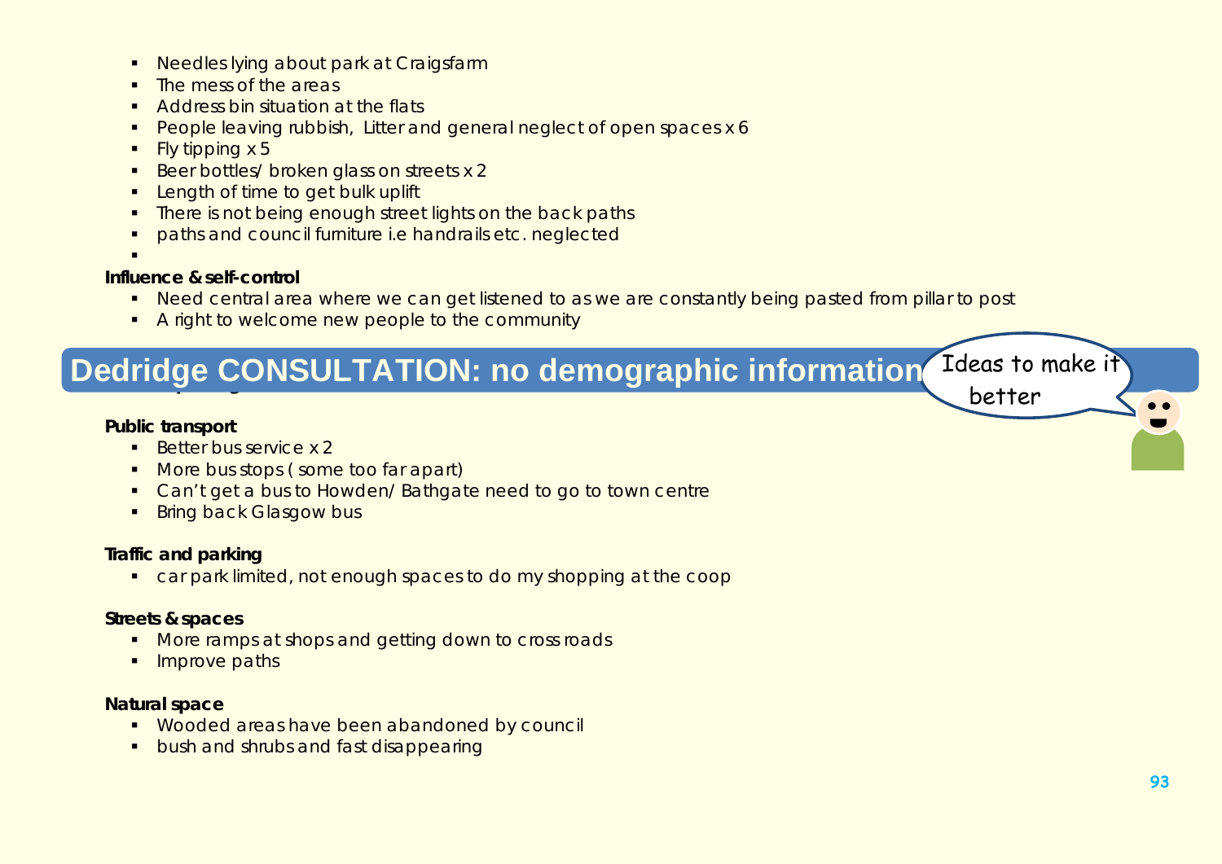- Needles lying about park at Craigsfarm
- The mess of the areas
- Address bin situation at the flats
- People leaving rubbish, Litter and general neglect of open spaces x 6
- Fly tipping x 5
- Beer bottles/ broken glass on streets x 2
- Length of time to get bulk uplift
- There is not being enough street lights on the back paths
- paths and council furniture i.e handrails etc. neglected

**Influence & self-control**

- Need central area where we can get listened to as we are constantly being pasted from pillar to post
- A right to welcome new people to the community

## Dedridge CONSULTATION: no demographic information

Ideas to make it better

**Public transport**

- Better bus service x 2
- More bus stops ( some too far apart)
- Can't get a bus to Howden/ Bathgate need to go to town centre
- Bring back Glasgow bus

**Traffic and parking**

- car park limited, not enough spaces to do my shopping at the coop

**Streets & spaces**

- More ramps at shops and getting down to cross roads
- Improve paths

**Natural space**

- Wooded areas have been abandoned by council
- bush and shrubs and fast disappearing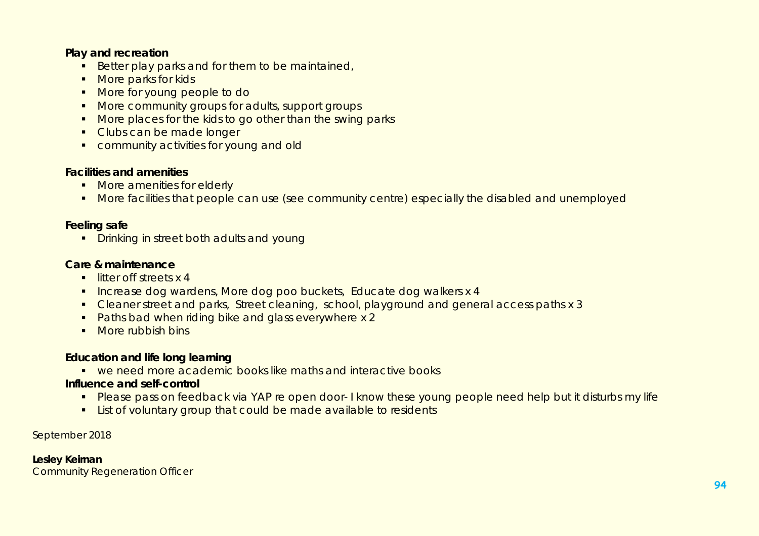**Play and recreation**

- Better play parks and for them to be maintained,
- More parks for kids
- More for young people to do
- More community groups for adults, support groups
- More places for the kids to go other than the swing parks
- Clubs can be made longer
- community activities for young and old

**Facilities and amenities**

- More amenities for elderly
- More facilities that people can use (see community centre) especially the disabled and unemployed

**Feeling safe**

- Drinking in street both adults and young

**Care & maintenance**

- litter off streets x 4
- Increase dog wardens, More dog poo buckets, Educate dog walkers x 4
- Cleaner street and parks, Street cleaning, school, playground and general access paths x 3
- Paths bad when riding bike and glass everywhere x 2
- More rubbish bins

**Education and life long learning**

- we need more academic books like maths and interactive books

**Influence and self-control**

- Please pass on feedback via YAP re open door- I know these young people need help but it disturbs my life
- List of voluntary group that could be made available to residents

September 2018

**Lesley Keirnan**
Community Regeneration Officer